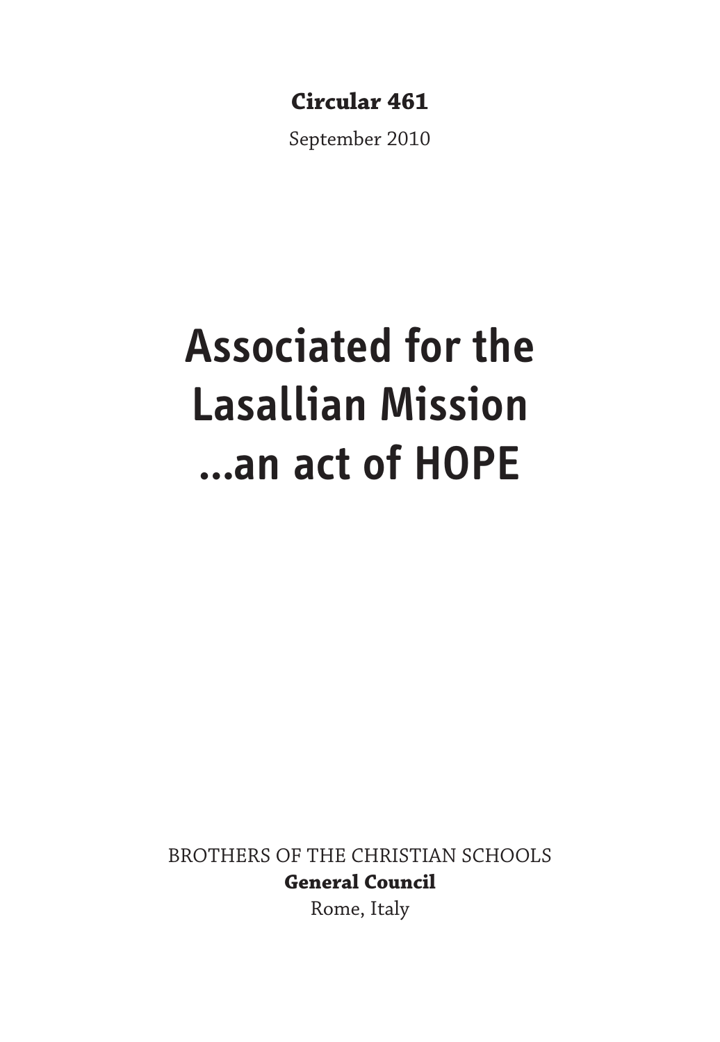**Circular 461**

September 2010

# Associated for the Lasallian Mission ...an act of HOPE

BROTHERS OF THE CHRISTIAN SCHOOLS

**General Council**

Rome, Italy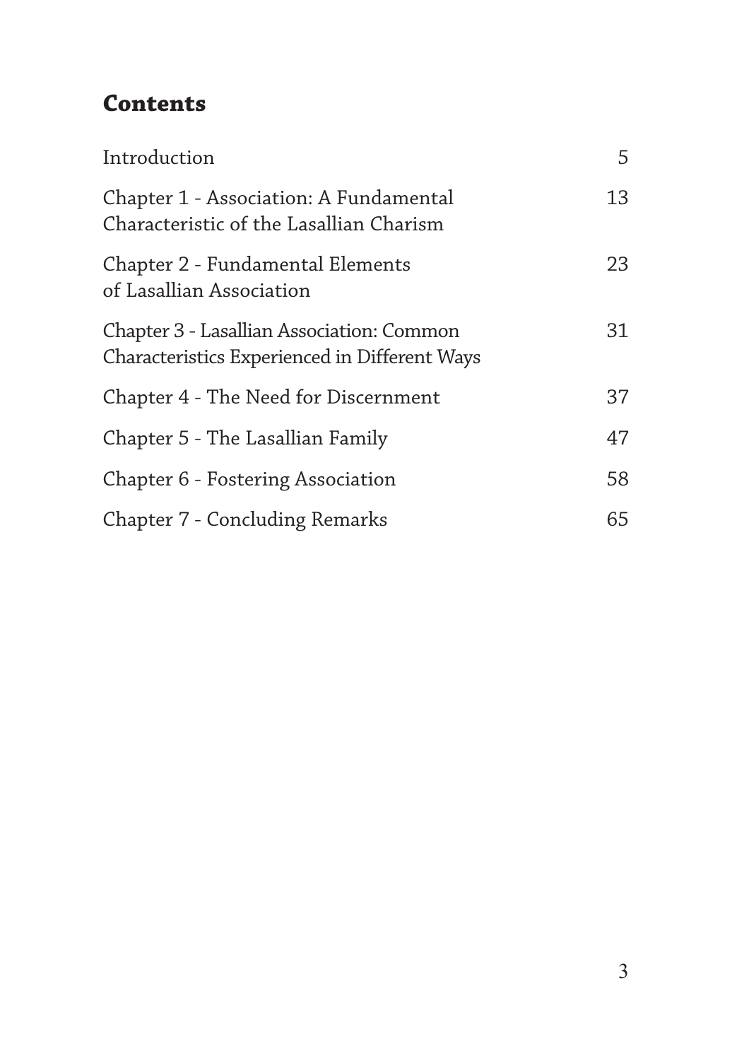## Contents

| | |
|---|---|
| Introduction | 5 |
| Chapter 1 - Association: A Fundamental Characteristic of the Lasallian Charism | 13 |
| Chapter 2 - Fundamental Elements of Lasallian Association | 23 |
| Chapter 3 - Lasallian Association: Common Characteristics Experienced in Different Ways | 31 |
| Chapter 4 - The Need for Discernment | 37 |
| Chapter 5 - The Lasallian Family | 47 |
| Chapter 6 - Fostering Association | 58 |
| Chapter 7 - Concluding Remarks | 65 |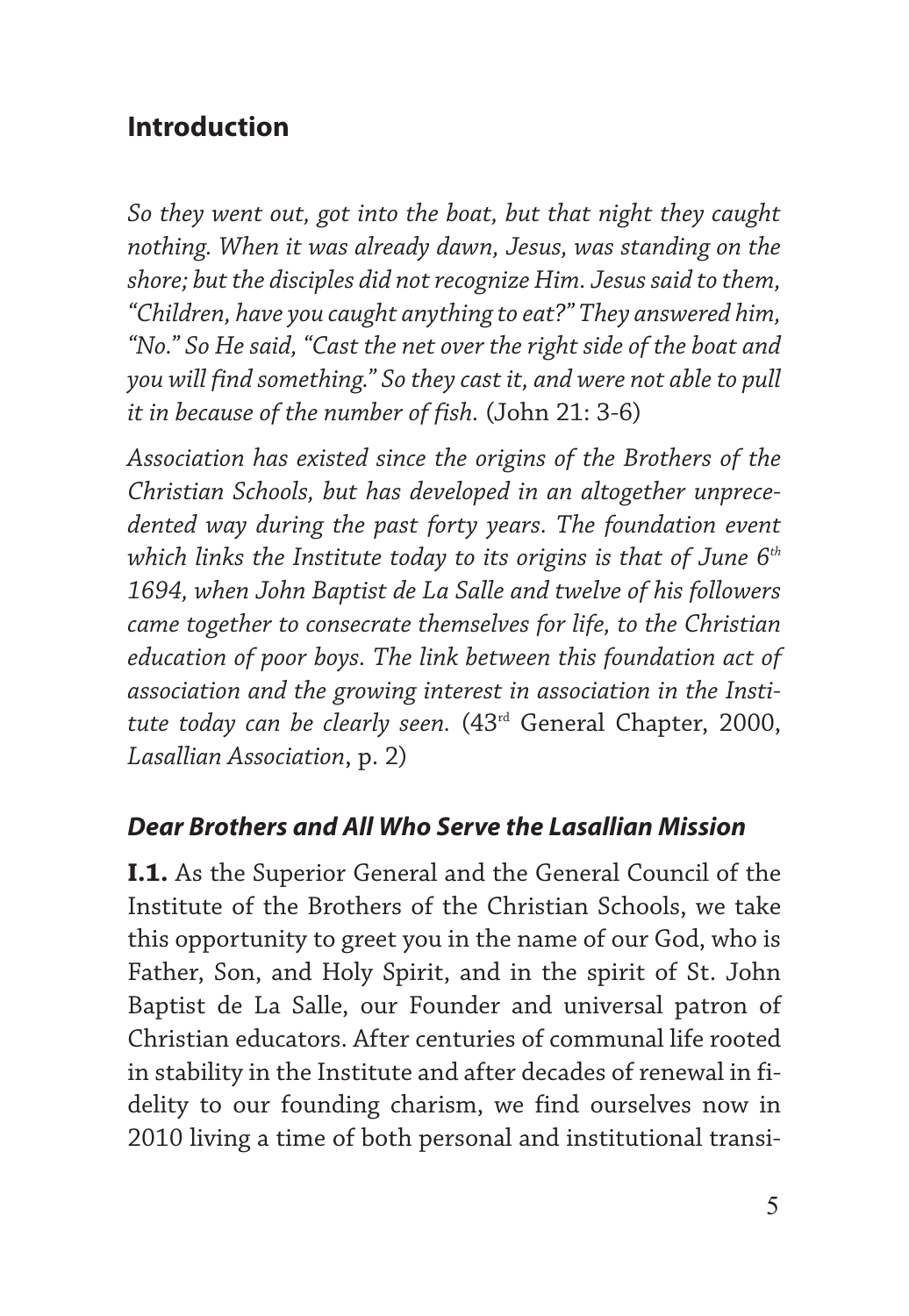## Introduction

*So they went out, got into the boat, but that night they caught nothing. When it was already dawn, Jesus, was standing on the shore; but the disciples did not recognize Him. Jesus said to them, "Children, have you caught anything to eat?" They answered him, "No." So He said, "Cast the net over the right side of the boat and you will find something." So they cast it, and were not able to pull it in because of the number of fish.* (John 21: 3-6)

*Association has existed since the origins of the Brothers of the Christian Schools, but has developed in an altogether unprecedented way during the past forty years. The foundation event which links the Institute today to its origins is that of June 6th 1694, when John Baptist de La Salle and twelve of his followers came together to consecrate themselves for life, to the Christian education of poor boys. The link between this foundation act of association and the growing interest in association in the Institute today can be clearly seen.* (43rd General Chapter, 2000, *Lasallian Association*, p. 2)

### *Dear Brothers and All Who Serve the Lasallian Mission*

**I.1.** As the Superior General and the General Council of the Institute of the Brothers of the Christian Schools, we take this opportunity to greet you in the name of our God, who is Father, Son, and Holy Spirit, and in the spirit of St. John Baptist de La Salle, our Founder and universal patron of Christian educators. After centuries of communal life rooted in stability in the Institute and after decades of renewal in fidelity to our founding charism, we find ourselves now in 2010 living a time of both personal and institutional transi-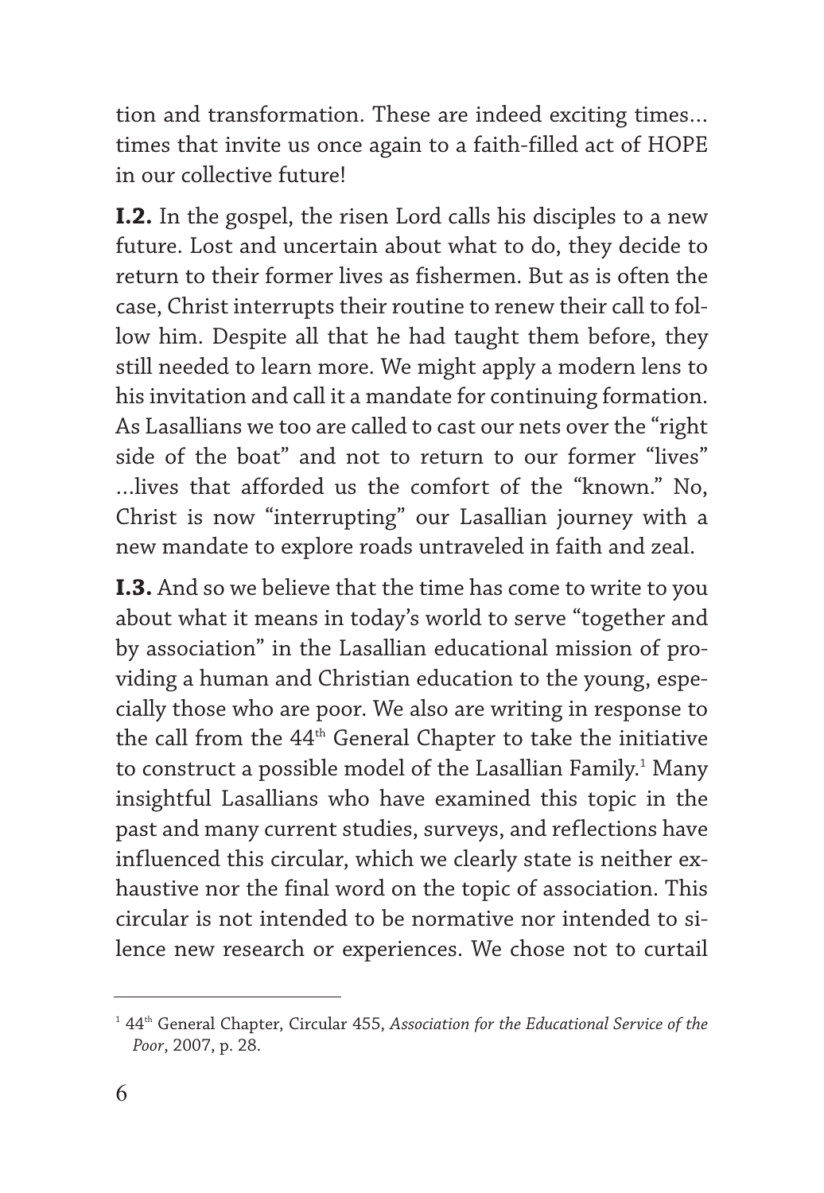tion and transformation. These are indeed exciting times... times that invite us once again to a faith-filled act of HOPE in our collective future!

**I.2.** In the gospel, the risen Lord calls his disciples to a new future. Lost and uncertain about what to do, they decide to return to their former lives as fishermen. But as is often the case, Christ interrupts their routine to renew their call to follow him. Despite all that he had taught them before, they still needed to learn more. We might apply a modern lens to his invitation and call it a mandate for continuing formation. As Lasallians we too are called to cast our nets over the "right side of the boat" and not to return to our former "lives" ...lives that afforded us the comfort of the "known." No, Christ is now "interrupting" our Lasallian journey with a new mandate to explore roads untraveled in faith and zeal.

**I.3.** And so we believe that the time has come to write to you about what it means in today's world to serve "together and by association" in the Lasallian educational mission of providing a human and Christian education to the young, especially those who are poor. We also are writing in response to the call from the 44th General Chapter to take the initiative to construct a possible model of the Lasallian Family.[1] Many insightful Lasallians who have examined this topic in the past and many current studies, surveys, and reflections have influenced this circular, which we clearly state is neither exhaustive nor the final word on the topic of association. This circular is not intended to be normative nor intended to silence new research or experiences. We chose not to curtail

---

[1] 44th General Chapter, Circular 455, *Association for the Educational Service of the Poor*, 2007, p. 28.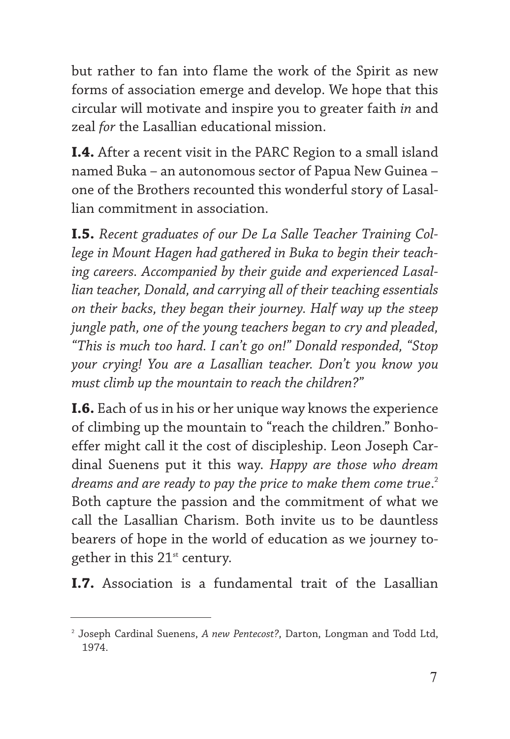but rather to fan into flame the work of the Spirit as new forms of association emerge and develop. We hope that this circular will motivate and inspire you to greater faith *in* and zeal *for* the Lasallian educational mission.

**I.4.** After a recent visit in the PARC Region to a small island named Buka – an autonomous sector of Papua New Guinea – one of the Brothers recounted this wonderful story of Lasallian commitment in association.

**I.5.** *Recent graduates of our De La Salle Teacher Training College in Mount Hagen had gathered in Buka to begin their teaching careers. Accompanied by their guide and experienced Lasallian teacher, Donald, and carrying all of their teaching essentials on their backs, they began their journey. Half way up the steep jungle path, one of the young teachers began to cry and pleaded, "This is much too hard. I can't go on!" Donald responded, "Stop your crying! You are a Lasallian teacher. Don't you know you must climb up the mountain to reach the children?"*

**I.6.** Each of us in his or her unique way knows the experience of climbing up the mountain to "reach the children." Bonhoeffer might call it the cost of discipleship. Leon Joseph Cardinal Suenens put it this way. *Happy are those who dream dreams and are ready to pay the price to make them come true*.[2] Both capture the passion and the commitment of what we call the Lasallian Charism. Both invite us to be dauntless bearers of hope in the world of education as we journey together in this 21st century.

**I.7.** Association is a fundamental trait of the Lasallian

---

[2] Joseph Cardinal Suenens, *A new Pentecost?*, Darton, Longman and Todd Ltd, 1974.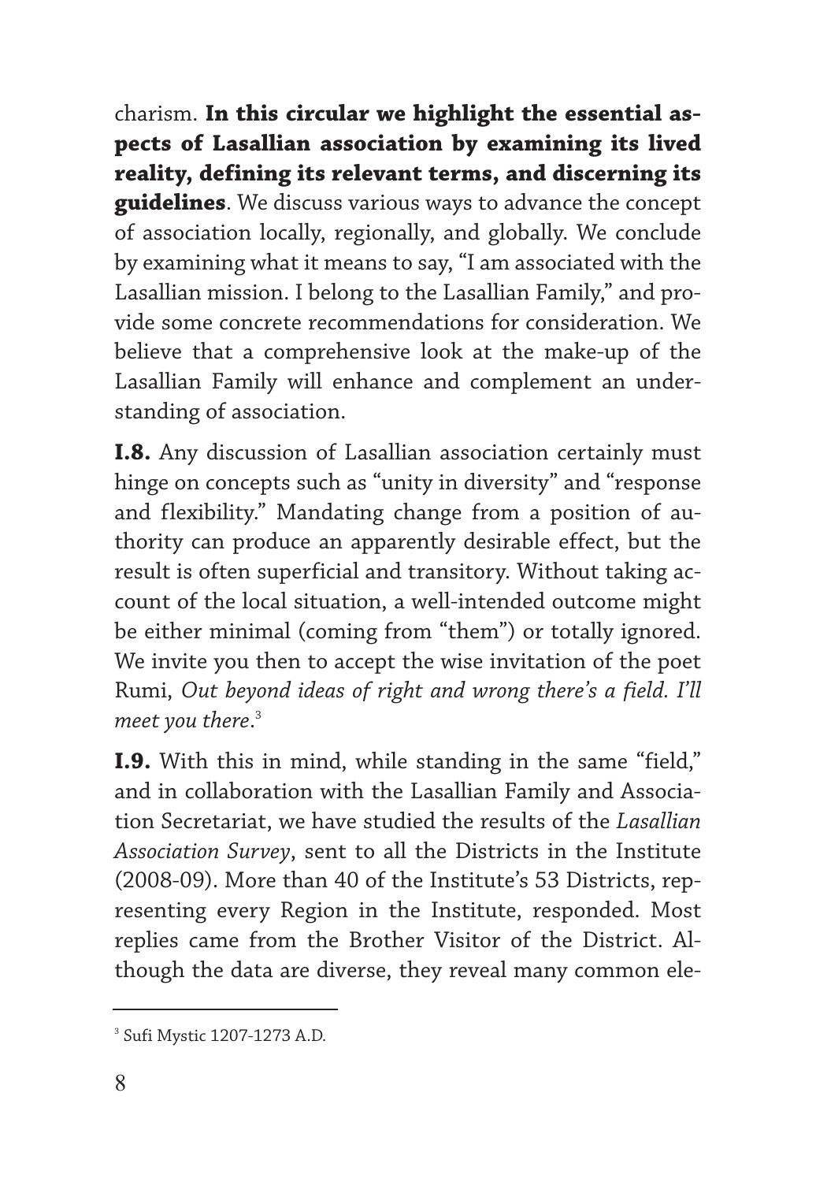charism. **In this circular we highlight the essential aspects of Lasallian association by examining its lived reality, defining its relevant terms, and discerning its guidelines**. We discuss various ways to advance the concept of association locally, regionally, and globally. We conclude by examining what it means to say, "I am associated with the Lasallian mission. I belong to the Lasallian Family," and provide some concrete recommendations for consideration. We believe that a comprehensive look at the make-up of the Lasallian Family will enhance and complement an understanding of association.

**I.8.** Any discussion of Lasallian association certainly must hinge on concepts such as "unity in diversity" and "response and flexibility." Mandating change from a position of authority can produce an apparently desirable effect, but the result is often superficial and transitory. Without taking account of the local situation, a well-intended outcome might be either minimal (coming from "them") or totally ignored. We invite you then to accept the wise invitation of the poet Rumi, *Out beyond ideas of right and wrong there's a field. I'll meet you there*.[3]

**I.9.** With this in mind, while standing in the same "field," and in collaboration with the Lasallian Family and Association Secretariat, we have studied the results of the *Lasallian Association Survey*, sent to all the Districts in the Institute (2008-09). More than 40 of the Institute's 53 Districts, representing every Region in the Institute, responded. Most replies came from the Brother Visitor of the District. Although the data are diverse, they reveal many common ele-

---

[3] Sufi Mystic 1207-1273 A.D.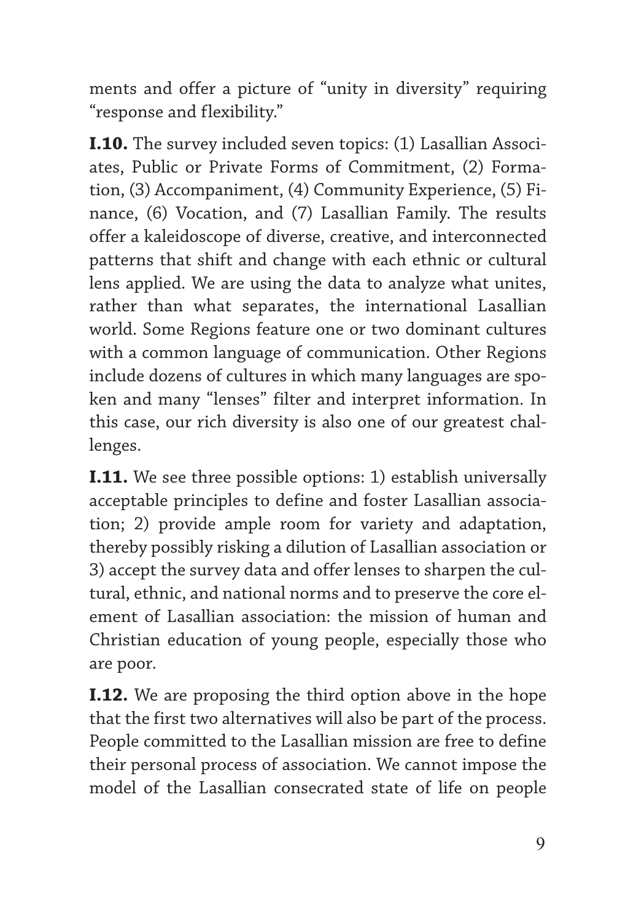ments and offer a picture of "unity in diversity" requiring "response and flexibility."

**I.10.** The survey included seven topics: (1) Lasallian Associates, Public or Private Forms of Commitment, (2) Formation, (3) Accompaniment, (4) Community Experience, (5) Finance, (6) Vocation, and (7) Lasallian Family. The results offer a kaleidoscope of diverse, creative, and interconnected patterns that shift and change with each ethnic or cultural lens applied. We are using the data to analyze what unites, rather than what separates, the international Lasallian world. Some Regions feature one or two dominant cultures with a common language of communication. Other Regions include dozens of cultures in which many languages are spoken and many "lenses" filter and interpret information. In this case, our rich diversity is also one of our greatest challenges.

**I.11.** We see three possible options: 1) establish universally acceptable principles to define and foster Lasallian association; 2) provide ample room for variety and adaptation, thereby possibly risking a dilution of Lasallian association or 3) accept the survey data and offer lenses to sharpen the cultural, ethnic, and national norms and to preserve the core element of Lasallian association: the mission of human and Christian education of young people, especially those who are poor.

**I.12.** We are proposing the third option above in the hope that the first two alternatives will also be part of the process. People committed to the Lasallian mission are free to define their personal process of association. We cannot impose the model of the Lasallian consecrated state of life on people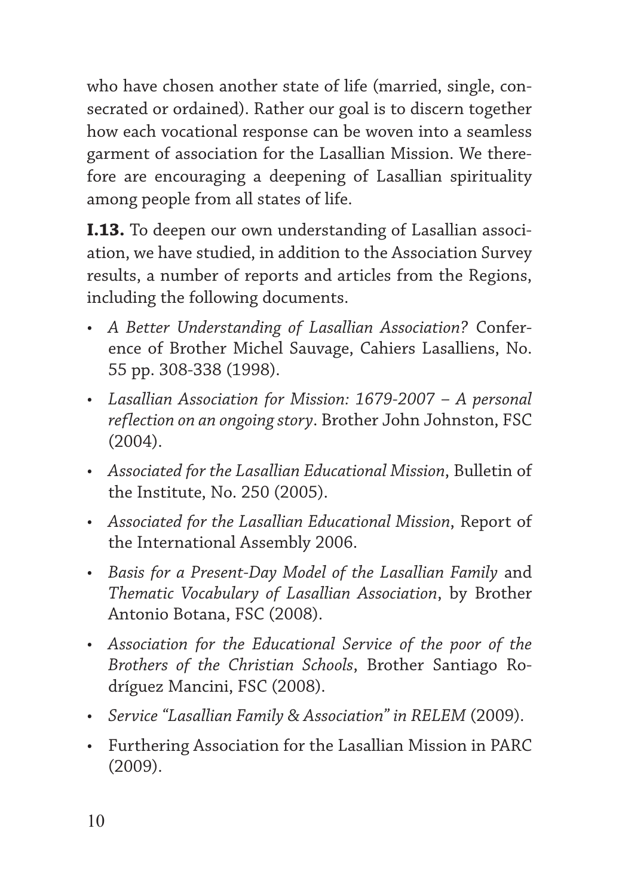who have chosen another state of life (married, single, consecrated or ordained). Rather our goal is to discern together how each vocational response can be woven into a seamless garment of association for the Lasallian Mission. We therefore are encouraging a deepening of Lasallian spirituality among people from all states of life.

**I.13.** To deepen our own understanding of Lasallian association, we have studied, in addition to the Association Survey results, a number of reports and articles from the Regions, including the following documents.

- *A Better Understanding of Lasallian Association?* Conference of Brother Michel Sauvage, Cahiers Lasalliens, No. 55 pp. 308-338 (1998).
- *Lasallian Association for Mission: 1679-2007 – A personal reflection on an ongoing story*. Brother John Johnston, FSC (2004).
- *Associated for the Lasallian Educational Mission*, Bulletin of the Institute, No. 250 (2005).
- *Associated for the Lasallian Educational Mission*, Report of the International Assembly 2006.
- *Basis for a Present-Day Model of the Lasallian Family* and *Thematic Vocabulary of Lasallian Association*, by Brother Antonio Botana, FSC (2008).
- *Association for the Educational Service of the poor of the Brothers of the Christian Schools*, Brother Santiago Rodríguez Mancini, FSC (2008).
- *Service "Lasallian Family & Association" in RELEM* (2009).
- Furthering Association for the Lasallian Mission in PARC (2009).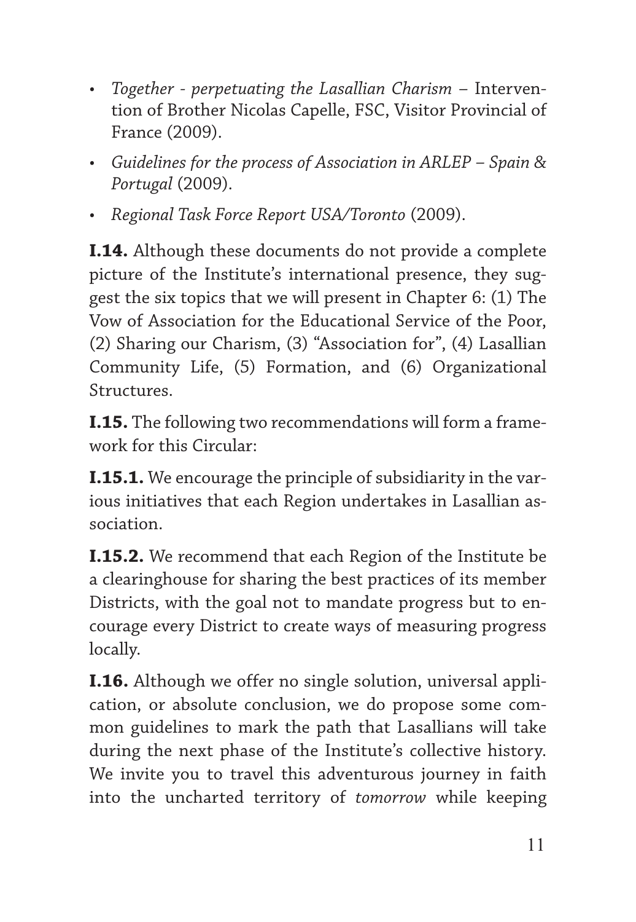- *Together - perpetuating the Lasallian Charism* – Intervention of Brother Nicolas Capelle, FSC, Visitor Provincial of France (2009).
- *Guidelines for the process of Association in ARLEP – Spain & Portugal* (2009).
- *Regional Task Force Report USA/Toronto* (2009).

**I.14.** Although these documents do not provide a complete picture of the Institute's international presence, they suggest the six topics that we will present in Chapter 6: (1) The Vow of Association for the Educational Service of the Poor, (2) Sharing our Charism, (3) "Association for", (4) Lasallian Community Life, (5) Formation, and (6) Organizational Structures.

**I.15.** The following two recommendations will form a framework for this Circular:

**I.15.1.** We encourage the principle of subsidiarity in the various initiatives that each Region undertakes in Lasallian association.

**I.15.2.** We recommend that each Region of the Institute be a clearinghouse for sharing the best practices of its member Districts, with the goal not to mandate progress but to encourage every District to create ways of measuring progress locally.

**I.16.** Although we offer no single solution, universal application, or absolute conclusion, we do propose some common guidelines to mark the path that Lasallians will take during the next phase of the Institute's collective history. We invite you to travel this adventurous journey in faith into the uncharted territory of *tomorrow* while keeping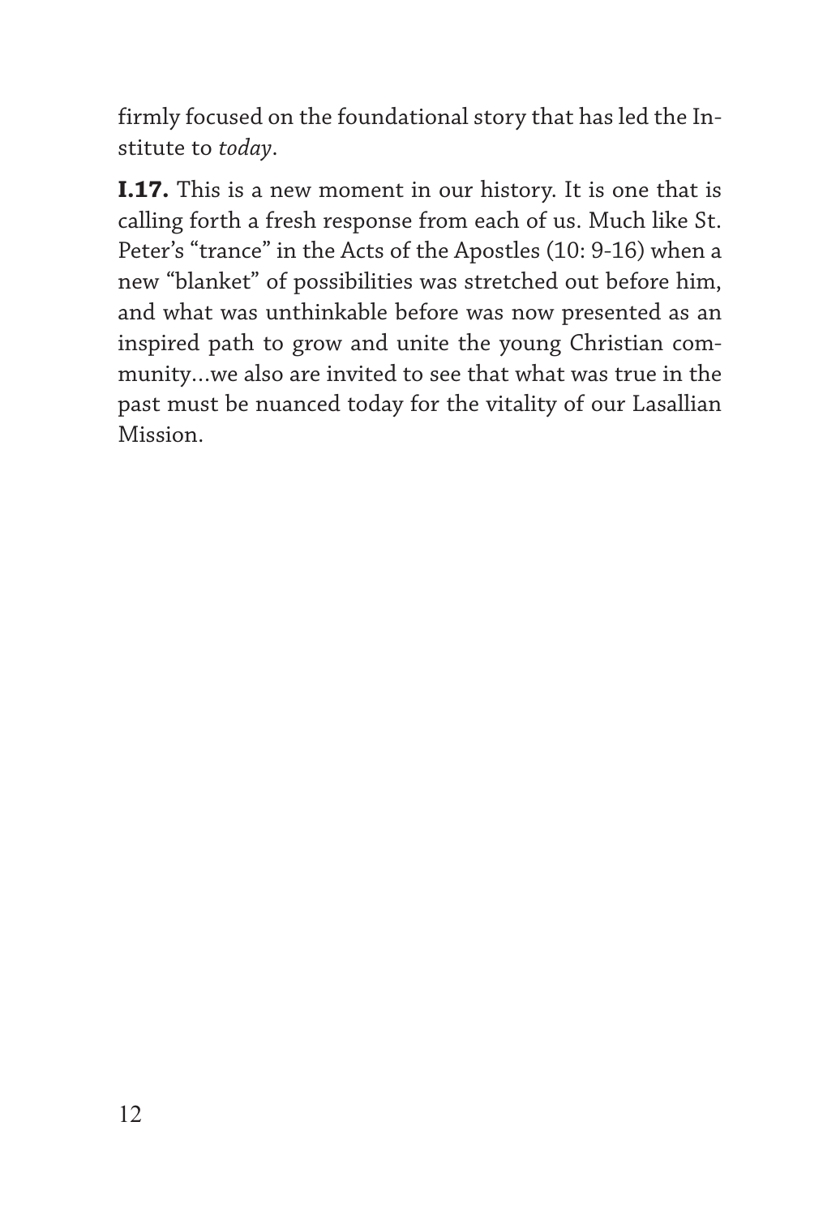firmly focused on the foundational story that has led the Institute to *today*.

**I.17.** This is a new moment in our history. It is one that is calling forth a fresh response from each of us. Much like St. Peter's "trance" in the Acts of the Apostles (10: 9-16) when a new "blanket" of possibilities was stretched out before him, and what was unthinkable before was now presented as an inspired path to grow and unite the young Christian community…we also are invited to see that what was true in the past must be nuanced today for the vitality of our Lasallian Mission.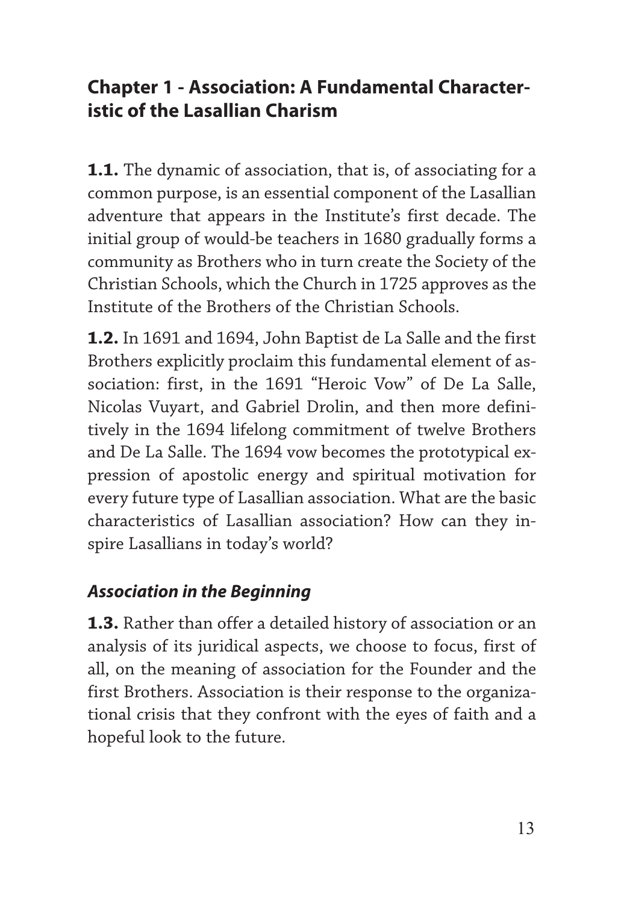## Chapter 1 - Association: A Fundamental Characteristic of the Lasallian Charism

**1.1.** The dynamic of association, that is, of associating for a common purpose, is an essential component of the Lasallian adventure that appears in the Institute's first decade. The initial group of would-be teachers in 1680 gradually forms a community as Brothers who in turn create the Society of the Christian Schools, which the Church in 1725 approves as the Institute of the Brothers of the Christian Schools.

**1.2.** In 1691 and 1694, John Baptist de La Salle and the first Brothers explicitly proclaim this fundamental element of association: first, in the 1691 "Heroic Vow" of De La Salle, Nicolas Vuyart, and Gabriel Drolin, and then more definitively in the 1694 lifelong commitment of twelve Brothers and De La Salle. The 1694 vow becomes the prototypical expression of apostolic energy and spiritual motivation for every future type of Lasallian association. What are the basic characteristics of Lasallian association? How can they inspire Lasallians in today's world?

### *Association in the Beginning*

**1.3.** Rather than offer a detailed history of association or an analysis of its juridical aspects, we choose to focus, first of all, on the meaning of association for the Founder and the first Brothers. Association is their response to the organizational crisis that they confront with the eyes of faith and a hopeful look to the future.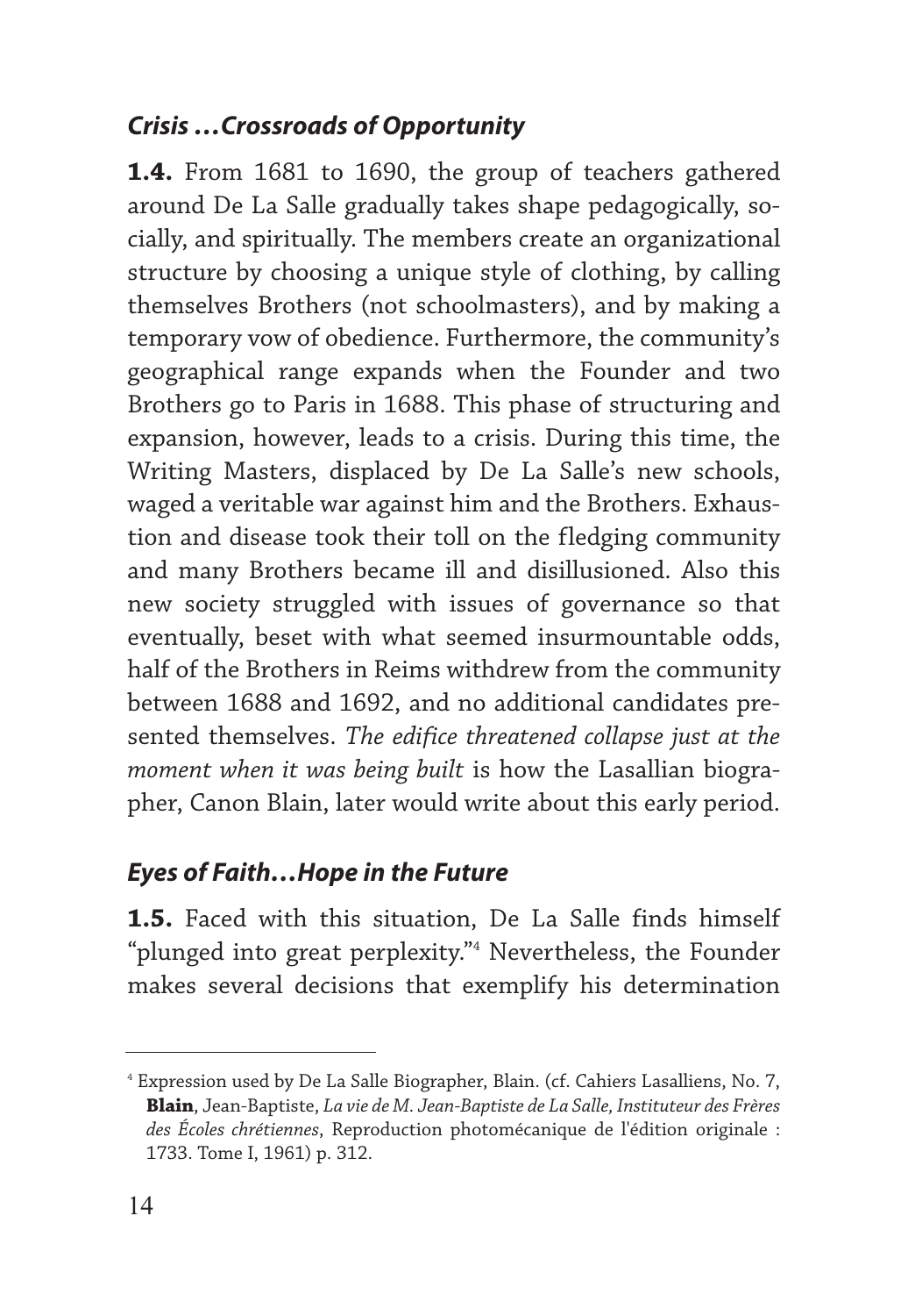### *Crisis …Crossroads of Opportunity*

**1.4.** From 1681 to 1690, the group of teachers gathered around De La Salle gradually takes shape pedagogically, socially, and spiritually. The members create an organizational structure by choosing a unique style of clothing, by calling themselves Brothers (not schoolmasters), and by making a temporary vow of obedience. Furthermore, the community's geographical range expands when the Founder and two Brothers go to Paris in 1688. This phase of structuring and expansion, however, leads to a crisis. During this time, the Writing Masters, displaced by De La Salle's new schools, waged a veritable war against him and the Brothers. Exhaustion and disease took their toll on the fledging community and many Brothers became ill and disillusioned. Also this new society struggled with issues of governance so that eventually, beset with what seemed insurmountable odds, half of the Brothers in Reims withdrew from the community between 1688 and 1692, and no additional candidates presented themselves. *The edifice threatened collapse just at the moment when it was being built* is how the Lasallian biographer, Canon Blain, later would write about this early period.

### *Eyes of Faith…Hope in the Future*

**1.5.** Faced with this situation, De La Salle finds himself "plunged into great perplexity."[4] Nevertheless, the Founder makes several decisions that exemplify his determination

---

[4] Expression used by De La Salle Biographer, Blain. (cf. Cahiers Lasalliens, No. 7, **Blain**, Jean-Baptiste, *La vie de M. Jean-Baptiste de La Salle, Instituteur des Frères des Écoles chrétiennes*, Reproduction photomécanique de l'édition originale : 1733. Tome I, 1961) p. 312.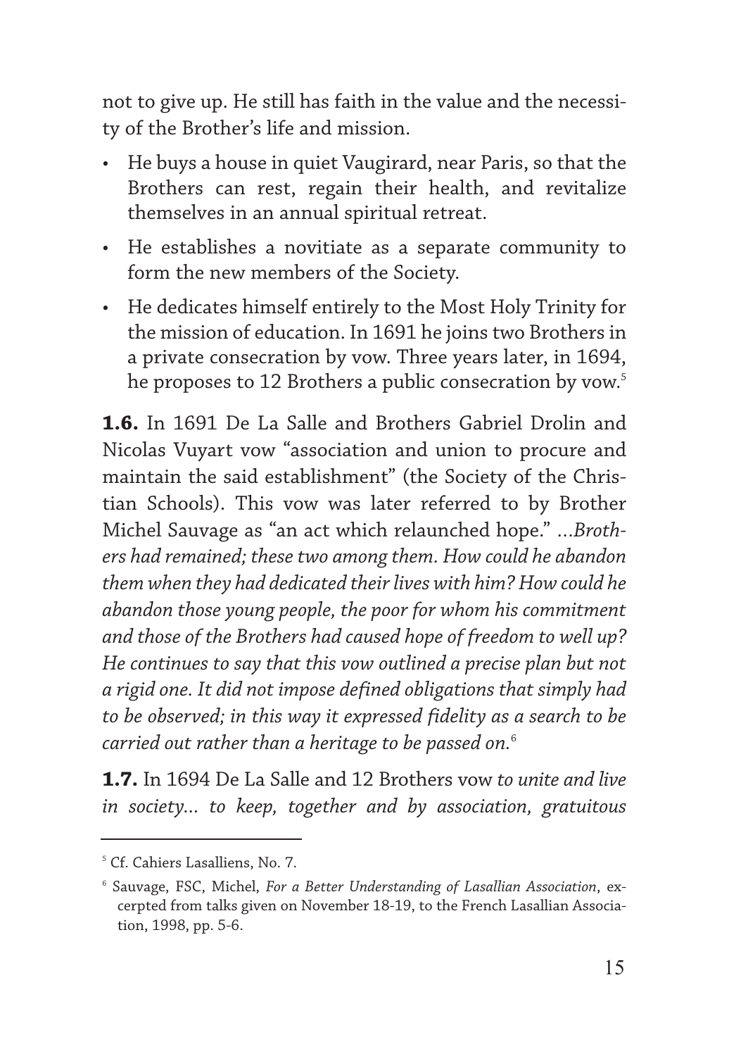not to give up. He still has faith in the value and the necessity of the Brother's life and mission.

- He buys a house in quiet Vaugirard, near Paris, so that the Brothers can rest, regain their health, and revitalize themselves in an annual spiritual retreat.
- He establishes a novitiate as a separate community to form the new members of the Society.
- He dedicates himself entirely to the Most Holy Trinity for the mission of education. In 1691 he joins two Brothers in a private consecration by vow. Three years later, in 1694, he proposes to 12 Brothers a public consecration by vow.[5]

**1.6.** In 1691 De La Salle and Brothers Gabriel Drolin and Nicolas Vuyart vow "association and union to procure and maintain the said establishment" (the Society of the Christian Schools). This vow was later referred to by Brother Michel Sauvage as "an act which relaunched hope." ...*Brothers had remained; these two among them. How could he abandon them when they had dedicated their lives with him? How could he abandon those young people, the poor for whom his commitment and those of the Brothers had caused hope of freedom to well up? He continues to say that this vow outlined a precise plan but not a rigid one. It did not impose defined obligations that simply had to be observed; in this way it expressed fidelity as a search to be carried out rather than a heritage to be passed on.*[6]

**1.7.** In 1694 De La Salle and 12 Brothers vow *to unite and live in society... to keep, together and by association, gratuitous*

---

[5] Cf. Cahiers Lasalliens, No. 7.

[6] Sauvage, FSC, Michel, *For a Better Understanding of Lasallian Association*, excerpted from talks given on November 18-19, to the French Lasallian Association, 1998, pp. 5-6.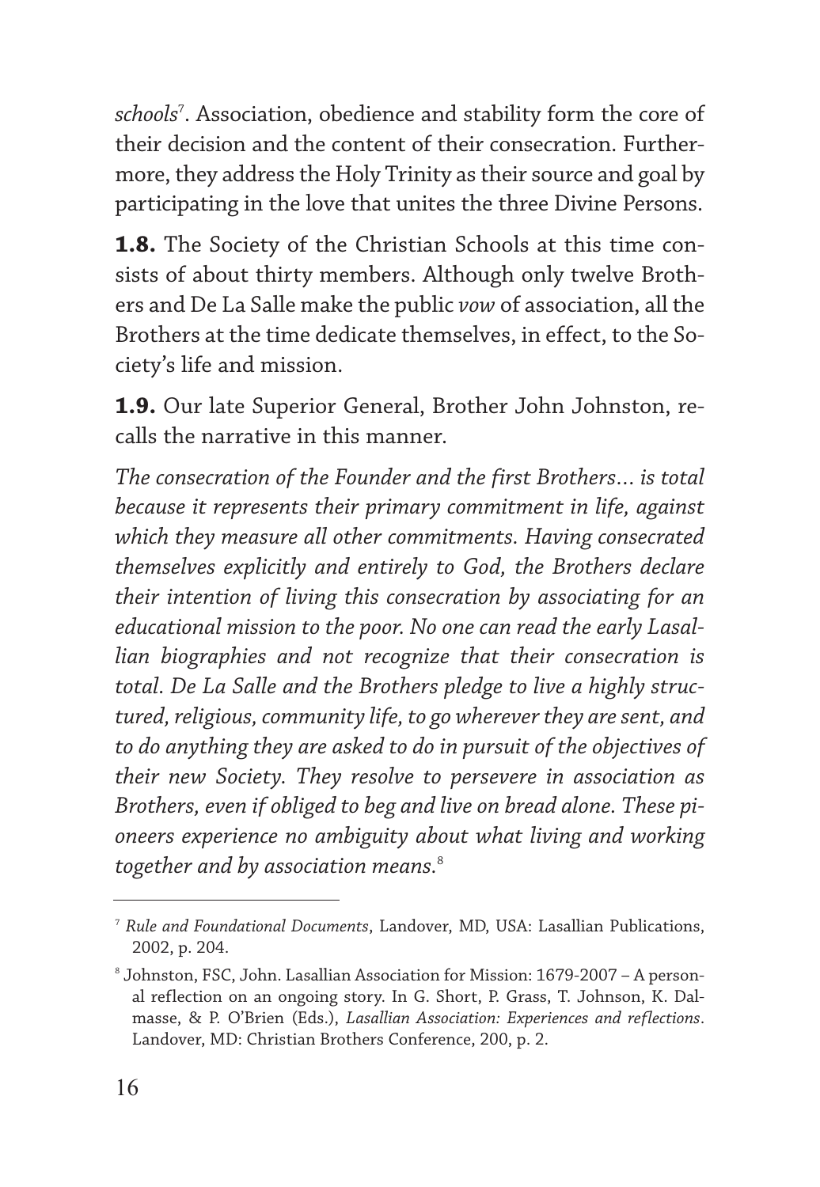*schools*[7]. Association, obedience and stability form the core of their decision and the content of their consecration. Furthermore, they address the Holy Trinity as their source and goal by participating in the love that unites the three Divine Persons.

**1.8.** The Society of the Christian Schools at this time consists of about thirty members. Although only twelve Brothers and De La Salle make the public *vow* of association, all the Brothers at the time dedicate themselves, in effect, to the Society's life and mission.

**1.9.** Our late Superior General, Brother John Johnston, recalls the narrative in this manner.

*The consecration of the Founder and the first Brothers… is total because it represents their primary commitment in life, against which they measure all other commitments. Having consecrated themselves explicitly and entirely to God, the Brothers declare their intention of living this consecration by associating for an educational mission to the poor. No one can read the early Lasallian biographies and not recognize that their consecration is total. De La Salle and the Brothers pledge to live a highly structured, religious, community life, to go wherever they are sent, and to do anything they are asked to do in pursuit of the objectives of their new Society. They resolve to persevere in association as Brothers, even if obliged to beg and live on bread alone. These pioneers experience no ambiguity about what living and working together and by association means.*[8]

---

[7] *Rule and Foundational Documents*, Landover, MD, USA: Lasallian Publications, 2002, p. 204.

[8] Johnston, FSC, John. Lasallian Association for Mission: 1679-2007 – A personal reflection on an ongoing story. In G. Short, P. Grass, T. Johnson, K. Dalmasse, & P. O'Brien (Eds.), *Lasallian Association: Experiences and reflections*. Landover, MD: Christian Brothers Conference, 200, p. 2.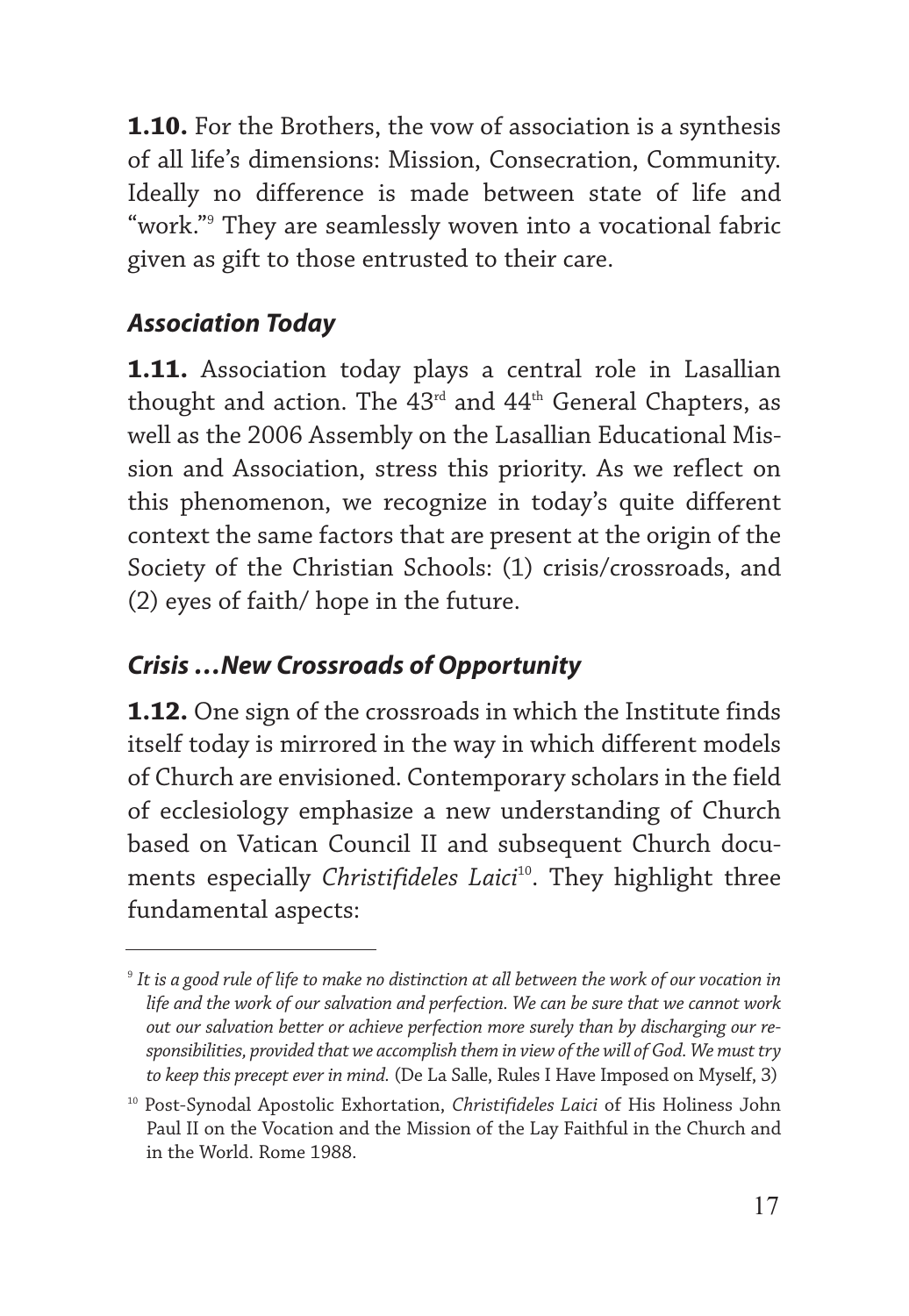**1.10.** For the Brothers, the vow of association is a synthesis of all life's dimensions: Mission, Consecration, Community. Ideally no difference is made between state of life and "work."[9] They are seamlessly woven into a vocational fabric given as gift to those entrusted to their care.

### *Association Today*

**1.11.** Association today plays a central role in Lasallian thought and action. The 43rd and 44th General Chapters, as well as the 2006 Assembly on the Lasallian Educational Mission and Association, stress this priority. As we reflect on this phenomenon, we recognize in today's quite different context the same factors that are present at the origin of the Society of the Christian Schools: (1) crisis/crossroads, and (2) eyes of faith/ hope in the future.

### *Crisis …New Crossroads of Opportunity*

**1.12.** One sign of the crossroads in which the Institute finds itself today is mirrored in the way in which different models of Church are envisioned. Contemporary scholars in the field of ecclesiology emphasize a new understanding of Church based on Vatican Council II and subsequent Church documents especially *Christifideles Laici*[10]. They highlight three fundamental aspects:

---

[9] *It is a good rule of life to make no distinction at all between the work of our vocation in life and the work of our salvation and perfection. We can be sure that we cannot work out our salvation better or achieve perfection more surely than by discharging our responsibilities, provided that we accomplish them in view of the will of God. We must try to keep this precept ever in mind.* (De La Salle, Rules I Have Imposed on Myself, 3)

[10] Post-Synodal Apostolic Exhortation, *Christifideles Laici* of His Holiness John Paul II on the Vocation and the Mission of the Lay Faithful in the Church and in the World. Rome 1988.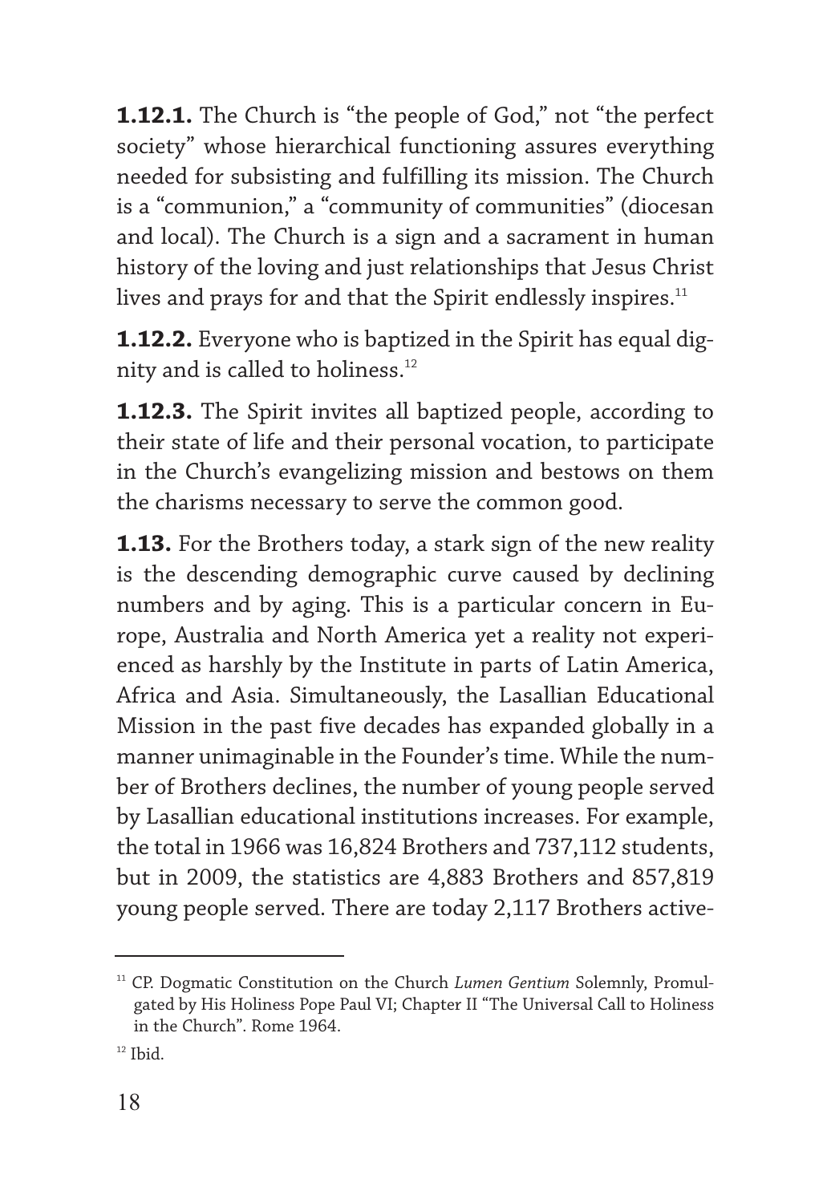**1.12.1.** The Church is "the people of God," not "the perfect society" whose hierarchical functioning assures everything needed for subsisting and fulfilling its mission. The Church is a "communion," a "community of communities" (diocesan and local). The Church is a sign and a sacrament in human history of the loving and just relationships that Jesus Christ lives and prays for and that the Spirit endlessly inspires.[11]

**1.12.2.** Everyone who is baptized in the Spirit has equal dignity and is called to holiness.[12]

**1.12.3.** The Spirit invites all baptized people, according to their state of life and their personal vocation, to participate in the Church's evangelizing mission and bestows on them the charisms necessary to serve the common good.

**1.13.** For the Brothers today, a stark sign of the new reality is the descending demographic curve caused by declining numbers and by aging. This is a particular concern in Europe, Australia and North America yet a reality not experienced as harshly by the Institute in parts of Latin America, Africa and Asia. Simultaneously, the Lasallian Educational Mission in the past five decades has expanded globally in a manner unimaginable in the Founder's time. While the number of Brothers declines, the number of young people served by Lasallian educational institutions increases. For example, the total in 1966 was 16,824 Brothers and 737,112 students, but in 2009, the statistics are 4,883 Brothers and 857,819 young people served. There are today 2,117 Brothers active-

---

[11] CP. Dogmatic Constitution on the Church *Lumen Gentium* Solemnly, Promulgated by His Holiness Pope Paul VI; Chapter II "The Universal Call to Holiness in the Church". Rome 1964.

[12] Ibid.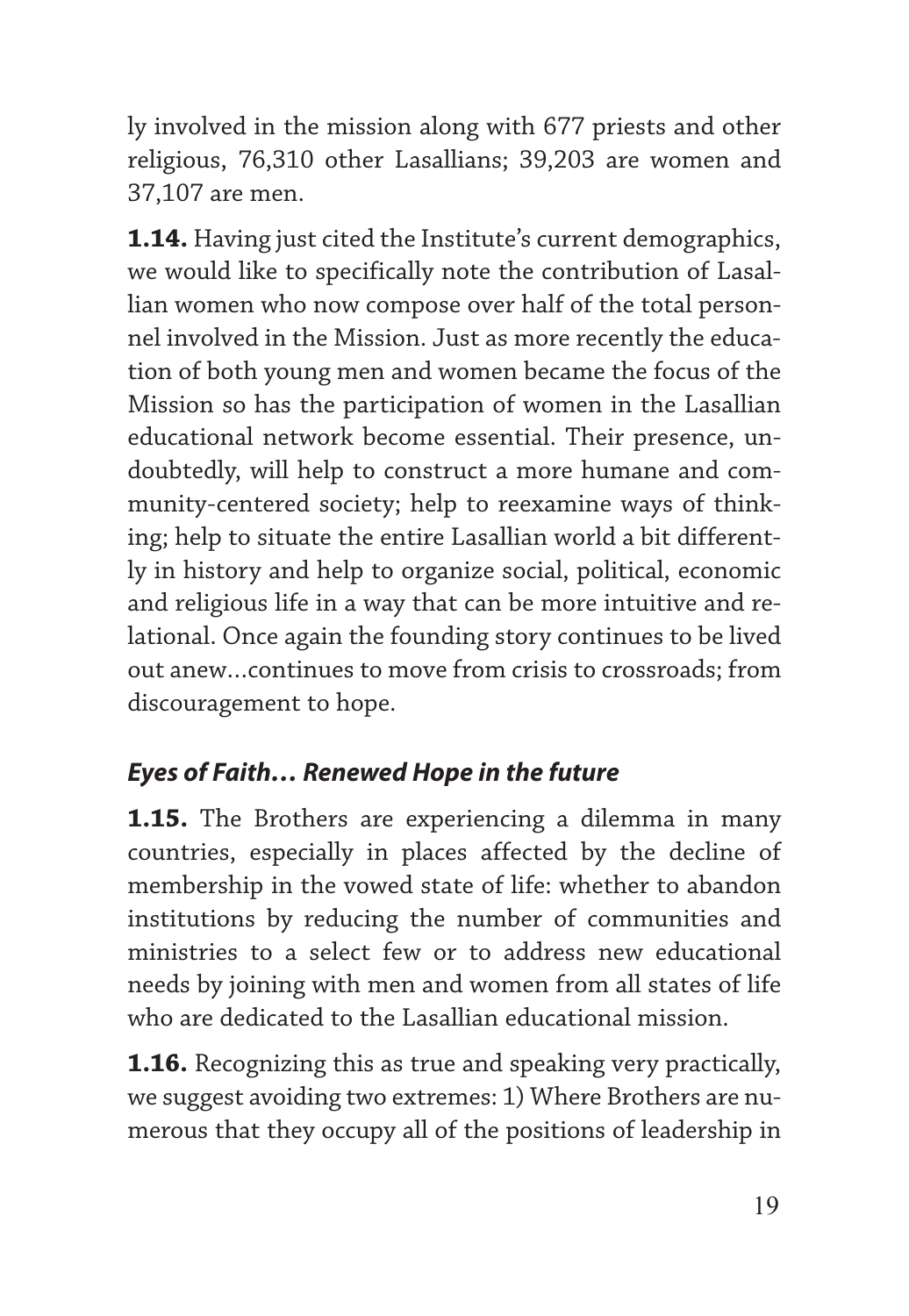ly involved in the mission along with 677 priests and other religious, 76,310 other Lasallians; 39,203 are women and 37,107 are men.

**1.14.** Having just cited the Institute's current demographics, we would like to specifically note the contribution of Lasallian women who now compose over half of the total personnel involved in the Mission. Just as more recently the education of both young men and women became the focus of the Mission so has the participation of women in the Lasallian educational network become essential. Their presence, undoubtedly, will help to construct a more humane and community-centered society; help to reexamine ways of thinking; help to situate the entire Lasallian world a bit differently in history and help to organize social, political, economic and religious life in a way that can be more intuitive and relational. Once again the founding story continues to be lived out anew…continues to move from crisis to crossroads; from discouragement to hope.

### *Eyes of Faith… Renewed Hope in the future*

**1.15.** The Brothers are experiencing a dilemma in many countries, especially in places affected by the decline of membership in the vowed state of life: whether to abandon institutions by reducing the number of communities and ministries to a select few or to address new educational needs by joining with men and women from all states of life who are dedicated to the Lasallian educational mission.

**1.16.** Recognizing this as true and speaking very practically, we suggest avoiding two extremes: 1) Where Brothers are numerous that they occupy all of the positions of leadership in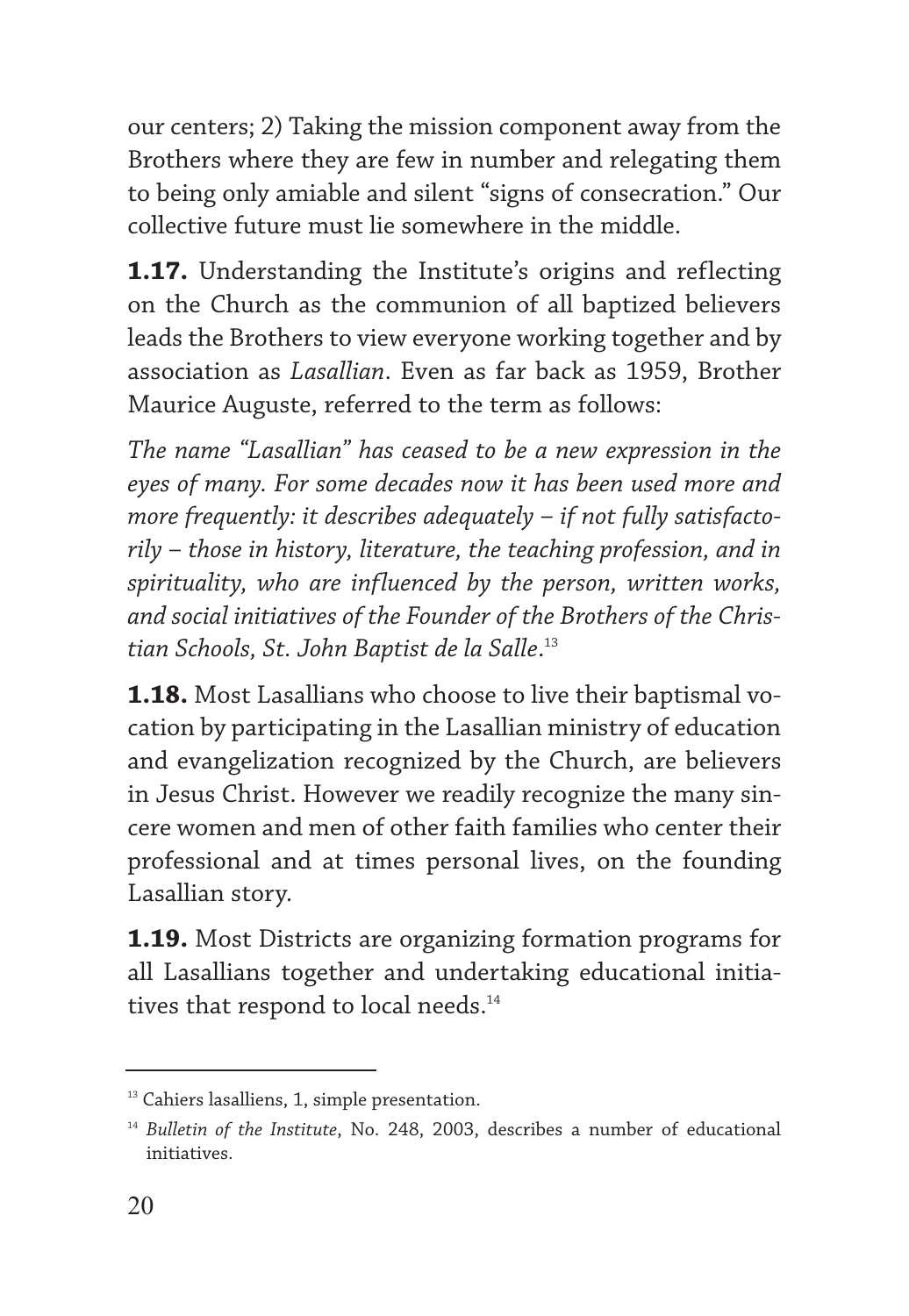our centers; 2) Taking the mission component away from the Brothers where they are few in number and relegating them to being only amiable and silent "signs of consecration." Our collective future must lie somewhere in the middle.

**1.17.** Understanding the Institute's origins and reflecting on the Church as the communion of all baptized believers leads the Brothers to view everyone working together and by association as *Lasallian*. Even as far back as 1959, Brother Maurice Auguste, referred to the term as follows:

*The name "Lasallian" has ceased to be a new expression in the eyes of many. For some decades now it has been used more and more frequently: it describes adequately – if not fully satisfactorily – those in history, literature, the teaching profession, and in spirituality, who are influenced by the person, written works, and social initiatives of the Founder of the Brothers of the Christian Schools, St. John Baptist de la Salle*.[13]

**1.18.** Most Lasallians who choose to live their baptismal vocation by participating in the Lasallian ministry of education and evangelization recognized by the Church, are believers in Jesus Christ. However we readily recognize the many sincere women and men of other faith families who center their professional and at times personal lives, on the founding Lasallian story.

**1.19.** Most Districts are organizing formation programs for all Lasallians together and undertaking educational initiatives that respond to local needs.[14]

---

[13] Cahiers lasalliens, 1, simple presentation.

[14] *Bulletin of the Institute*, No. 248, 2003, describes a number of educational initiatives.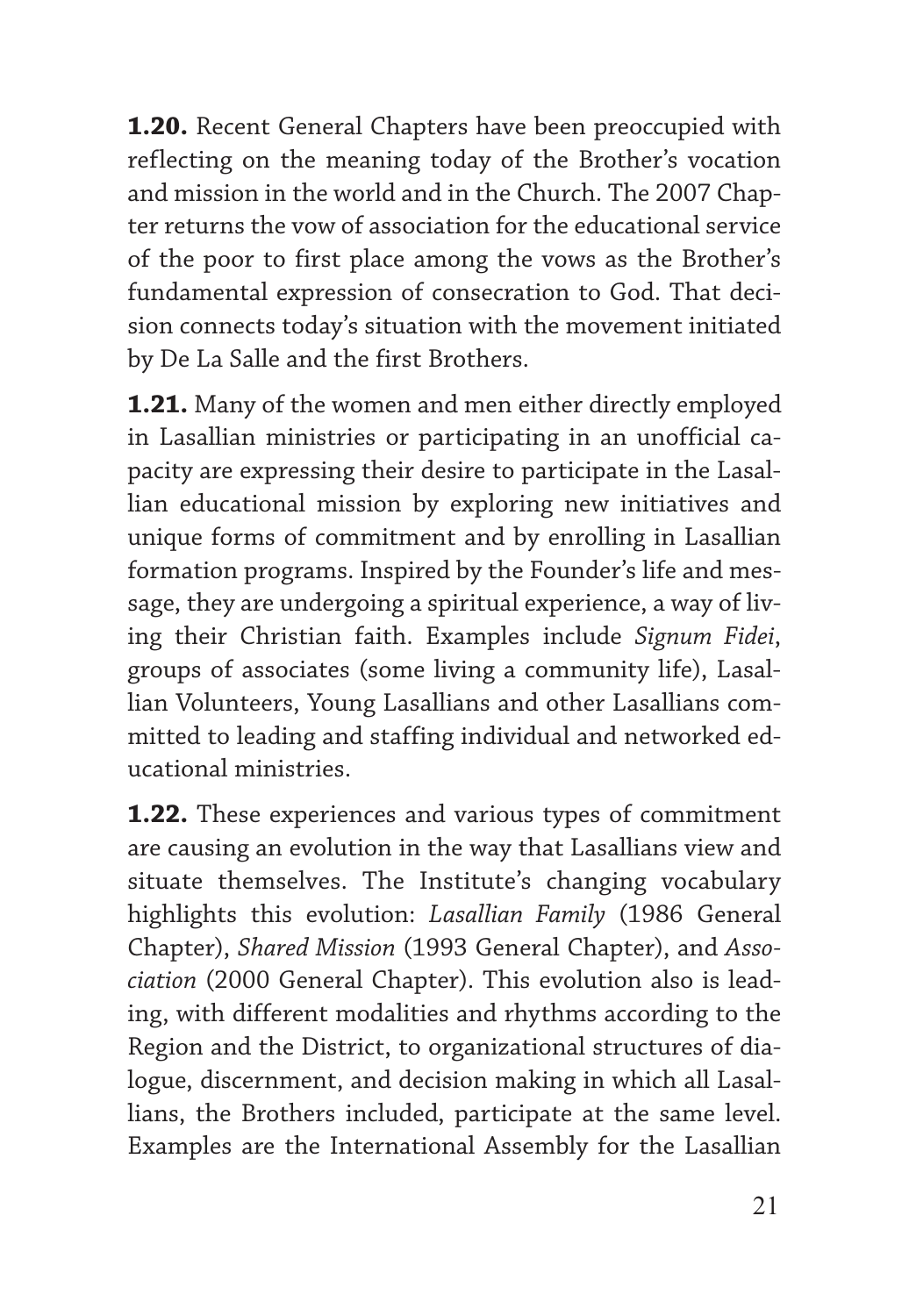**1.20.** Recent General Chapters have been preoccupied with reflecting on the meaning today of the Brother's vocation and mission in the world and in the Church. The 2007 Chapter returns the vow of association for the educational service of the poor to first place among the vows as the Brother's fundamental expression of consecration to God. That decision connects today's situation with the movement initiated by De La Salle and the first Brothers.

**1.21.** Many of the women and men either directly employed in Lasallian ministries or participating in an unofficial capacity are expressing their desire to participate in the Lasallian educational mission by exploring new initiatives and unique forms of commitment and by enrolling in Lasallian formation programs. Inspired by the Founder's life and message, they are undergoing a spiritual experience, a way of living their Christian faith. Examples include *Signum Fidei*, groups of associates (some living a community life), Lasallian Volunteers, Young Lasallians and other Lasallians committed to leading and staffing individual and networked educational ministries.

**1.22.** These experiences and various types of commitment are causing an evolution in the way that Lasallians view and situate themselves. The Institute's changing vocabulary highlights this evolution: *Lasallian Family* (1986 General Chapter), *Shared Mission* (1993 General Chapter), and *Association* (2000 General Chapter). This evolution also is leading, with different modalities and rhythms according to the Region and the District, to organizational structures of dialogue, discernment, and decision making in which all Lasallians, the Brothers included, participate at the same level. Examples are the International Assembly for the Lasallian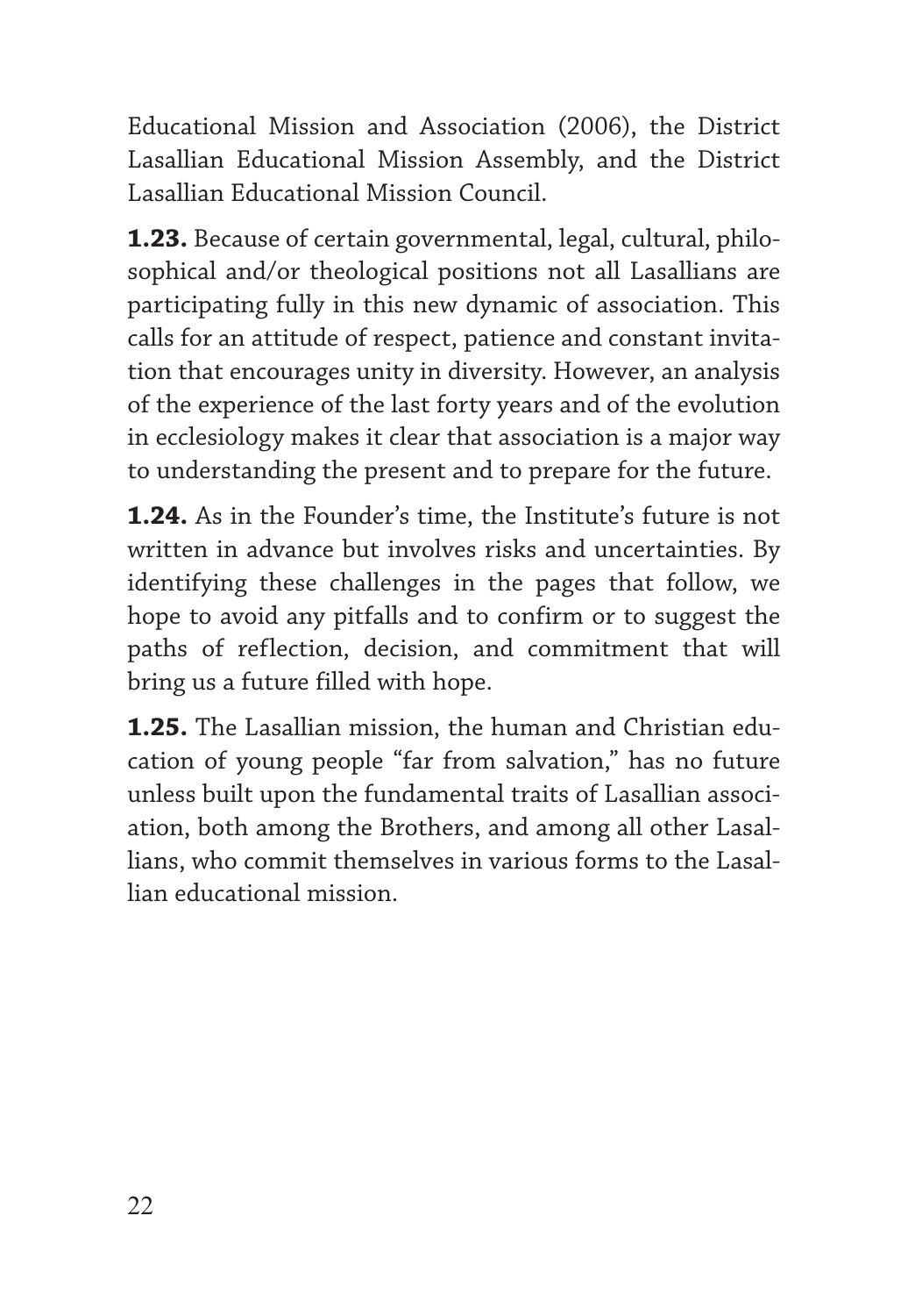Educational Mission and Association (2006), the District Lasallian Educational Mission Assembly, and the District Lasallian Educational Mission Council.

**1.23.** Because of certain governmental, legal, cultural, philosophical and/or theological positions not all Lasallians are participating fully in this new dynamic of association. This calls for an attitude of respect, patience and constant invitation that encourages unity in diversity. However, an analysis of the experience of the last forty years and of the evolution in ecclesiology makes it clear that association is a major way to understanding the present and to prepare for the future.

**1.24.** As in the Founder's time, the Institute's future is not written in advance but involves risks and uncertainties. By identifying these challenges in the pages that follow, we hope to avoid any pitfalls and to confirm or to suggest the paths of reflection, decision, and commitment that will bring us a future filled with hope.

**1.25.** The Lasallian mission, the human and Christian education of young people "far from salvation," has no future unless built upon the fundamental traits of Lasallian association, both among the Brothers, and among all other Lasallians, who commit themselves in various forms to the Lasallian educational mission.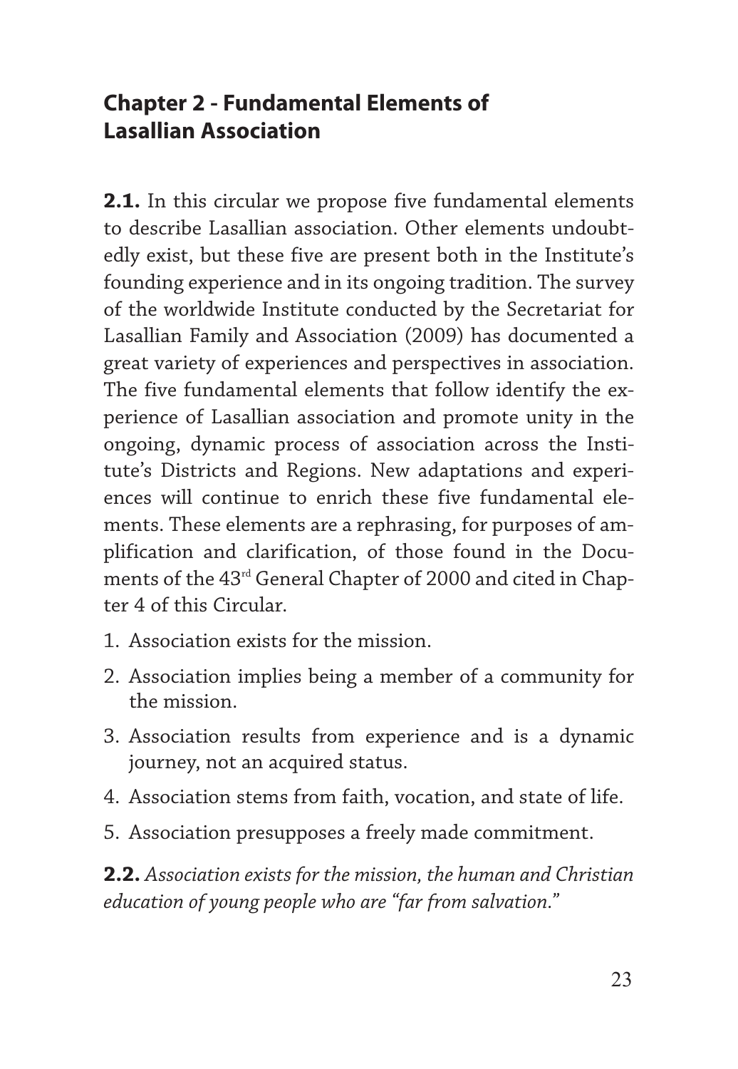## Chapter 2 - Fundamental Elements of Lasallian Association

**2.1.** In this circular we propose five fundamental elements to describe Lasallian association. Other elements undoubtedly exist, but these five are present both in the Institute's founding experience and in its ongoing tradition. The survey of the worldwide Institute conducted by the Secretariat for Lasallian Family and Association (2009) has documented a great variety of experiences and perspectives in association. The five fundamental elements that follow identify the experience of Lasallian association and promote unity in the ongoing, dynamic process of association across the Institute's Districts and Regions. New adaptations and experiences will continue to enrich these five fundamental elements. These elements are a rephrasing, for purposes of amplification and clarification, of those found in the Documents of the 43rd General Chapter of 2000 and cited in Chapter 4 of this Circular.

1. Association exists for the mission.
2. Association implies being a member of a community for the mission.
3. Association results from experience and is a dynamic journey, not an acquired status.
4. Association stems from faith, vocation, and state of life.
5. Association presupposes a freely made commitment.

**2.2.** *Association exists for the mission, the human and Christian education of young people who are "far from salvation."*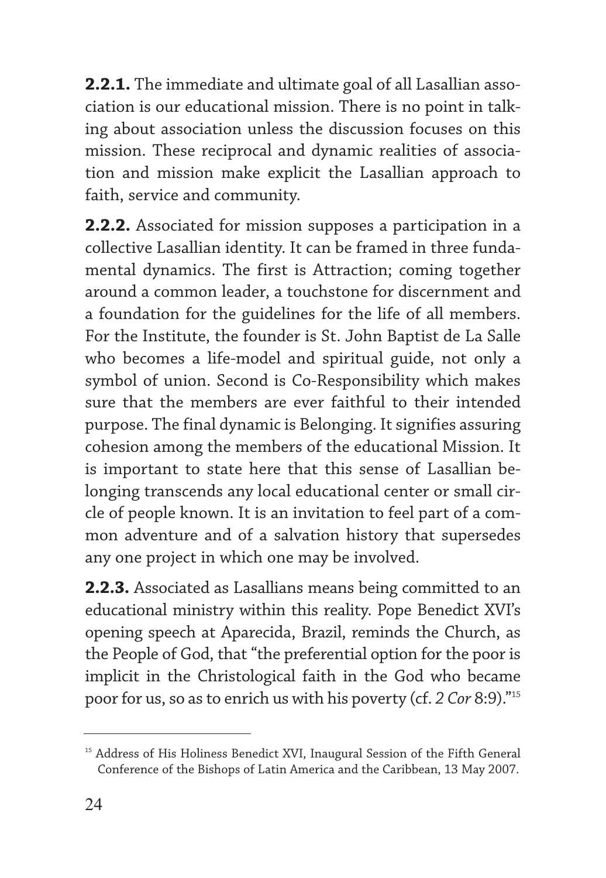**2.2.1.** The immediate and ultimate goal of all Lasallian association is our educational mission. There is no point in talking about association unless the discussion focuses on this mission. These reciprocal and dynamic realities of association and mission make explicit the Lasallian approach to faith, service and community.

**2.2.2.** Associated for mission supposes a participation in a collective Lasallian identity. It can be framed in three fundamental dynamics. The first is Attraction; coming together around a common leader, a touchstone for discernment and a foundation for the guidelines for the life of all members. For the Institute, the founder is St. John Baptist de La Salle who becomes a life-model and spiritual guide, not only a symbol of union. Second is Co-Responsibility which makes sure that the members are ever faithful to their intended purpose. The final dynamic is Belonging. It signifies assuring cohesion among the members of the educational Mission. It is important to state here that this sense of Lasallian belonging transcends any local educational center or small circle of people known. It is an invitation to feel part of a common adventure and of a salvation history that supersedes any one project in which one may be involved.

**2.2.3.** Associated as Lasallians means being committed to an educational ministry within this reality. Pope Benedict XVI's opening speech at Aparecida, Brazil, reminds the Church, as the People of God, that "the preferential option for the poor is implicit in the Christological faith in the God who became poor for us, so as to enrich us with his poverty (cf. *2 Cor* 8:9)."[15]

---

[15] Address of His Holiness Benedict XVI, Inaugural Session of the Fifth General Conference of the Bishops of Latin America and the Caribbean, 13 May 2007.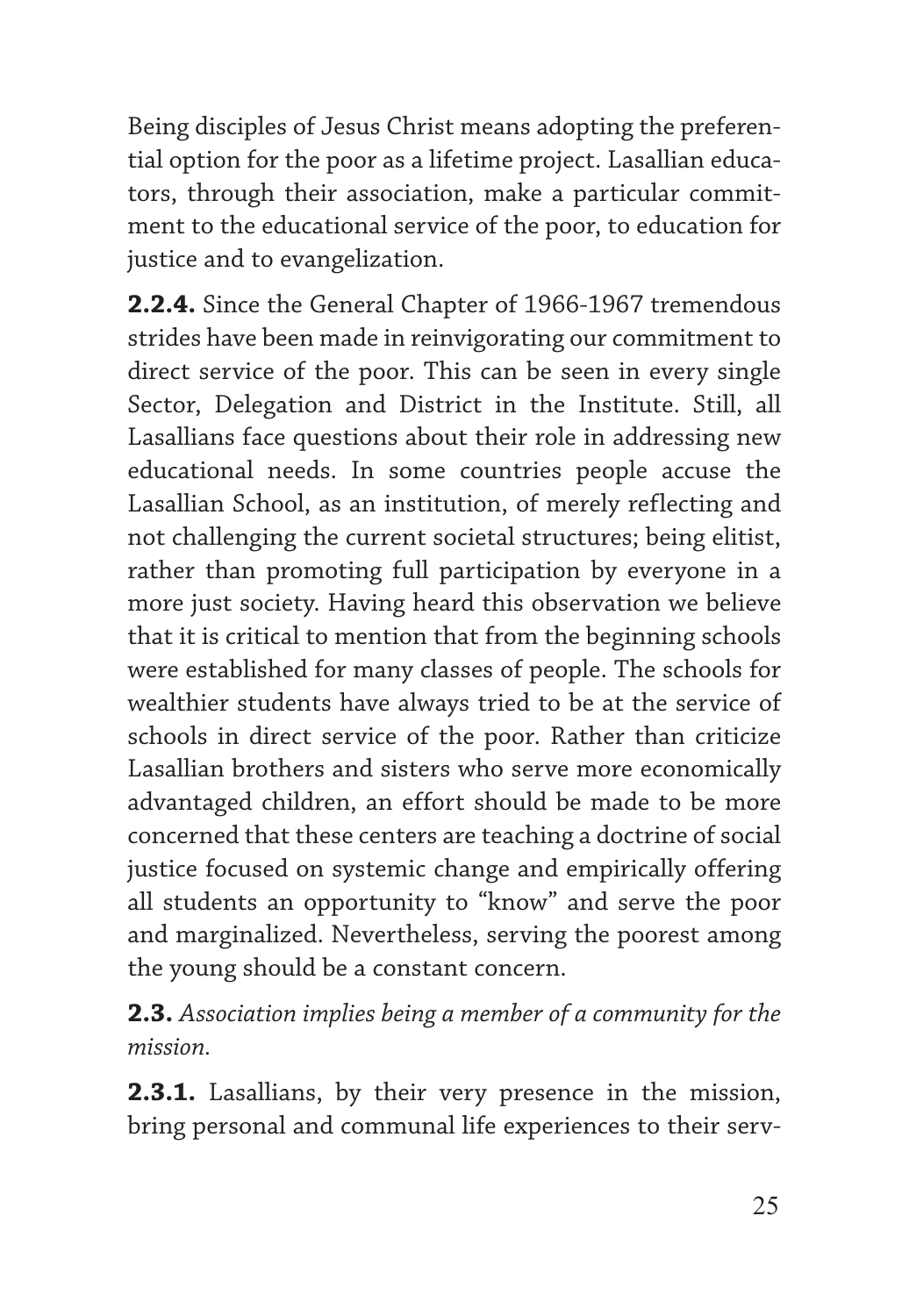Being disciples of Jesus Christ means adopting the preferential option for the poor as a lifetime project. Lasallian educators, through their association, make a particular commitment to the educational service of the poor, to education for justice and to evangelization.

**2.2.4.** Since the General Chapter of 1966-1967 tremendous strides have been made in reinvigorating our commitment to direct service of the poor. This can be seen in every single Sector, Delegation and District in the Institute. Still, all Lasallians face questions about their role in addressing new educational needs. In some countries people accuse the Lasallian School, as an institution, of merely reflecting and not challenging the current societal structures; being elitist, rather than promoting full participation by everyone in a more just society. Having heard this observation we believe that it is critical to mention that from the beginning schools were established for many classes of people. The schools for wealthier students have always tried to be at the service of schools in direct service of the poor. Rather than criticize Lasallian brothers and sisters who serve more economically advantaged children, an effort should be made to be more concerned that these centers are teaching a doctrine of social justice focused on systemic change and empirically offering all students an opportunity to "know" and serve the poor and marginalized. Nevertheless, serving the poorest among the young should be a constant concern.

**2.3.** *Association implies being a member of a community for the mission.*

**2.3.1.** Lasallians, by their very presence in the mission, bring personal and communal life experiences to their serv-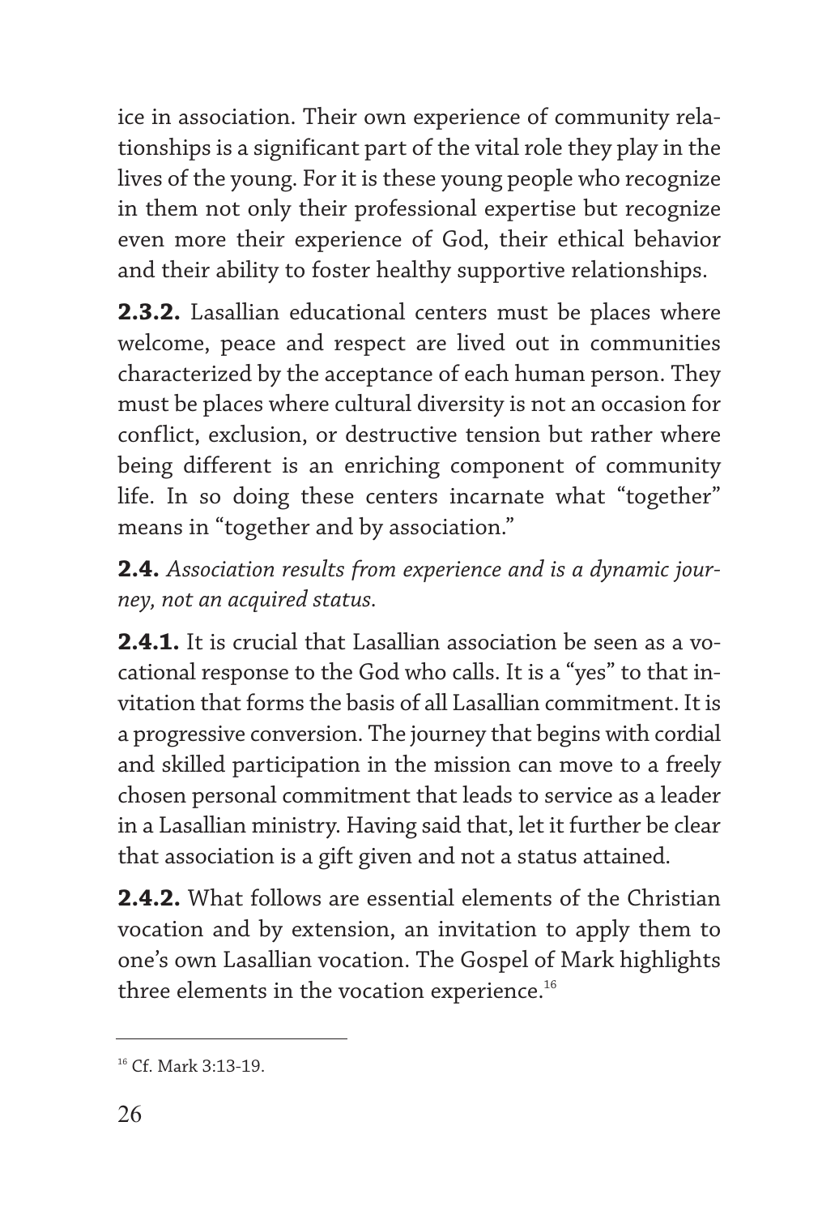ice in association. Their own experience of community relationships is a significant part of the vital role they play in the lives of the young. For it is these young people who recognize in them not only their professional expertise but recognize even more their experience of God, their ethical behavior and their ability to foster healthy supportive relationships.

**2.3.2.** Lasallian educational centers must be places where welcome, peace and respect are lived out in communities characterized by the acceptance of each human person. They must be places where cultural diversity is not an occasion for conflict, exclusion, or destructive tension but rather where being different is an enriching component of community life. In so doing these centers incarnate what "together" means in "together and by association."

**2.4.** *Association results from experience and is a dynamic journey, not an acquired status.*

**2.4.1.** It is crucial that Lasallian association be seen as a vocational response to the God who calls. It is a "yes" to that invitation that forms the basis of all Lasallian commitment. It is a progressive conversion. The journey that begins with cordial and skilled participation in the mission can move to a freely chosen personal commitment that leads to service as a leader in a Lasallian ministry. Having said that, let it further be clear that association is a gift given and not a status attained.

**2.4.2.** What follows are essential elements of the Christian vocation and by extension, an invitation to apply them to one's own Lasallian vocation. The Gospel of Mark highlights three elements in the vocation experience.[16]

---

[16] Cf. Mark 3:13-19.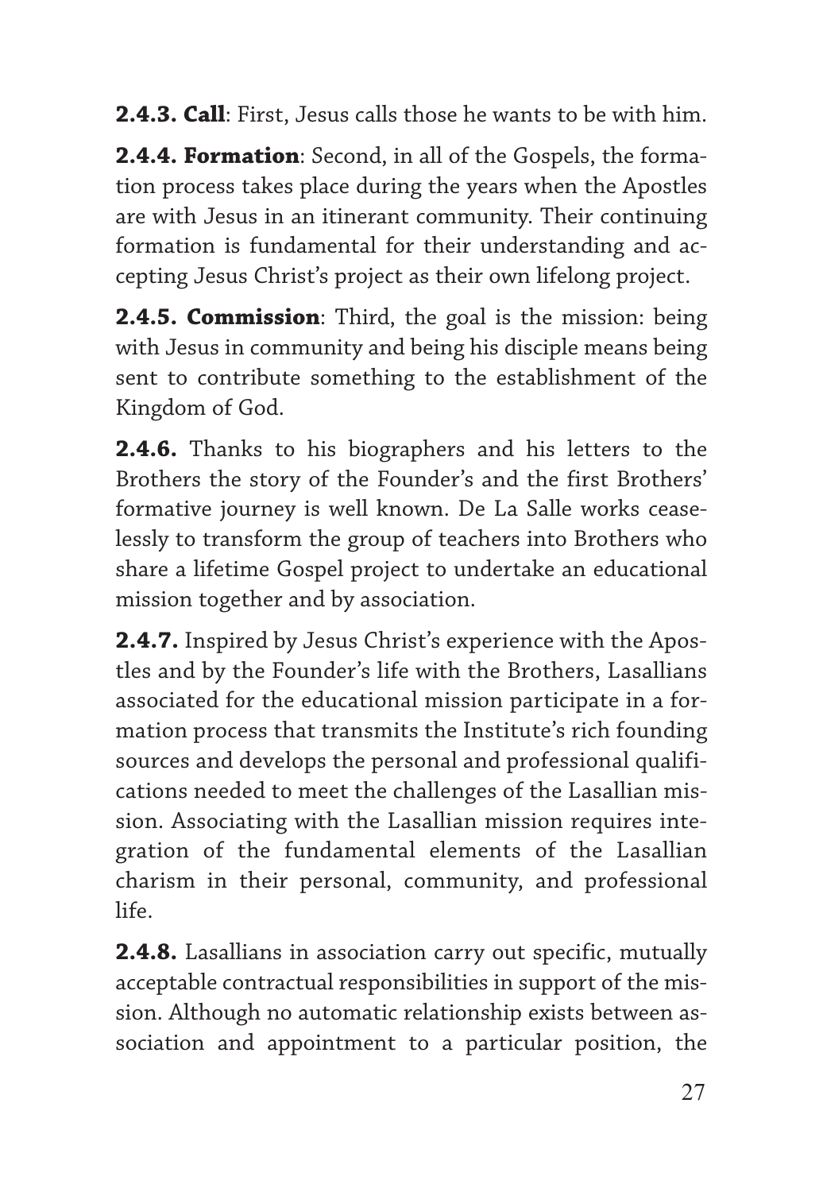**2.4.3. Call**: First, Jesus calls those he wants to be with him.

**2.4.4. Formation**: Second, in all of the Gospels, the formation process takes place during the years when the Apostles are with Jesus in an itinerant community. Their continuing formation is fundamental for their understanding and accepting Jesus Christ's project as their own lifelong project.

**2.4.5. Commission**: Third, the goal is the mission: being with Jesus in community and being his disciple means being sent to contribute something to the establishment of the Kingdom of God.

**2.4.6.** Thanks to his biographers and his letters to the Brothers the story of the Founder's and the first Brothers' formative journey is well known. De La Salle works ceaselessly to transform the group of teachers into Brothers who share a lifetime Gospel project to undertake an educational mission together and by association.

**2.4.7.** Inspired by Jesus Christ's experience with the Apostles and by the Founder's life with the Brothers, Lasallians associated for the educational mission participate in a formation process that transmits the Institute's rich founding sources and develops the personal and professional qualifications needed to meet the challenges of the Lasallian mission. Associating with the Lasallian mission requires integration of the fundamental elements of the Lasallian charism in their personal, community, and professional life.

**2.4.8.** Lasallians in association carry out specific, mutually acceptable contractual responsibilities in support of the mission. Although no automatic relationship exists between association and appointment to a particular position, the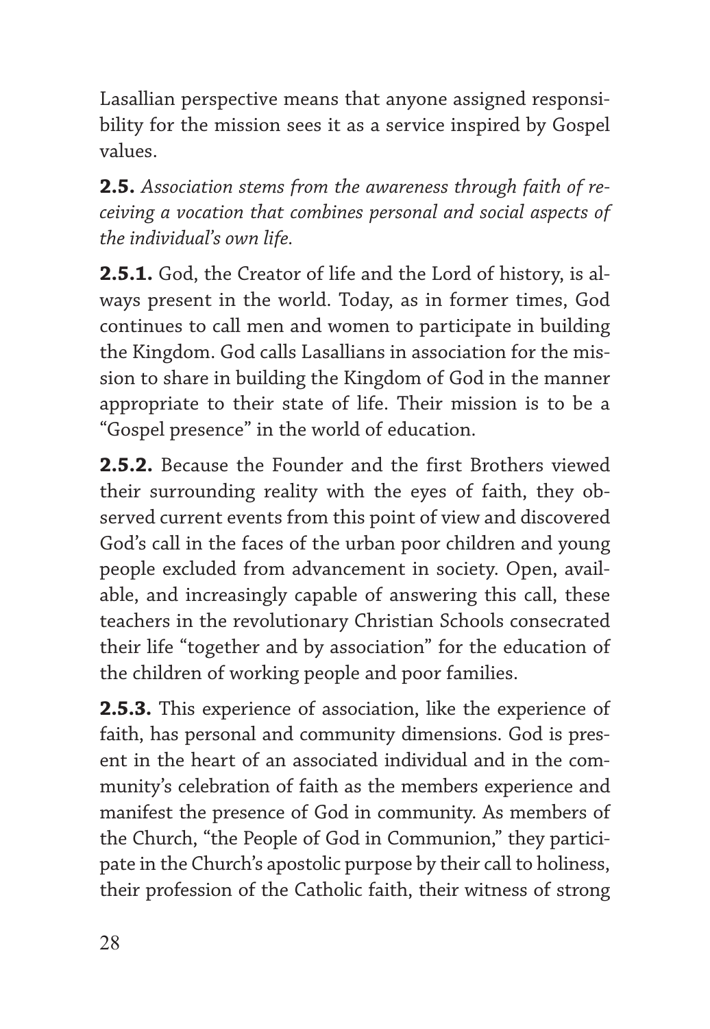Lasallian perspective means that anyone assigned responsibility for the mission sees it as a service inspired by Gospel values.

**2.5.** *Association stems from the awareness through faith of receiving a vocation that combines personal and social aspects of the individual's own life.*

**2.5.1.** God, the Creator of life and the Lord of history, is always present in the world. Today, as in former times, God continues to call men and women to participate in building the Kingdom. God calls Lasallians in association for the mission to share in building the Kingdom of God in the manner appropriate to their state of life. Their mission is to be a "Gospel presence" in the world of education.

**2.5.2.** Because the Founder and the first Brothers viewed their surrounding reality with the eyes of faith, they observed current events from this point of view and discovered God's call in the faces of the urban poor children and young people excluded from advancement in society. Open, available, and increasingly capable of answering this call, these teachers in the revolutionary Christian Schools consecrated their life "together and by association" for the education of the children of working people and poor families.

**2.5.3.** This experience of association, like the experience of faith, has personal and community dimensions. God is present in the heart of an associated individual and in the community's celebration of faith as the members experience and manifest the presence of God in community. As members of the Church, "the People of God in Communion," they participate in the Church's apostolic purpose by their call to holiness, their profession of the Catholic faith, their witness of strong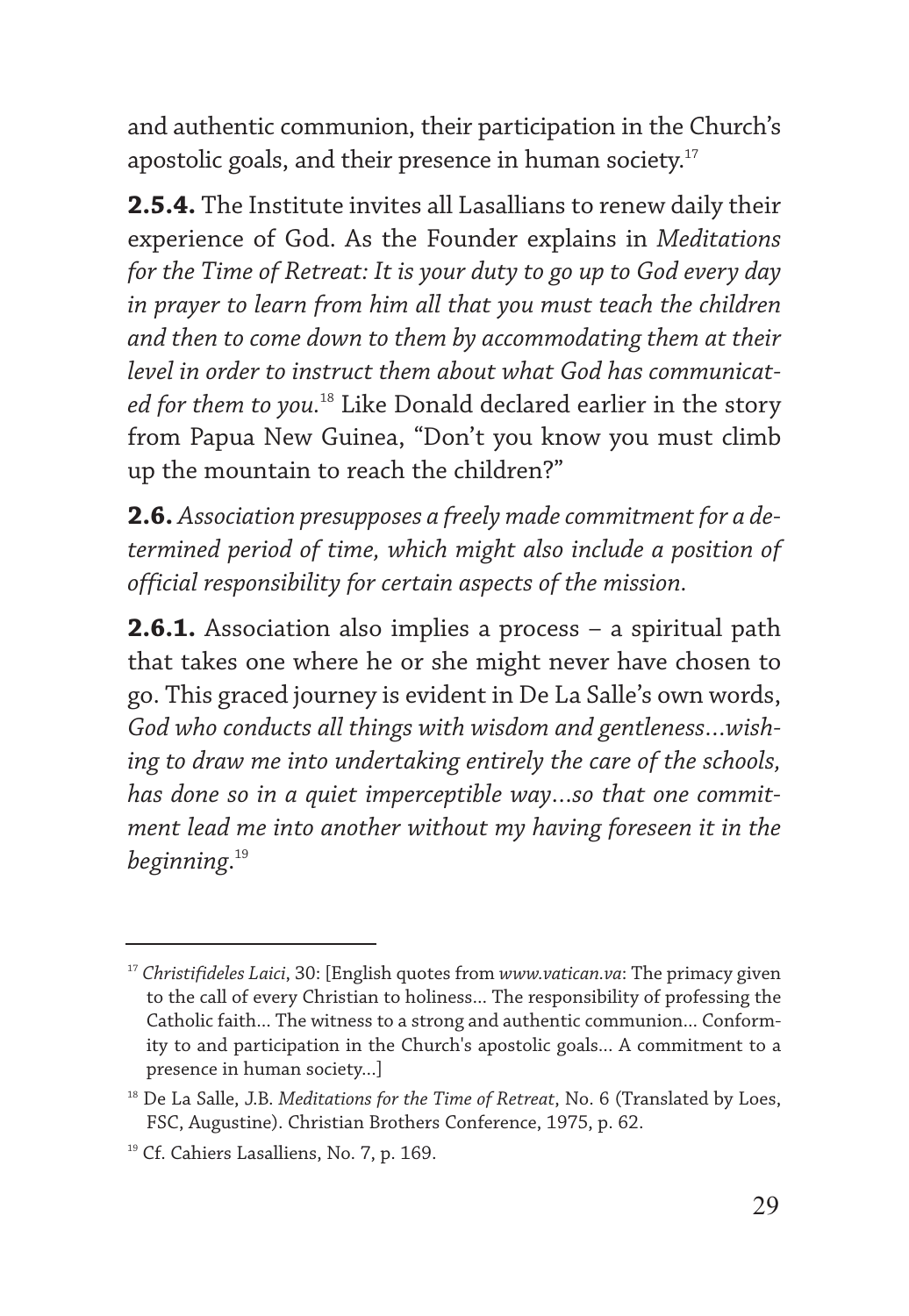and authentic communion, their participation in the Church's apostolic goals, and their presence in human society.[17]

**2.5.4.** The Institute invites all Lasallians to renew daily their experience of God. As the Founder explains in *Meditations for the Time of Retreat: It is your duty to go up to God every day in prayer to learn from him all that you must teach the children and then to come down to them by accommodating them at their level in order to instruct them about what God has communicated for them to you.*[18] Like Donald declared earlier in the story from Papua New Guinea, "Don't you know you must climb up the mountain to reach the children?"

**2.6.** *Association presupposes a freely made commitment for a determined period of time, which might also include a position of official responsibility for certain aspects of the mission.*

**2.6.1.** Association also implies a process – a spiritual path that takes one where he or she might never have chosen to go. This graced journey is evident in De La Salle's own words, *God who conducts all things with wisdom and gentleness…wishing to draw me into undertaking entirely the care of the schools, has done so in a quiet imperceptible way…so that one commitment lead me into another without my having foreseen it in the beginning.*[19]

---

[17] *Christifideles Laici*, 30: [English quotes from *www.vatican.va*: The primacy given to the call of every Christian to holiness… The responsibility of professing the Catholic faith… The witness to a strong and authentic communion… Conformity to and participation in the Church's apostolic goals… A commitment to a presence in human society…]

[18] De La Salle, J.B. *Meditations for the Time of Retreat*, No. 6 (Translated by Loes, FSC, Augustine). Christian Brothers Conference, 1975, p. 62.

[19] Cf. Cahiers Lasalliens, No. 7, p. 169.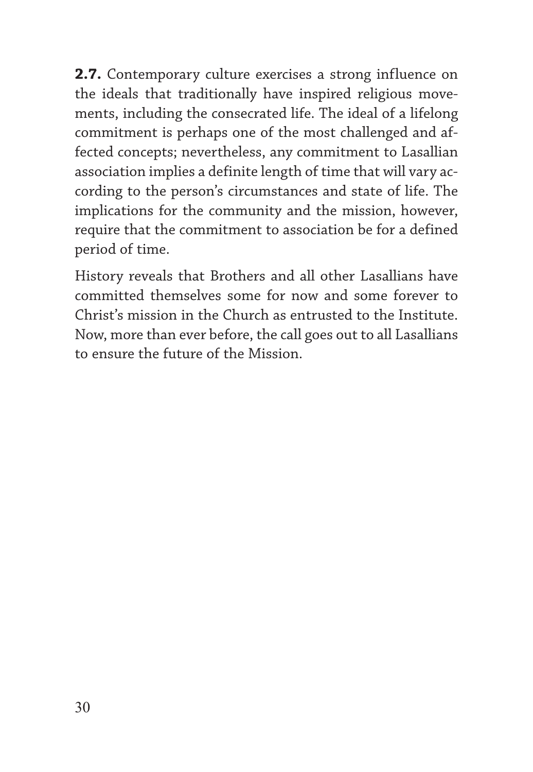**2.7.** Contemporary culture exercises a strong influence on the ideals that traditionally have inspired religious movements, including the consecrated life. The ideal of a lifelong commitment is perhaps one of the most challenged and affected concepts; nevertheless, any commitment to Lasallian association implies a definite length of time that will vary according to the person's circumstances and state of life. The implications for the community and the mission, however, require that the commitment to association be for a defined period of time.

History reveals that Brothers and all other Lasallians have committed themselves some for now and some forever to Christ's mission in the Church as entrusted to the Institute. Now, more than ever before, the call goes out to all Lasallians to ensure the future of the Mission.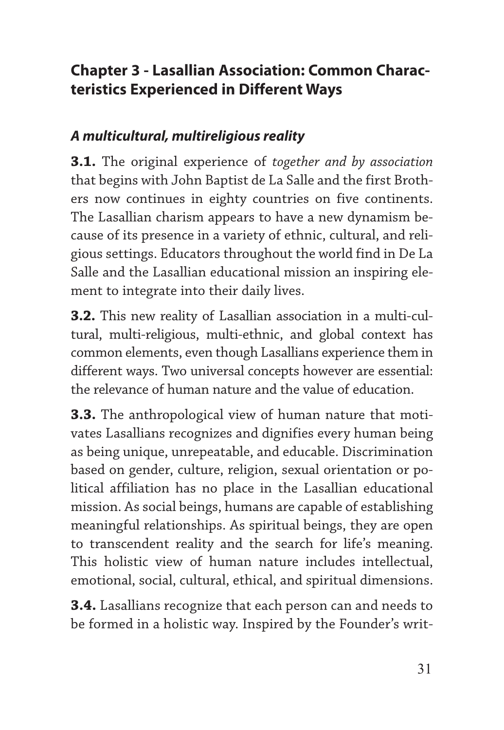## Chapter 3 - Lasallian Association: Common Characteristics Experienced in Different Ways

### *A multicultural, multireligious reality*

**3.1.** The original experience of *together and by association* that begins with John Baptist de La Salle and the first Brothers now continues in eighty countries on five continents. The Lasallian charism appears to have a new dynamism because of its presence in a variety of ethnic, cultural, and religious settings. Educators throughout the world find in De La Salle and the Lasallian educational mission an inspiring element to integrate into their daily lives.

**3.2.** This new reality of Lasallian association in a multi-cultural, multi-religious, multi-ethnic, and global context has common elements, even though Lasallians experience them in different ways. Two universal concepts however are essential: the relevance of human nature and the value of education.

**3.3.** The anthropological view of human nature that motivates Lasallians recognizes and dignifies every human being as being unique, unrepeatable, and educable. Discrimination based on gender, culture, religion, sexual orientation or political affiliation has no place in the Lasallian educational mission. As social beings, humans are capable of establishing meaningful relationships. As spiritual beings, they are open to transcendent reality and the search for life's meaning. This holistic view of human nature includes intellectual, emotional, social, cultural, ethical, and spiritual dimensions.

**3.4.** Lasallians recognize that each person can and needs to be formed in a holistic way. Inspired by the Founder's writ-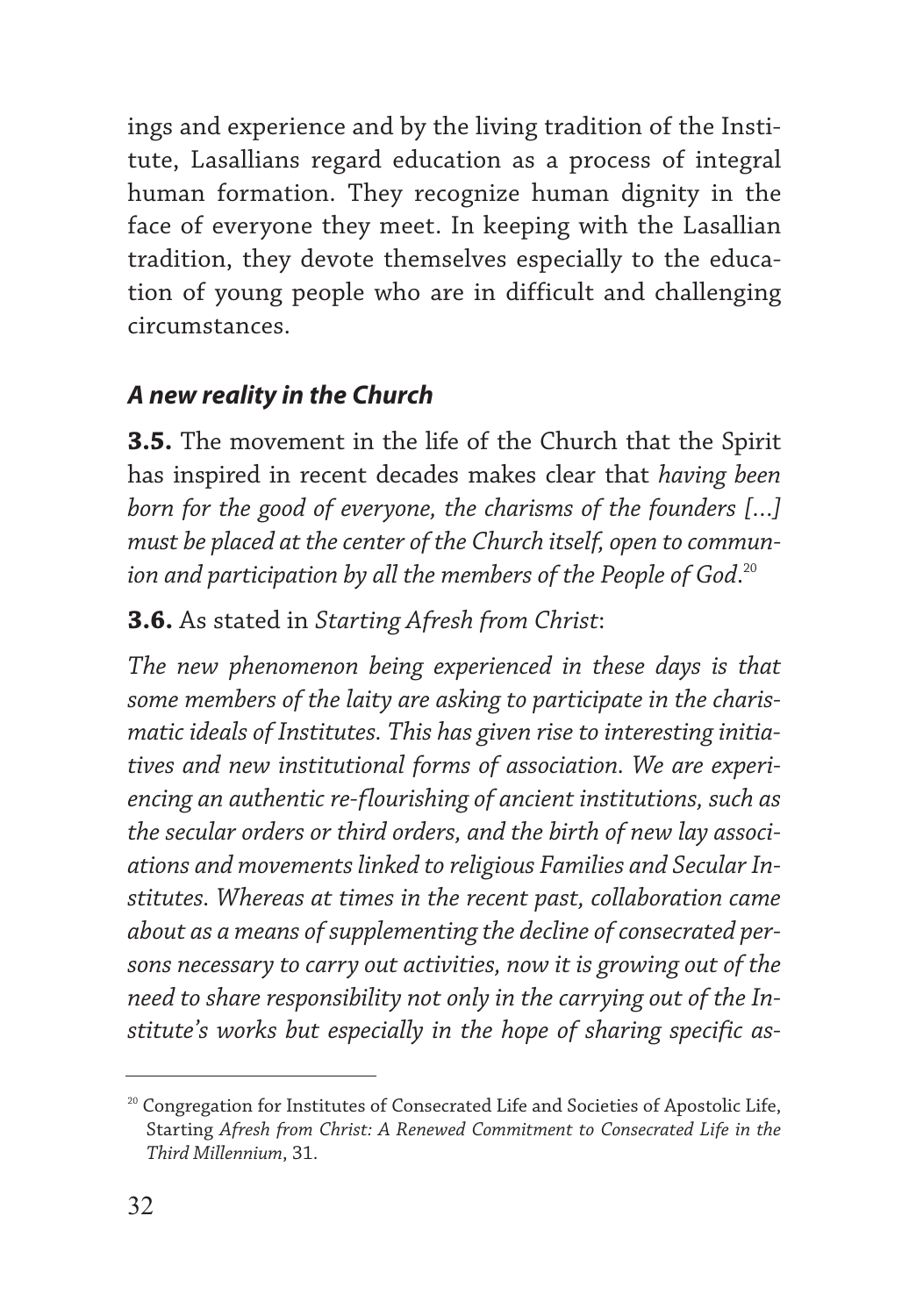ings and experience and by the living tradition of the Institute, Lasallians regard education as a process of integral human formation. They recognize human dignity in the face of everyone they meet. In keeping with the Lasallian tradition, they devote themselves especially to the education of young people who are in difficult and challenging circumstances.

### *A new reality in the Church*

**3.5.** The movement in the life of the Church that the Spirit has inspired in recent decades makes clear that *having been born for the good of everyone, the charisms of the founders [...] must be placed at the center of the Church itself, open to communion and participation by all the members of the People of God*.[20]

**3.6.** As stated in *Starting Afresh from Christ*:

*The new phenomenon being experienced in these days is that some members of the laity are asking to participate in the charismatic ideals of Institutes. This has given rise to interesting initiatives and new institutional forms of association. We are experiencing an authentic re-flourishing of ancient institutions, such as the secular orders or third orders, and the birth of new lay associations and movements linked to religious Families and Secular Institutes. Whereas at times in the recent past, collaboration came about as a means of supplementing the decline of consecrated persons necessary to carry out activities, now it is growing out of the need to share responsibility not only in the carrying out of the Institute's works but especially in the hope of sharing specific as-*

---

[20] Congregation for Institutes of Consecrated Life and Societies of Apostolic Life, Starting *Afresh from Christ: A Renewed Commitment to Consecrated Life in the Third Millennium*, 31.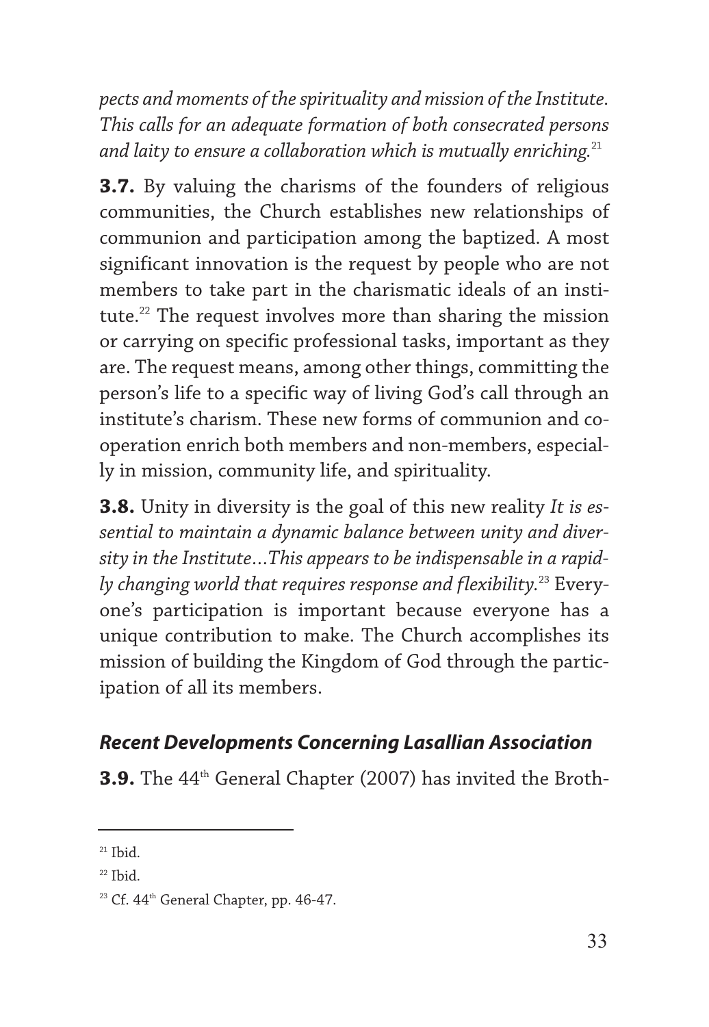*pects and moments of the spirituality and mission of the Institute. This calls for an adequate formation of both consecrated persons and laity to ensure a collaboration which is mutually enriching.*[21]

**3.7.** By valuing the charisms of the founders of religious communities, the Church establishes new relationships of communion and participation among the baptized. A most significant innovation is the request by people who are not members to take part in the charismatic ideals of an institute.[22] The request involves more than sharing the mission or carrying on specific professional tasks, important as they are. The request means, among other things, committing the person's life to a specific way of living God's call through an institute's charism. These new forms of communion and cooperation enrich both members and non-members, especially in mission, community life, and spirituality.

**3.8.** Unity in diversity is the goal of this new reality *It is essential to maintain a dynamic balance between unity and diversity in the Institute…This appears to be indispensable in a rapidly changing world that requires response and flexibility.*[23] Everyone's participation is important because everyone has a unique contribution to make. The Church accomplishes its mission of building the Kingdom of God through the participation of all its members.

### *Recent Developments Concerning Lasallian Association*

**3.9.** The 44th General Chapter (2007) has invited the Broth-

---

[21] Ibid.

[22] Ibid.

[23] Cf. 44th General Chapter, pp. 46-47.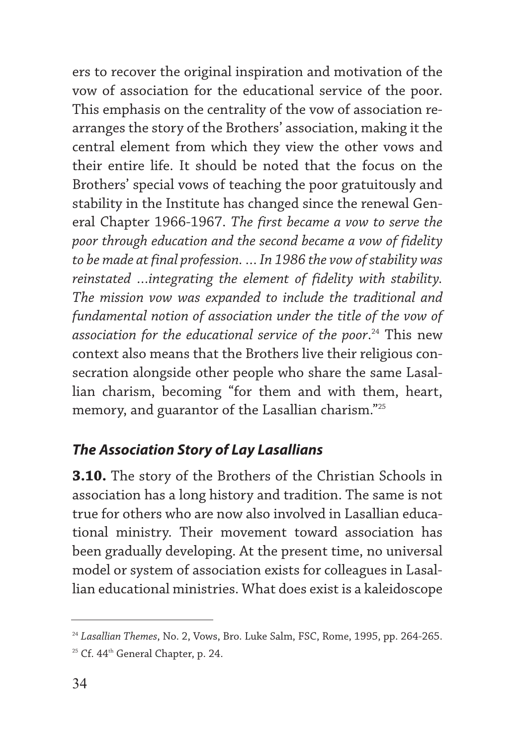ers to recover the original inspiration and motivation of the vow of association for the educational service of the poor. This emphasis on the centrality of the vow of association rearranges the story of the Brothers' association, making it the central element from which they view the other vows and their entire life. It should be noted that the focus on the Brothers' special vows of teaching the poor gratuitously and stability in the Institute has changed since the renewal General Chapter 1966-1967. *The first became a vow to serve the poor through education and the second became a vow of fidelity to be made at final profession. … In 1986 the vow of stability was reinstated …integrating the element of fidelity with stability. The mission vow was expanded to include the traditional and fundamental notion of association under the title of the vow of association for the educational service of the poor*.[24] This new context also means that the Brothers live their religious consecration alongside other people who share the same Lasallian charism, becoming "for them and with them, heart, memory, and guarantor of the Lasallian charism."[25]

### *The Association Story of Lay Lasallians*

**3.10.** The story of the Brothers of the Christian Schools in association has a long history and tradition. The same is not true for others who are now also involved in Lasallian educational ministry. Their movement toward association has been gradually developing. At the present time, no universal model or system of association exists for colleagues in Lasallian educational ministries. What does exist is a kaleidoscope

---

[24] *Lasallian Themes*, No. 2, Vows, Bro. Luke Salm, FSC, Rome, 1995, pp. 264-265.

[25] Cf. 44th General Chapter, p. 24.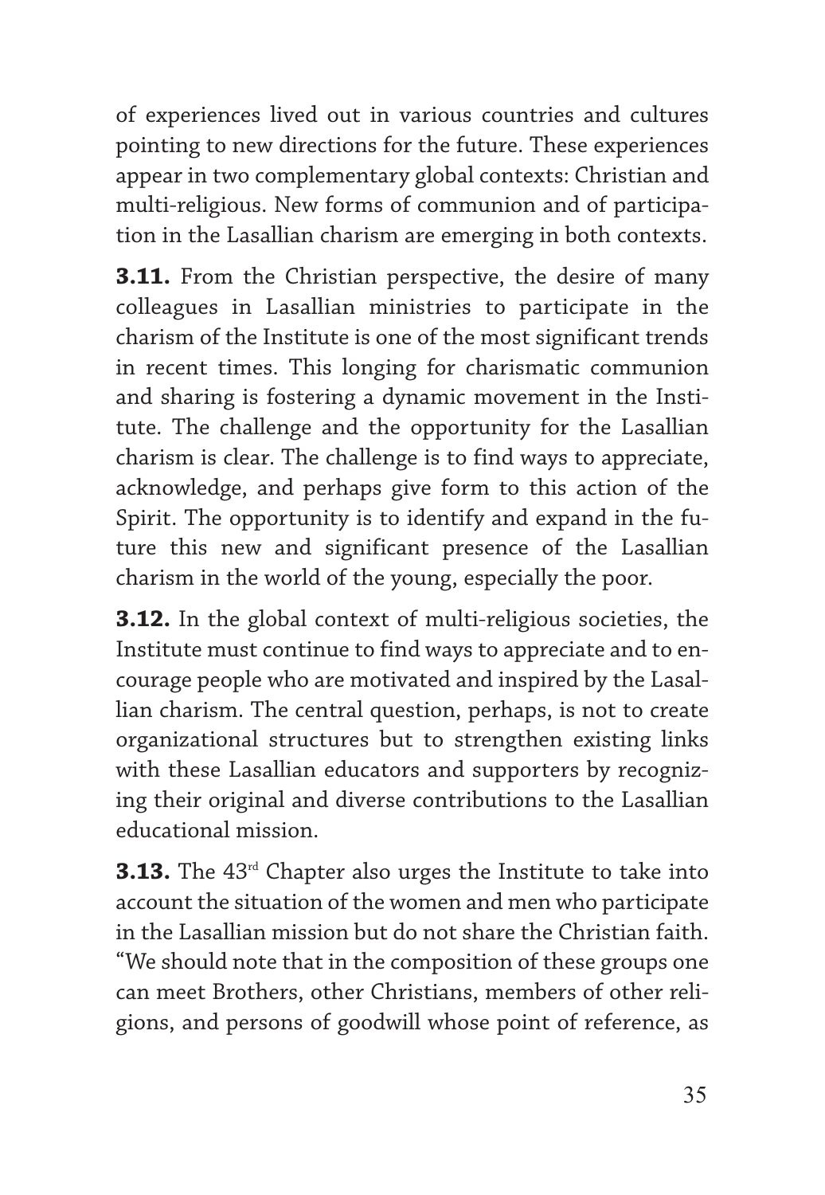of experiences lived out in various countries and cultures pointing to new directions for the future. These experiences appear in two complementary global contexts: Christian and multi-religious. New forms of communion and of participation in the Lasallian charism are emerging in both contexts.

**3.11.** From the Christian perspective, the desire of many colleagues in Lasallian ministries to participate in the charism of the Institute is one of the most significant trends in recent times. This longing for charismatic communion and sharing is fostering a dynamic movement in the Institute. The challenge and the opportunity for the Lasallian charism is clear. The challenge is to find ways to appreciate, acknowledge, and perhaps give form to this action of the Spirit. The opportunity is to identify and expand in the future this new and significant presence of the Lasallian charism in the world of the young, especially the poor.

**3.12.** In the global context of multi-religious societies, the Institute must continue to find ways to appreciate and to encourage people who are motivated and inspired by the Lasallian charism. The central question, perhaps, is not to create organizational structures but to strengthen existing links with these Lasallian educators and supporters by recognizing their original and diverse contributions to the Lasallian educational mission.

**3.13.** The 43rd Chapter also urges the Institute to take into account the situation of the women and men who participate in the Lasallian mission but do not share the Christian faith. "We should note that in the composition of these groups one can meet Brothers, other Christians, members of other religions, and persons of goodwill whose point of reference, as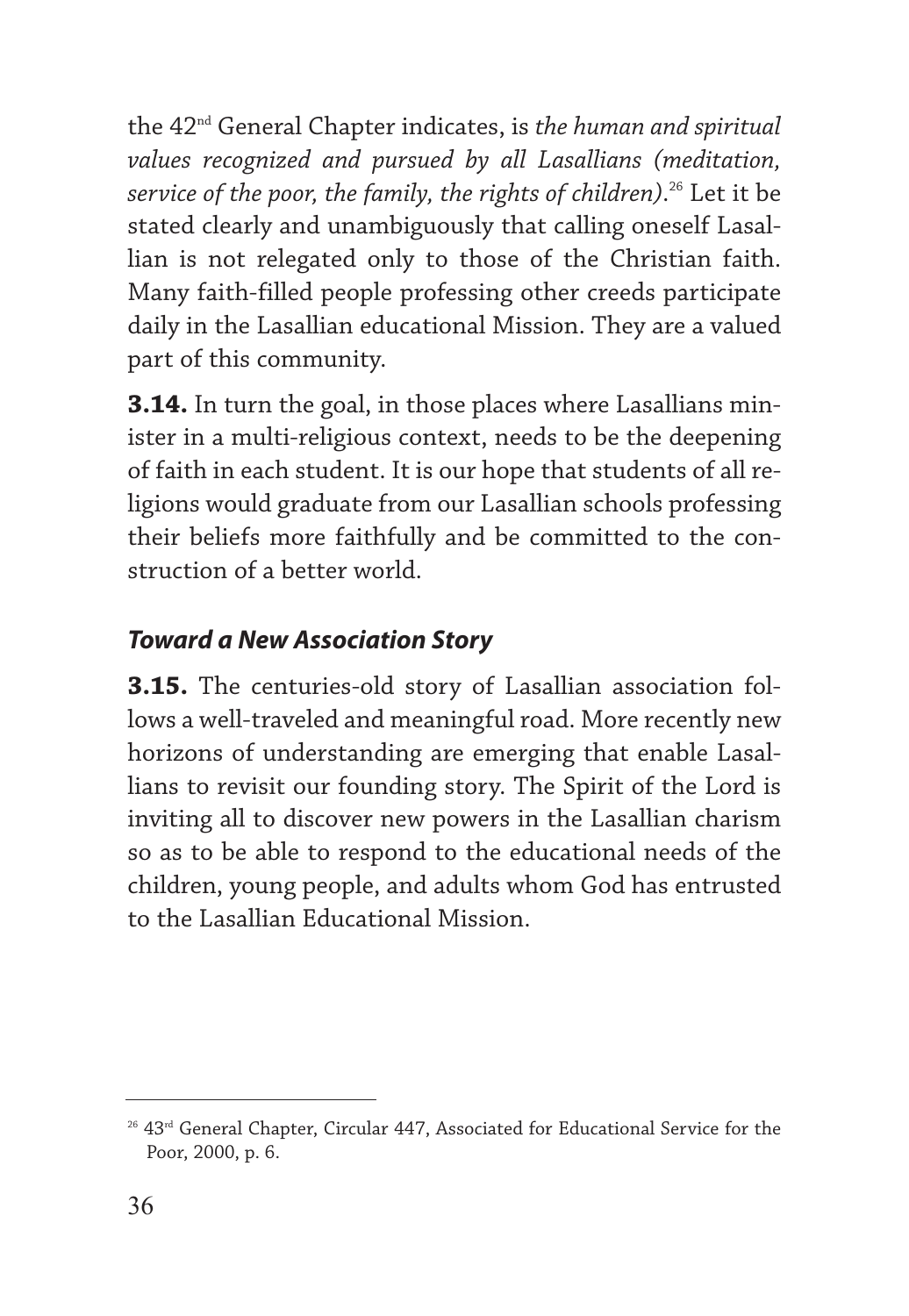the 42nd General Chapter indicates, is *the human and spiritual values recognized and pursued by all Lasallians (meditation, service of the poor, the family, the rights of children)*.[26] Let it be stated clearly and unambiguously that calling oneself Lasallian is not relegated only to those of the Christian faith. Many faith-filled people professing other creeds participate daily in the Lasallian educational Mission. They are a valued part of this community.

**3.14.** In turn the goal, in those places where Lasallians minister in a multi-religious context, needs to be the deepening of faith in each student. It is our hope that students of all religions would graduate from our Lasallian schools professing their beliefs more faithfully and be committed to the construction of a better world.

### *Toward a New Association Story*

**3.15.** The centuries-old story of Lasallian association follows a well-traveled and meaningful road. More recently new horizons of understanding are emerging that enable Lasallians to revisit our founding story. The Spirit of the Lord is inviting all to discover new powers in the Lasallian charism so as to be able to respond to the educational needs of the children, young people, and adults whom God has entrusted to the Lasallian Educational Mission.

---

[26] 43rd General Chapter, Circular 447, Associated for Educational Service for the Poor, 2000, p. 6.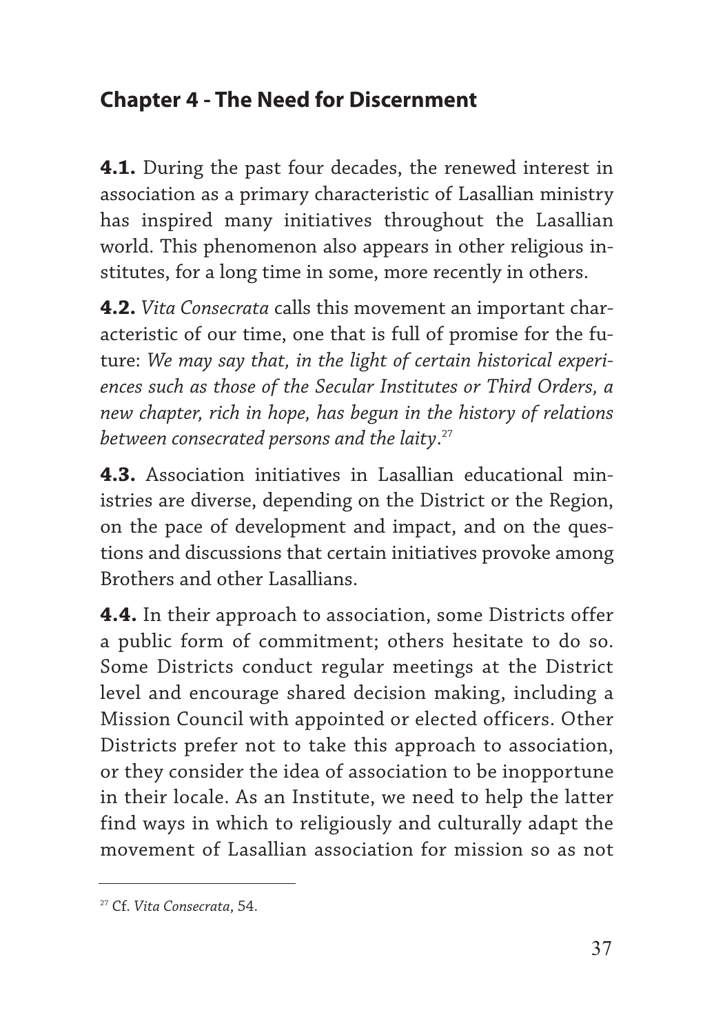## Chapter 4 - The Need for Discernment

**4.1.** During the past four decades, the renewed interest in association as a primary characteristic of Lasallian ministry has inspired many initiatives throughout the Lasallian world. This phenomenon also appears in other religious institutes, for a long time in some, more recently in others.

**4.2.** *Vita Consecrata* calls this movement an important characteristic of our time, one that is full of promise for the future: *We may say that, in the light of certain historical experiences such as those of the Secular Institutes or Third Orders, a new chapter, rich in hope, has begun in the history of relations between consecrated persons and the laity*.[27]

**4.3.** Association initiatives in Lasallian educational ministries are diverse, depending on the District or the Region, on the pace of development and impact, and on the questions and discussions that certain initiatives provoke among Brothers and other Lasallians.

**4.4.** In their approach to association, some Districts offer a public form of commitment; others hesitate to do so. Some Districts conduct regular meetings at the District level and encourage shared decision making, including a Mission Council with appointed or elected officers. Other Districts prefer not to take this approach to association, or they consider the idea of association to be inopportune in their locale. As an Institute, we need to help the latter find ways in which to religiously and culturally adapt the movement of Lasallian association for mission so as not

---

[27] Cf. *Vita Consecrata*, 54.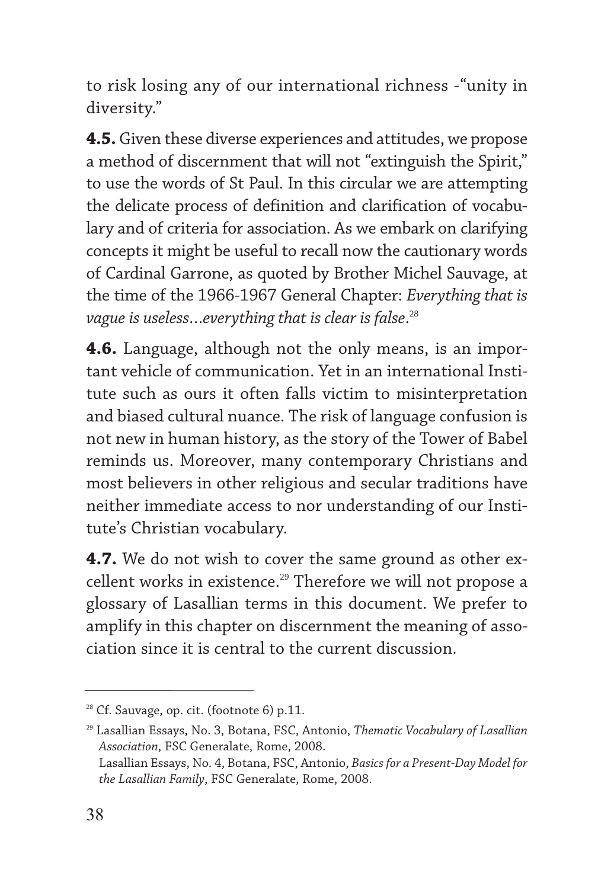to risk losing any of our international richness -"unity in diversity."

**4.5.** Given these diverse experiences and attitudes, we propose a method of discernment that will not "extinguish the Spirit," to use the words of St Paul. In this circular we are attempting the delicate process of definition and clarification of vocabulary and of criteria for association. As we embark on clarifying concepts it might be useful to recall now the cautionary words of Cardinal Garrone, as quoted by Brother Michel Sauvage, at the time of the 1966-1967 General Chapter: *Everything that is vague is useless…everything that is clear is false*.[28]

**4.6.** Language, although not the only means, is an important vehicle of communication. Yet in an international Institute such as ours it often falls victim to misinterpretation and biased cultural nuance. The risk of language confusion is not new in human history, as the story of the Tower of Babel reminds us. Moreover, many contemporary Christians and most believers in other religious and secular traditions have neither immediate access to nor understanding of our Institute's Christian vocabulary.

**4.7.** We do not wish to cover the same ground as other excellent works in existence.[29] Therefore we will not propose a glossary of Lasallian terms in this document. We prefer to amplify in this chapter on discernment the meaning of association since it is central to the current discussion.

---

[28] Cf. Sauvage, op. cit. (footnote 6) p.11.

[29] Lasallian Essays, No. 3, Botana, FSC, Antonio, *Thematic Vocabulary of Lasallian Association*, FSC Generalate, Rome, 2008.
Lasallian Essays, No. 4, Botana, FSC, Antonio, *Basics for a Present-Day Model for the Lasallian Family*, FSC Generalate, Rome, 2008.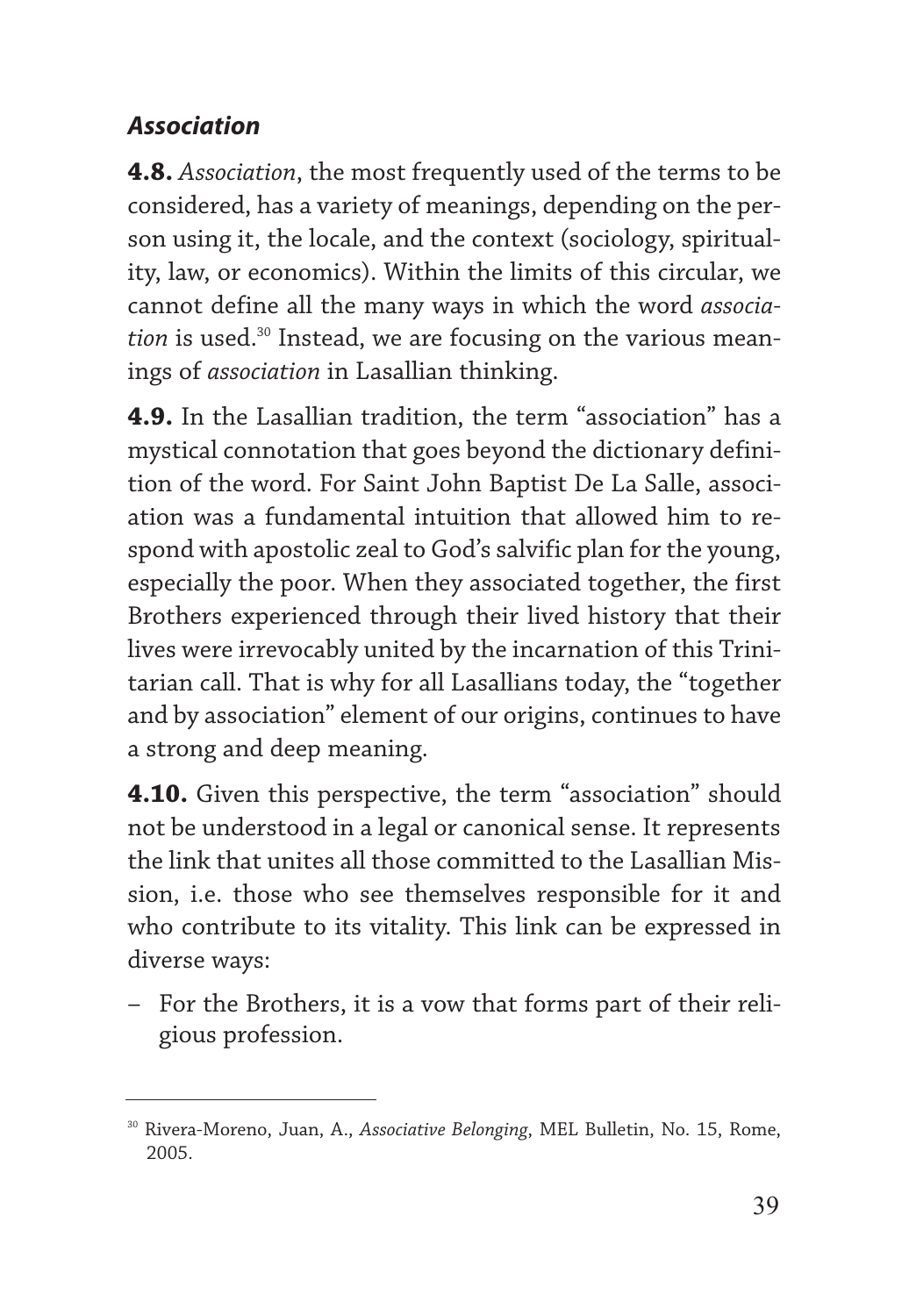### *Association*

**4.8.** *Association*, the most frequently used of the terms to be considered, has a variety of meanings, depending on the person using it, the locale, and the context (sociology, spirituality, law, or economics). Within the limits of this circular, we cannot define all the many ways in which the word *association* is used.[30] Instead, we are focusing on the various meanings of *association* in Lasallian thinking.

**4.9.** In the Lasallian tradition, the term "association" has a mystical connotation that goes beyond the dictionary definition of the word. For Saint John Baptist De La Salle, association was a fundamental intuition that allowed him to respond with apostolic zeal to God's salvific plan for the young, especially the poor. When they associated together, the first Brothers experienced through their lived history that their lives were irrevocably united by the incarnation of this Trinitarian call. That is why for all Lasallians today, the "together and by association" element of our origins, continues to have a strong and deep meaning.

**4.10.** Given this perspective, the term "association" should not be understood in a legal or canonical sense. It represents the link that unites all those committed to the Lasallian Mission, i.e. those who see themselves responsible for it and who contribute to its vitality. This link can be expressed in diverse ways:

- For the Brothers, it is a vow that forms part of their religious profession.

---

[30] Rivera-Moreno, Juan, A., *Associative Belonging*, MEL Bulletin, No. 15, Rome, 2005.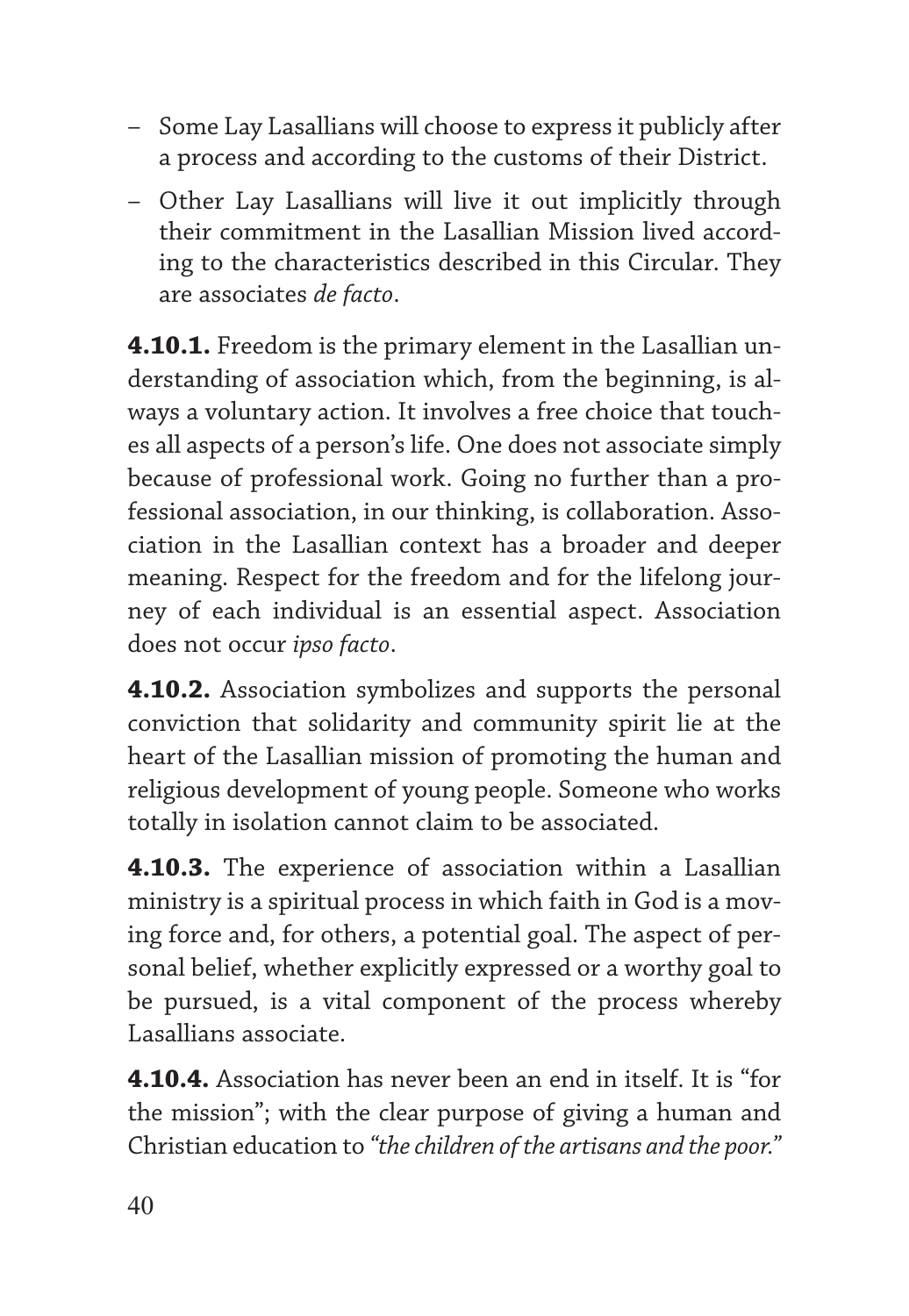– Some Lay Lasallians will choose to express it publicly after a process and according to the customs of their District.

– Other Lay Lasallians will live it out implicitly through their commitment in the Lasallian Mission lived according to the characteristics described in this Circular. They are associates *de facto*.

**4.10.1.** Freedom is the primary element in the Lasallian understanding of association which, from the beginning, is always a voluntary action. It involves a free choice that touches all aspects of a person's life. One does not associate simply because of professional work. Going no further than a professional association, in our thinking, is collaboration. Association in the Lasallian context has a broader and deeper meaning. Respect for the freedom and for the lifelong journey of each individual is an essential aspect. Association does not occur *ipso facto*.

**4.10.2.** Association symbolizes and supports the personal conviction that solidarity and community spirit lie at the heart of the Lasallian mission of promoting the human and religious development of young people. Someone who works totally in isolation cannot claim to be associated.

**4.10.3.** The experience of association within a Lasallian ministry is a spiritual process in which faith in God is a moving force and, for others, a potential goal. The aspect of personal belief, whether explicitly expressed or a worthy goal to be pursued, is a vital component of the process whereby Lasallians associate.

**4.10.4.** Association has never been an end in itself. It is "for the mission"; with the clear purpose of giving a human and Christian education to *"the children of the artisans and the poor."*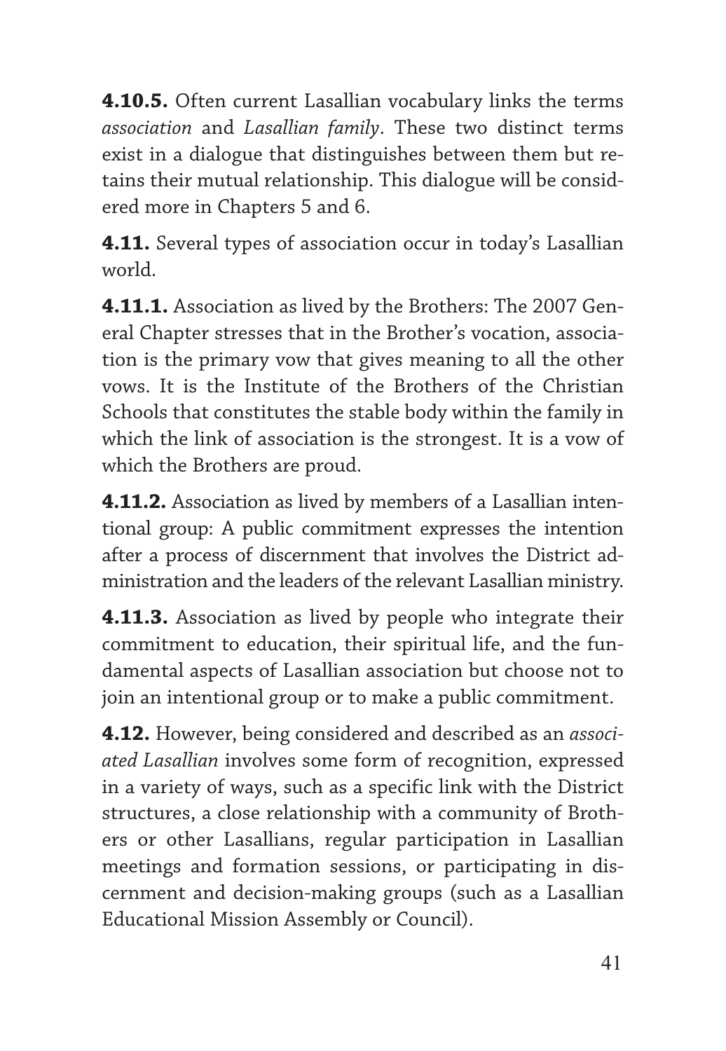**4.10.5.** Often current Lasallian vocabulary links the terms *association* and *Lasallian family*. These two distinct terms exist in a dialogue that distinguishes between them but retains their mutual relationship. This dialogue will be considered more in Chapters 5 and 6.

**4.11.** Several types of association occur in today's Lasallian world.

**4.11.1.** Association as lived by the Brothers: The 2007 General Chapter stresses that in the Brother's vocation, association is the primary vow that gives meaning to all the other vows. It is the Institute of the Brothers of the Christian Schools that constitutes the stable body within the family in which the link of association is the strongest. It is a vow of which the Brothers are proud.

**4.11.2.** Association as lived by members of a Lasallian intentional group: A public commitment expresses the intention after a process of discernment that involves the District administration and the leaders of the relevant Lasallian ministry.

**4.11.3.** Association as lived by people who integrate their commitment to education, their spiritual life, and the fundamental aspects of Lasallian association but choose not to join an intentional group or to make a public commitment.

**4.12.** However, being considered and described as an *associated Lasallian* involves some form of recognition, expressed in a variety of ways, such as a specific link with the District structures, a close relationship with a community of Brothers or other Lasallians, regular participation in Lasallian meetings and formation sessions, or participating in discernment and decision-making groups (such as a Lasallian Educational Mission Assembly or Council).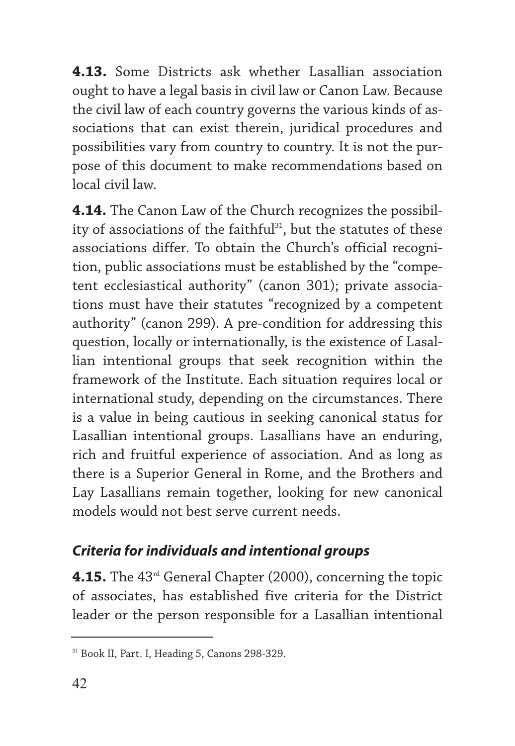**4.13.** Some Districts ask whether Lasallian association ought to have a legal basis in civil law or Canon Law. Because the civil law of each country governs the various kinds of associations that can exist therein, juridical procedures and possibilities vary from country to country. It is not the purpose of this document to make recommendations based on local civil law.

**4.14.** The Canon Law of the Church recognizes the possibility of associations of the faithful[31], but the statutes of these associations differ. To obtain the Church's official recognition, public associations must be established by the "competent ecclesiastical authority" (canon 301); private associations must have their statutes "recognized by a competent authority" (canon 299). A pre-condition for addressing this question, locally or internationally, is the existence of Lasallian intentional groups that seek recognition within the framework of the Institute. Each situation requires local or international study, depending on the circumstances. There is a value in being cautious in seeking canonical status for Lasallian intentional groups. Lasallians have an enduring, rich and fruitful experience of association. And as long as there is a Superior General in Rome, and the Brothers and Lay Lasallians remain together, looking for new canonical models would not best serve current needs.

### *Criteria for individuals and intentional groups*

**4.15.** The 43rd General Chapter (2000), concerning the topic of associates, has established five criteria for the District leader or the person responsible for a Lasallian intentional

[31] Book II, Part. I, Heading 5, Canons 298-329.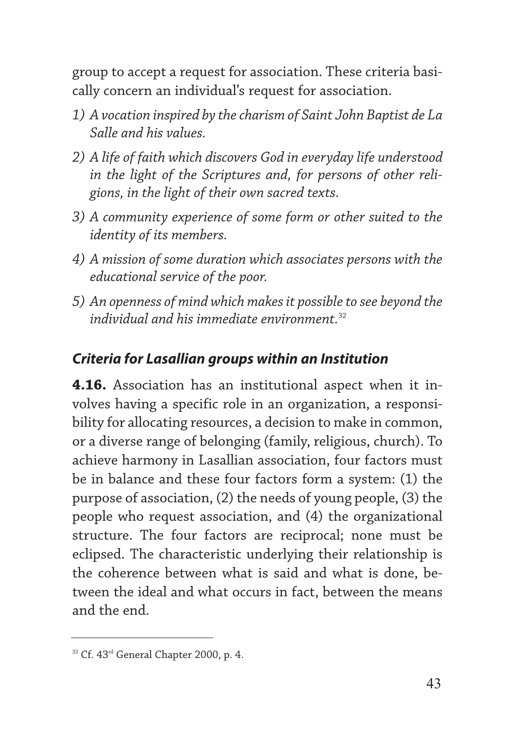group to accept a request for association. These criteria basically concern an individual's request for association.

1) *A vocation inspired by the charism of Saint John Baptist de La Salle and his values.*
2) *A life of faith which discovers God in everyday life understood in the light of the Scriptures and, for persons of other religions, in the light of their own sacred texts.*
3) *A community experience of some form or other suited to the identity of its members.*
4) *A mission of some duration which associates persons with the educational service of the poor.*
5) *An openness of mind which makes it possible to see beyond the individual and his immediate environment*.[32]

### *Criteria for Lasallian groups within an Institution*

**4.16.** Association has an institutional aspect when it involves having a specific role in an organization, a responsibility for allocating resources, a decision to make in common, or a diverse range of belonging (family, religious, church). To achieve harmony in Lasallian association, four factors must be in balance and these four factors form a system: (1) the purpose of association, (2) the needs of young people, (3) the people who request association, and (4) the organizational structure. The four factors are reciprocal; none must be eclipsed. The characteristic underlying their relationship is the coherence between what is said and what is done, between the ideal and what occurs in fact, between the means and the end.

---

[32] Cf. 43rd General Chapter 2000, p. 4.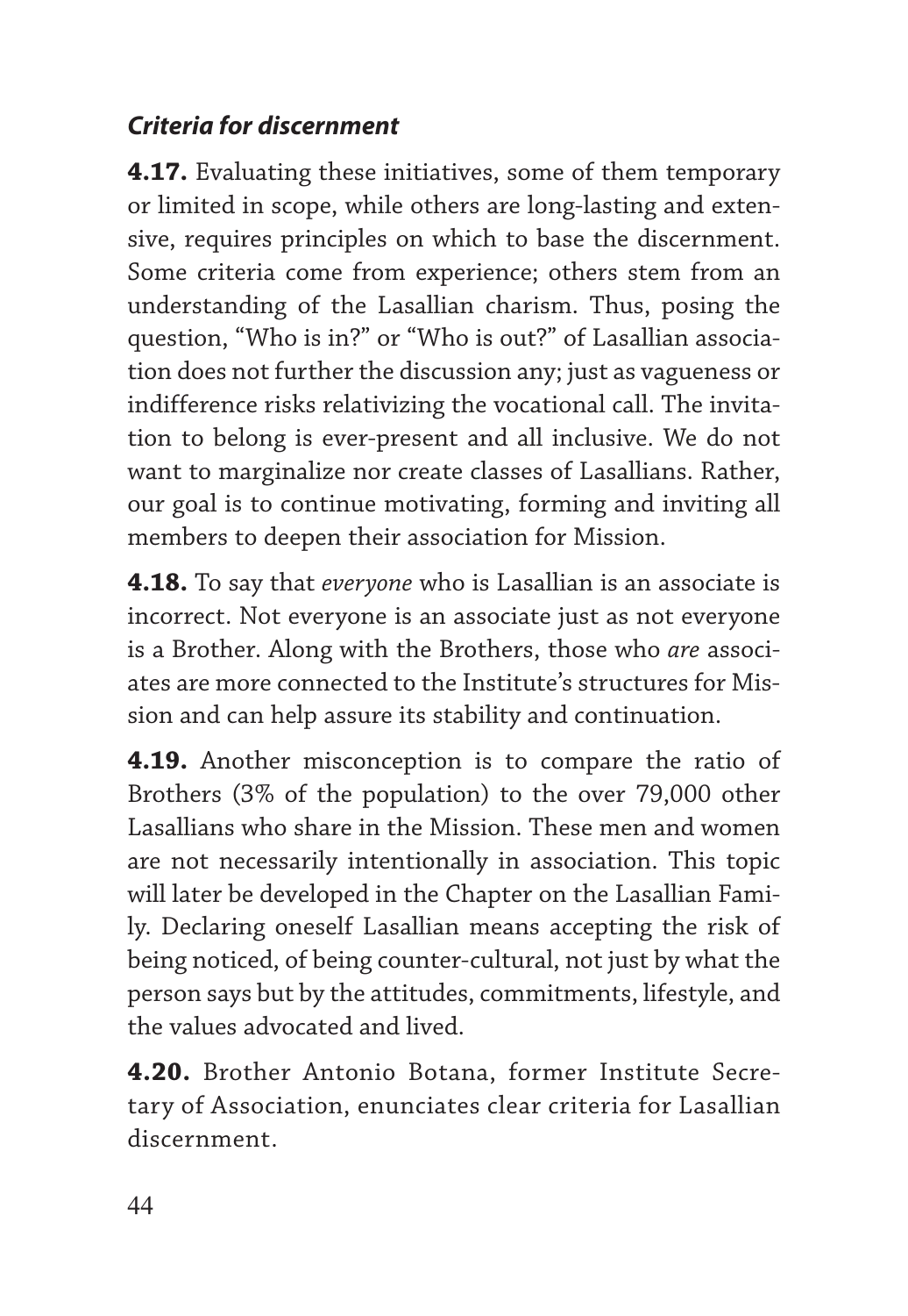### *Criteria for discernment*

**4.17.** Evaluating these initiatives, some of them temporary or limited in scope, while others are long-lasting and extensive, requires principles on which to base the discernment. Some criteria come from experience; others stem from an understanding of the Lasallian charism. Thus, posing the question, "Who is in?" or "Who is out?" of Lasallian association does not further the discussion any; just as vagueness or indifference risks relativizing the vocational call. The invitation to belong is ever-present and all inclusive. We do not want to marginalize nor create classes of Lasallians. Rather, our goal is to continue motivating, forming and inviting all members to deepen their association for Mission.

**4.18.** To say that *everyone* who is Lasallian is an associate is incorrect. Not everyone is an associate just as not everyone is a Brother. Along with the Brothers, those who *are* associates are more connected to the Institute's structures for Mission and can help assure its stability and continuation.

**4.19.** Another misconception is to compare the ratio of Brothers (3% of the population) to the over 79,000 other Lasallians who share in the Mission. These men and women are not necessarily intentionally in association. This topic will later be developed in the Chapter on the Lasallian Family. Declaring oneself Lasallian means accepting the risk of being noticed, of being counter-cultural, not just by what the person says but by the attitudes, commitments, lifestyle, and the values advocated and lived.

**4.20.** Brother Antonio Botana, former Institute Secretary of Association, enunciates clear criteria for Lasallian discernment.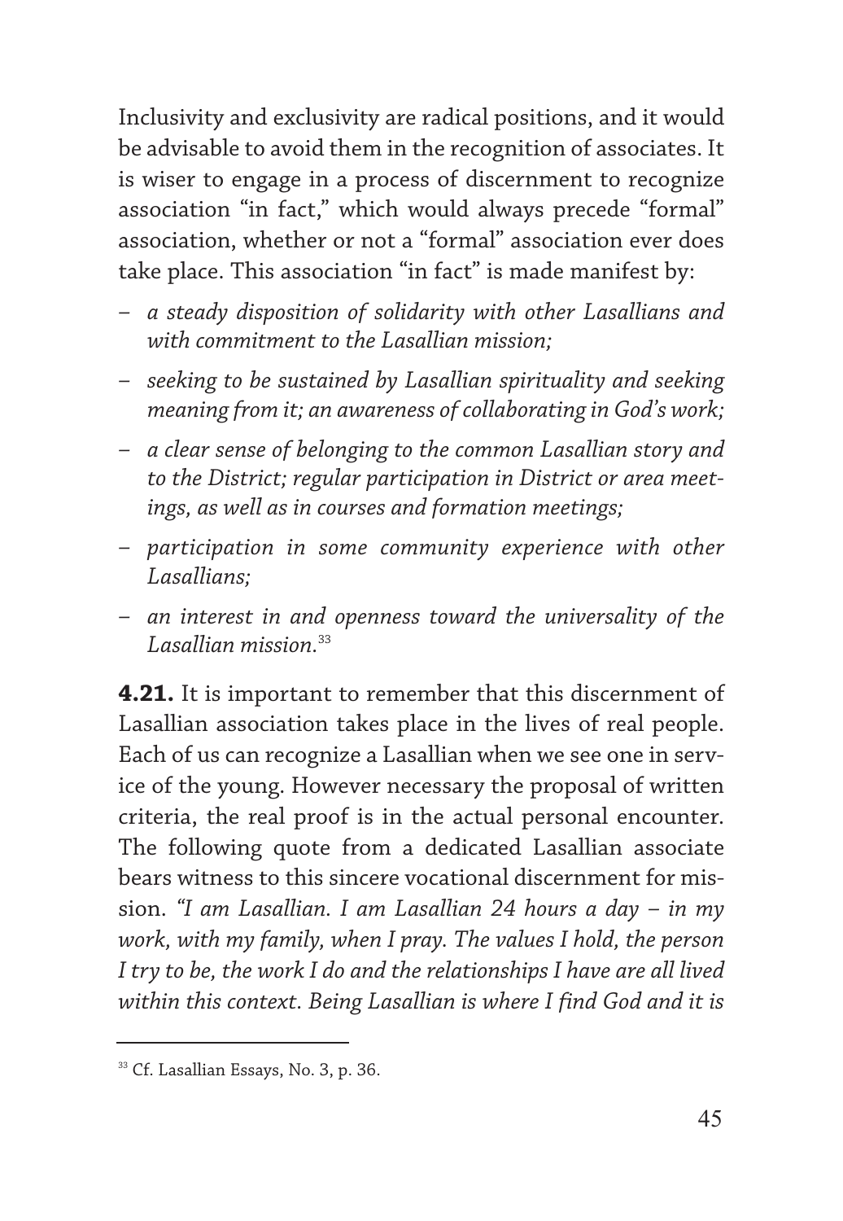Inclusivity and exclusivity are radical positions, and it would be advisable to avoid them in the recognition of associates. It is wiser to engage in a process of discernment to recognize association "in fact," which would always precede "formal" association, whether or not a "formal" association ever does take place. This association "in fact" is made manifest by:

- *a steady disposition of solidarity with other Lasallians and with commitment to the Lasallian mission;*
- *seeking to be sustained by Lasallian spirituality and seeking meaning from it; an awareness of collaborating in God's work;*
- *a clear sense of belonging to the common Lasallian story and to the District; regular participation in District or area meetings, as well as in courses and formation meetings;*
- *participation in some community experience with other Lasallians;*
- *an interest in and openness toward the universality of the Lasallian mission.*[33]

**4.21.** It is important to remember that this discernment of Lasallian association takes place in the lives of real people. Each of us can recognize a Lasallian when we see one in service of the young. However necessary the proposal of written criteria, the real proof is in the actual personal encounter. The following quote from a dedicated Lasallian associate bears witness to this sincere vocational discernment for mission. *"I am Lasallian. I am Lasallian 24 hours a day – in my work, with my family, when I pray. The values I hold, the person I try to be, the work I do and the relationships I have are all lived within this context. Being Lasallian is where I find God and it is*

[33] Cf. Lasallian Essays, No. 3, p. 36.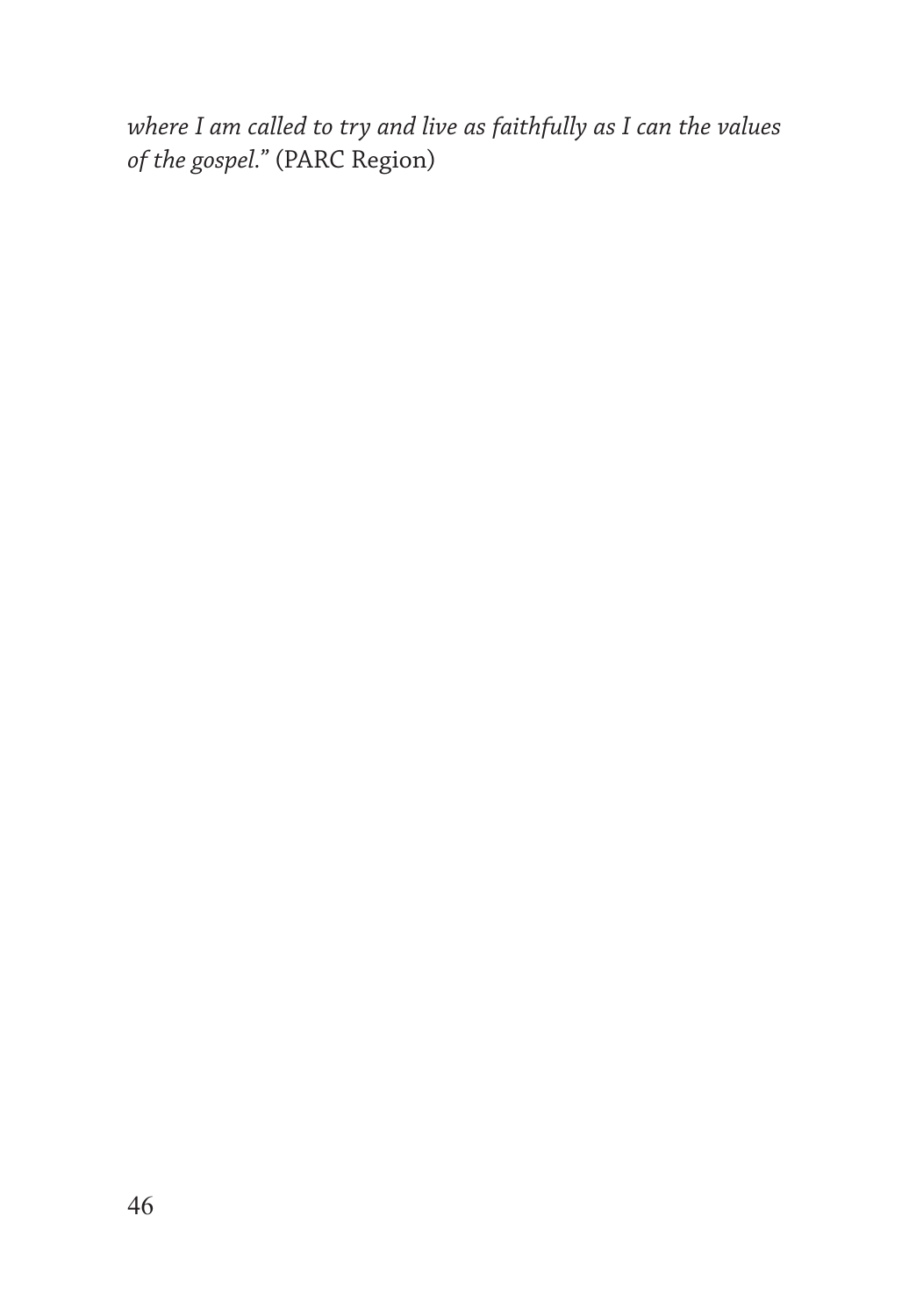*where I am called to try and live as faithfully as I can the values of the gospel.*" (PARC Region)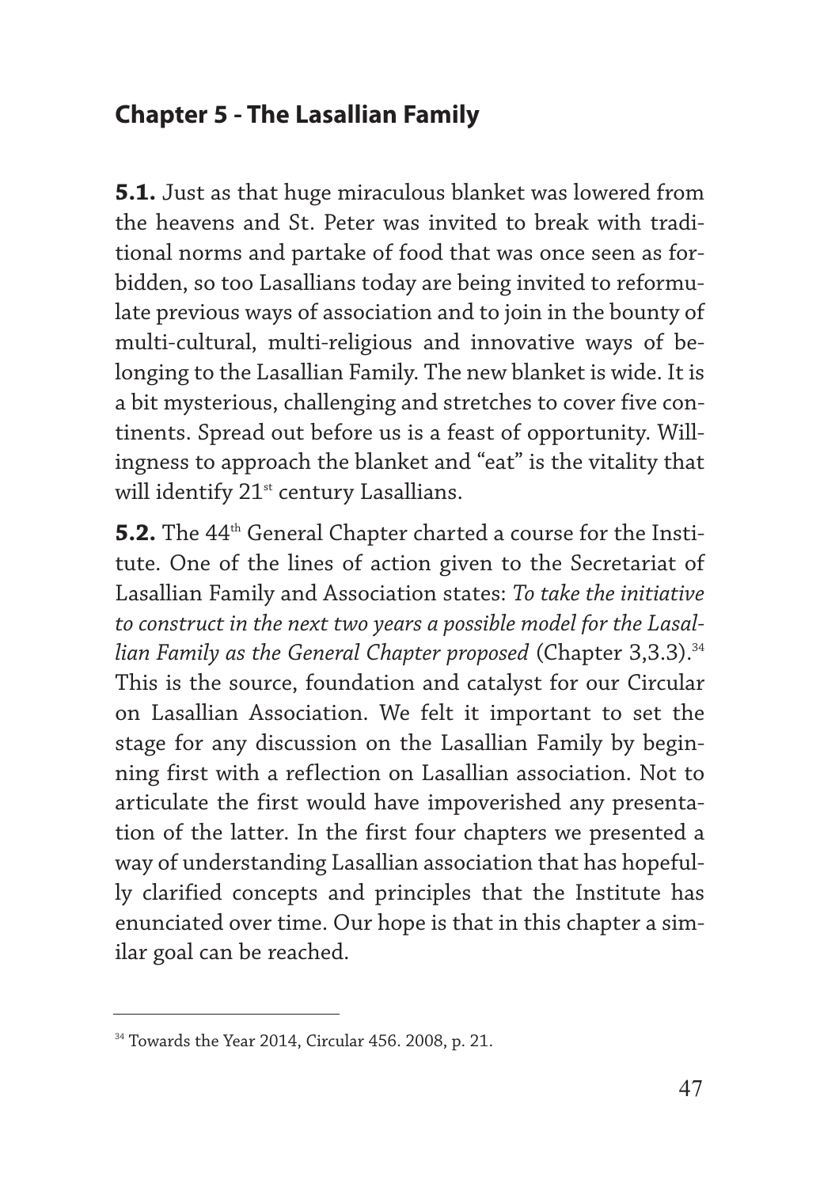## Chapter 5 - The Lasallian Family

**5.1.** Just as that huge miraculous blanket was lowered from the heavens and St. Peter was invited to break with traditional norms and partake of food that was once seen as forbidden, so too Lasallians today are being invited to reformulate previous ways of association and to join in the bounty of multi-cultural, multi-religious and innovative ways of belonging to the Lasallian Family. The new blanket is wide. It is a bit mysterious, challenging and stretches to cover five continents. Spread out before us is a feast of opportunity. Willingness to approach the blanket and "eat" is the vitality that will identify 21st century Lasallians.

**5.2.** The 44th General Chapter charted a course for the Institute. One of the lines of action given to the Secretariat of Lasallian Family and Association states: *To take the initiative to construct in the next two years a possible model for the Lasallian Family as the General Chapter proposed* (Chapter 3,3.3).[34] This is the source, foundation and catalyst for our Circular on Lasallian Association. We felt it important to set the stage for any discussion on the Lasallian Family by beginning first with a reflection on Lasallian association. Not to articulate the first would have impoverished any presentation of the latter. In the first four chapters we presented a way of understanding Lasallian association that has hopefully clarified concepts and principles that the Institute has enunciated over time. Our hope is that in this chapter a similar goal can be reached.

---

[34] Towards the Year 2014, Circular 456. 2008, p. 21.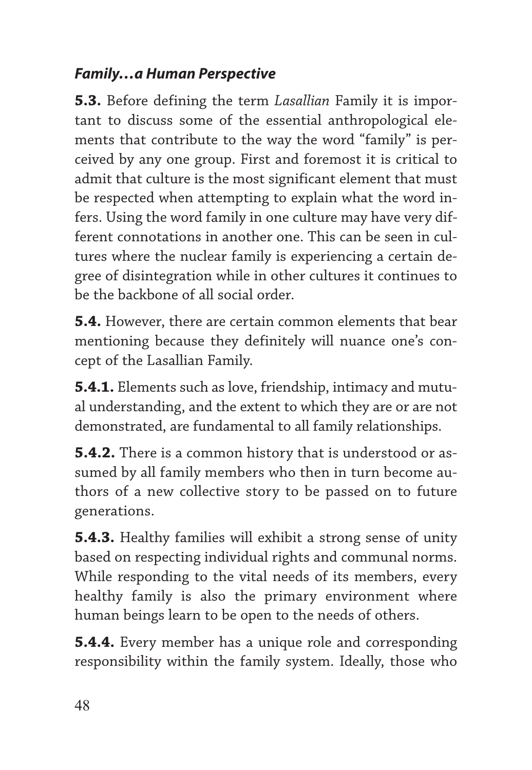### *Family…a Human Perspective*

**5.3.** Before defining the term *Lasallian* Family it is important to discuss some of the essential anthropological elements that contribute to the way the word "family" is perceived by any one group. First and foremost it is critical to admit that culture is the most significant element that must be respected when attempting to explain what the word infers. Using the word family in one culture may have very different connotations in another one. This can be seen in cultures where the nuclear family is experiencing a certain degree of disintegration while in other cultures it continues to be the backbone of all social order.

**5.4.** However, there are certain common elements that bear mentioning because they definitely will nuance one's concept of the Lasallian Family.

**5.4.1.** Elements such as love, friendship, intimacy and mutual understanding, and the extent to which they are or are not demonstrated, are fundamental to all family relationships.

**5.4.2.** There is a common history that is understood or assumed by all family members who then in turn become authors of a new collective story to be passed on to future generations.

**5.4.3.** Healthy families will exhibit a strong sense of unity based on respecting individual rights and communal norms. While responding to the vital needs of its members, every healthy family is also the primary environment where human beings learn to be open to the needs of others.

**5.4.4.** Every member has a unique role and corresponding responsibility within the family system. Ideally, those who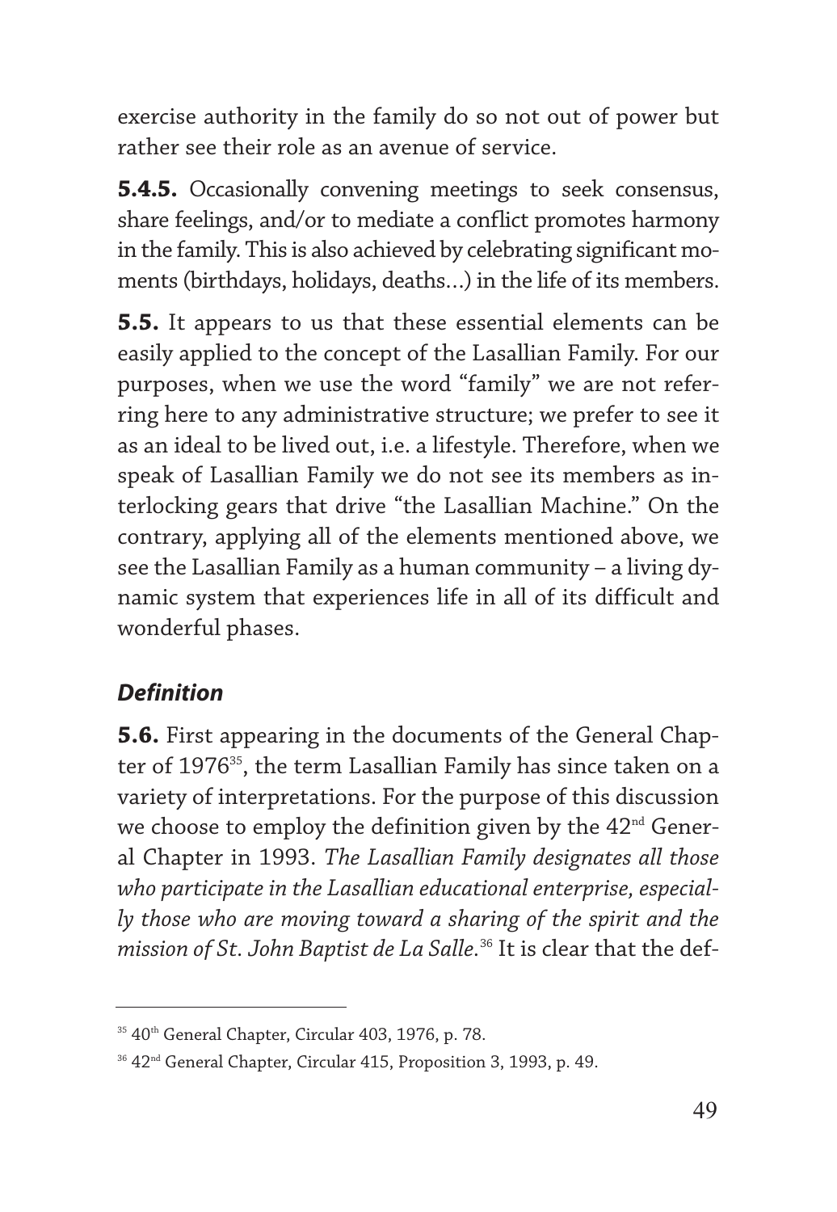exercise authority in the family do so not out of power but rather see their role as an avenue of service.

**5.4.5.** Occasionally convening meetings to seek consensus, share feelings, and/or to mediate a conflict promotes harmony in the family. This is also achieved by celebrating significant moments (birthdays, holidays, deaths…) in the life of its members.

**5.5.** It appears to us that these essential elements can be easily applied to the concept of the Lasallian Family. For our purposes, when we use the word "family" we are not referring here to any administrative structure; we prefer to see it as an ideal to be lived out, i.e. a lifestyle. Therefore, when we speak of Lasallian Family we do not see its members as interlocking gears that drive "the Lasallian Machine." On the contrary, applying all of the elements mentioned above, we see the Lasallian Family as a human community – a living dynamic system that experiences life in all of its difficult and wonderful phases.

### *Definition*

**5.6.** First appearing in the documents of the General Chapter of 1976[35], the term Lasallian Family has since taken on a variety of interpretations. For the purpose of this discussion we choose to employ the definition given by the 42nd General Chapter in 1993. *The Lasallian Family designates all those who participate in the Lasallian educational enterprise, especially those who are moving toward a sharing of the spirit and the mission of St. John Baptist de La Salle.*[36] It is clear that the def-

---

[35] 40th General Chapter, Circular 403, 1976, p. 78.

[36] 42nd General Chapter, Circular 415, Proposition 3, 1993, p. 49.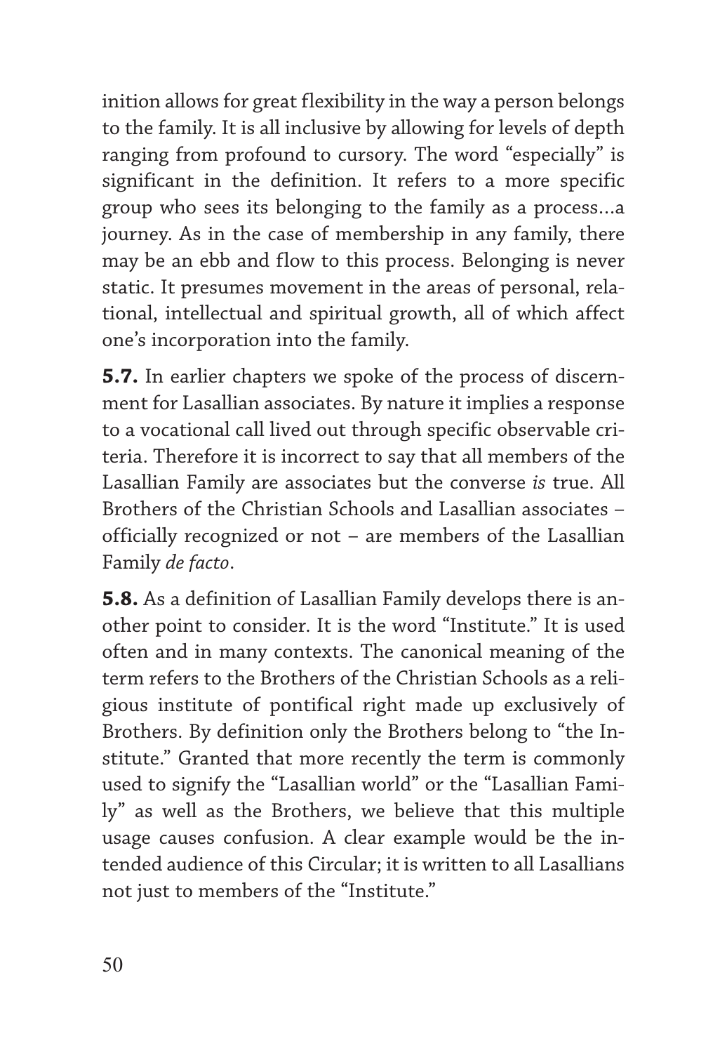inition allows for great flexibility in the way a person belongs to the family. It is all inclusive by allowing for levels of depth ranging from profound to cursory. The word "especially" is significant in the definition. It refers to a more specific group who sees its belonging to the family as a process…a journey. As in the case of membership in any family, there may be an ebb and flow to this process. Belonging is never static. It presumes movement in the areas of personal, relational, intellectual and spiritual growth, all of which affect one's incorporation into the family.

**5.7.** In earlier chapters we spoke of the process of discernment for Lasallian associates. By nature it implies a response to a vocational call lived out through specific observable criteria. Therefore it is incorrect to say that all members of the Lasallian Family are associates but the converse *is* true. All Brothers of the Christian Schools and Lasallian associates – officially recognized or not – are members of the Lasallian Family *de facto*.

**5.8.** As a definition of Lasallian Family develops there is another point to consider. It is the word "Institute." It is used often and in many contexts. The canonical meaning of the term refers to the Brothers of the Christian Schools as a religious institute of pontifical right made up exclusively of Brothers. By definition only the Brothers belong to "the Institute." Granted that more recently the term is commonly used to signify the "Lasallian world" or the "Lasallian Family" as well as the Brothers, we believe that this multiple usage causes confusion. A clear example would be the intended audience of this Circular; it is written to all Lasallians not just to members of the "Institute."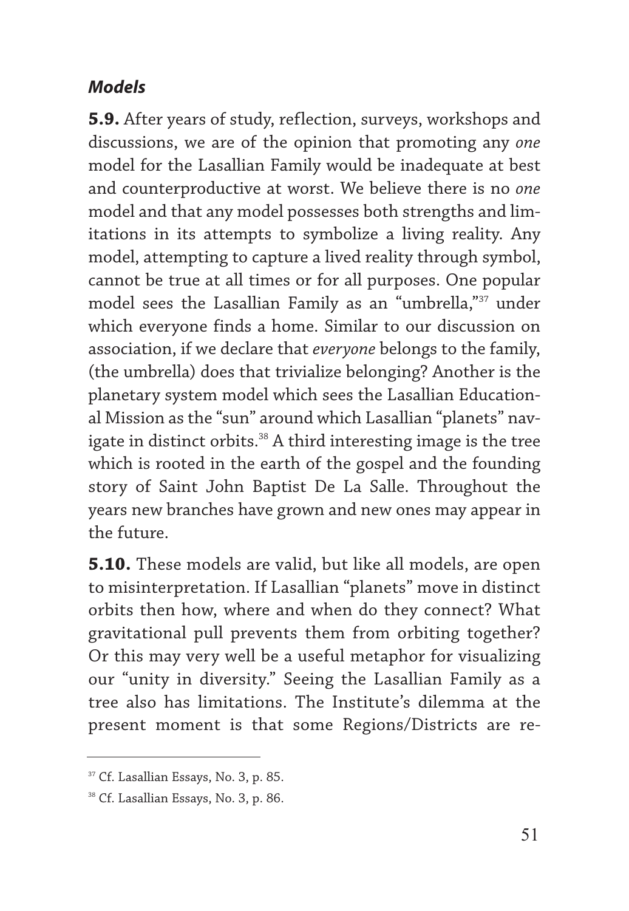### *Models*

**5.9.** After years of study, reflection, surveys, workshops and discussions, we are of the opinion that promoting any *one* model for the Lasallian Family would be inadequate at best and counterproductive at worst. We believe there is no *one* model and that any model possesses both strengths and limitations in its attempts to symbolize a living reality. Any model, attempting to capture a lived reality through symbol, cannot be true at all times or for all purposes. One popular model sees the Lasallian Family as an "umbrella,"[37] under which everyone finds a home. Similar to our discussion on association, if we declare that *everyone* belongs to the family, (the umbrella) does that trivialize belonging? Another is the planetary system model which sees the Lasallian Educational Mission as the "sun" around which Lasallian "planets" navigate in distinct orbits.[38] A third interesting image is the tree which is rooted in the earth of the gospel and the founding story of Saint John Baptist De La Salle. Throughout the years new branches have grown and new ones may appear in the future.

**5.10.** These models are valid, but like all models, are open to misinterpretation. If Lasallian "planets" move in distinct orbits then how, where and when do they connect? What gravitational pull prevents them from orbiting together? Or this may very well be a useful metaphor for visualizing our "unity in diversity." Seeing the Lasallian Family as a tree also has limitations. The Institute's dilemma at the present moment is that some Regions/Districts are re-

---

[37] Cf. Lasallian Essays, No. 3, p. 85.

[38] Cf. Lasallian Essays, No. 3, p. 86.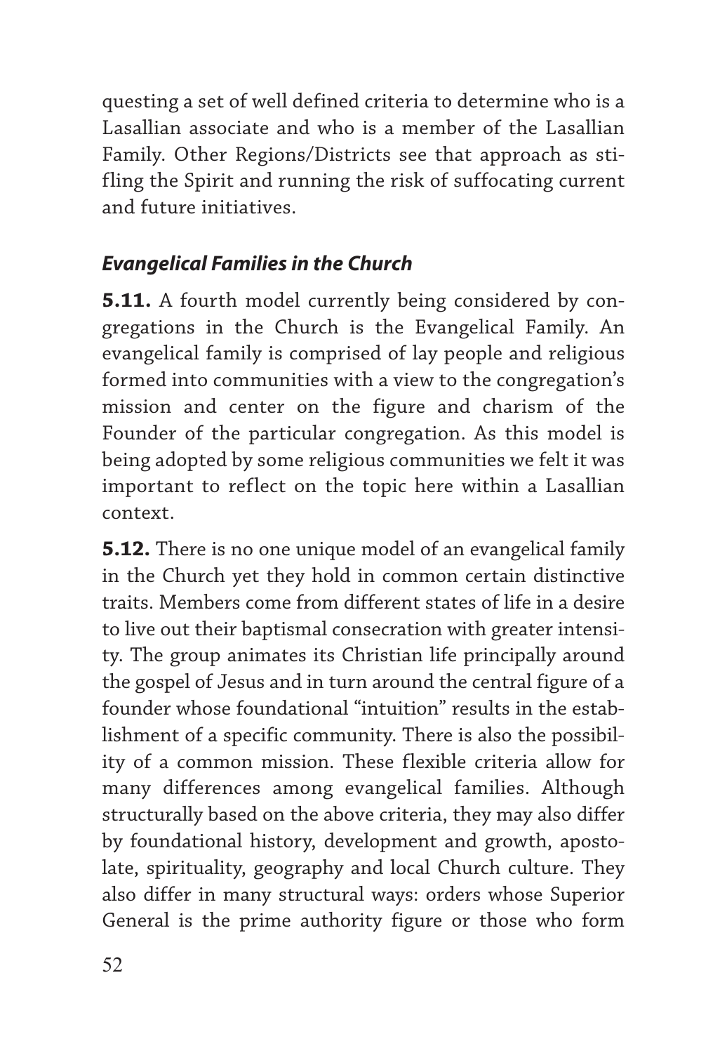questing a set of well defined criteria to determine who is a Lasallian associate and who is a member of the Lasallian Family. Other Regions/Districts see that approach as stifling the Spirit and running the risk of suffocating current and future initiatives.

### *Evangelical Families in the Church*

**5.11.** A fourth model currently being considered by congregations in the Church is the Evangelical Family. An evangelical family is comprised of lay people and religious formed into communities with a view to the congregation's mission and center on the figure and charism of the Founder of the particular congregation. As this model is being adopted by some religious communities we felt it was important to reflect on the topic here within a Lasallian context.

**5.12.** There is no one unique model of an evangelical family in the Church yet they hold in common certain distinctive traits. Members come from different states of life in a desire to live out their baptismal consecration with greater intensity. The group animates its Christian life principally around the gospel of Jesus and in turn around the central figure of a founder whose foundational "intuition" results in the establishment of a specific community. There is also the possibility of a common mission. These flexible criteria allow for many differences among evangelical families. Although structurally based on the above criteria, they may also differ by foundational history, development and growth, apostolate, spirituality, geography and local Church culture. They also differ in many structural ways: orders whose Superior General is the prime authority figure or those who form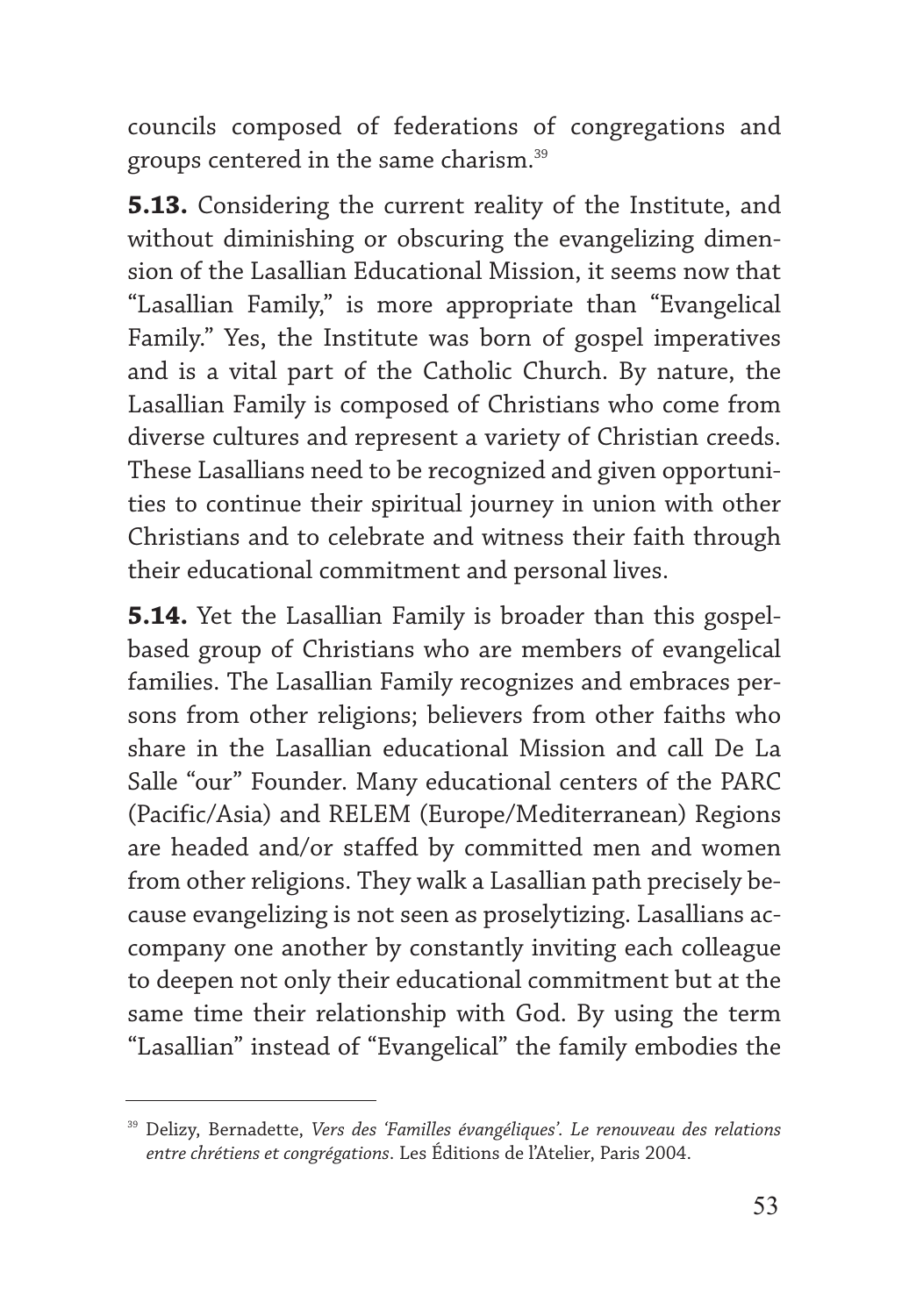councils composed of federations of congregations and groups centered in the same charism.[39]

**5.13.** Considering the current reality of the Institute, and without diminishing or obscuring the evangelizing dimension of the Lasallian Educational Mission, it seems now that "Lasallian Family," is more appropriate than "Evangelical Family." Yes, the Institute was born of gospel imperatives and is a vital part of the Catholic Church. By nature, the Lasallian Family is composed of Christians who come from diverse cultures and represent a variety of Christian creeds. These Lasallians need to be recognized and given opportunities to continue their spiritual journey in union with other Christians and to celebrate and witness their faith through their educational commitment and personal lives.

**5.14.** Yet the Lasallian Family is broader than this gospel-based group of Christians who are members of evangelical families. The Lasallian Family recognizes and embraces persons from other religions; believers from other faiths who share in the Lasallian educational Mission and call De La Salle "our" Founder. Many educational centers of the PARC (Pacific/Asia) and RELEM (Europe/Mediterranean) Regions are headed and/or staffed by committed men and women from other religions. They walk a Lasallian path precisely because evangelizing is not seen as proselytizing. Lasallians accompany one another by constantly inviting each colleague to deepen not only their educational commitment but at the same time their relationship with God. By using the term "Lasallian" instead of "Evangelical" the family embodies the

---

[39] Delizy, Bernadette, *Vers des 'Familles évangéliques'. Le renouveau des relations entre chrétiens et congrégations*. Les Éditions de l'Atelier, Paris 2004.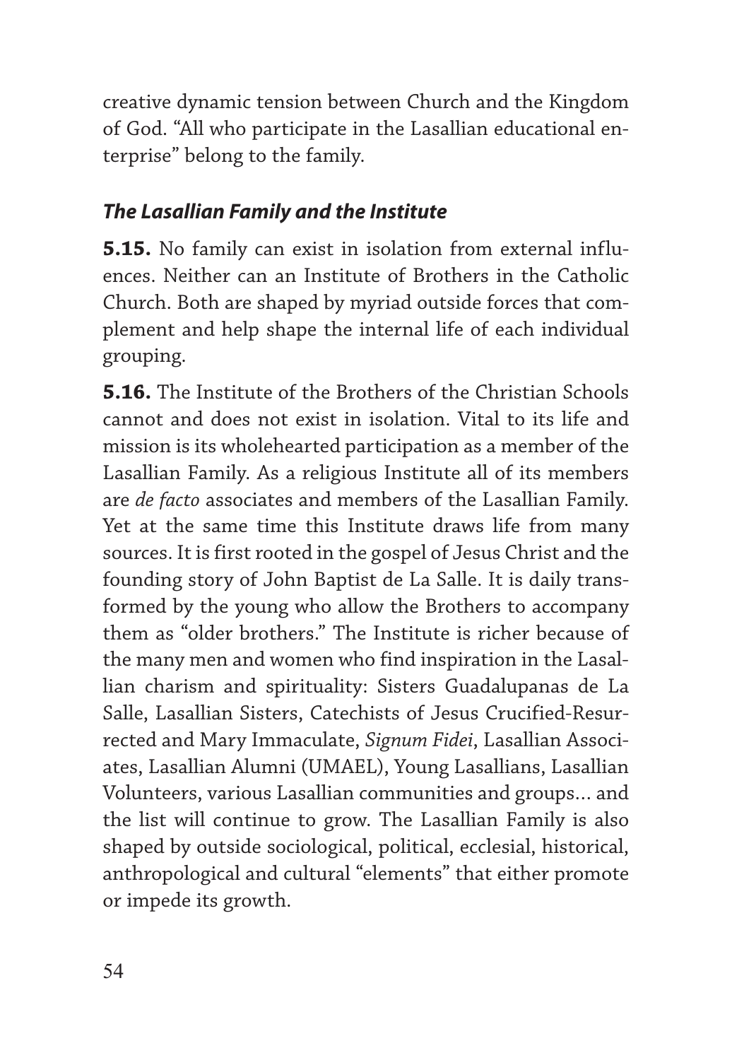creative dynamic tension between Church and the Kingdom of God. "All who participate in the Lasallian educational enterprise" belong to the family.

### *The Lasallian Family and the Institute*

**5.15.** No family can exist in isolation from external influences. Neither can an Institute of Brothers in the Catholic Church. Both are shaped by myriad outside forces that complement and help shape the internal life of each individual grouping.

**5.16.** The Institute of the Brothers of the Christian Schools cannot and does not exist in isolation. Vital to its life and mission is its wholehearted participation as a member of the Lasallian Family. As a religious Institute all of its members are *de facto* associates and members of the Lasallian Family. Yet at the same time this Institute draws life from many sources. It is first rooted in the gospel of Jesus Christ and the founding story of John Baptist de La Salle. It is daily transformed by the young who allow the Brothers to accompany them as "older brothers." The Institute is richer because of the many men and women who find inspiration in the Lasallian charism and spirituality: Sisters Guadalupanas de La Salle, Lasallian Sisters, Catechists of Jesus Crucified-Resurrected and Mary Immaculate, *Signum Fidei*, Lasallian Associates, Lasallian Alumni (UMAEL), Young Lasallians, Lasallian Volunteers, various Lasallian communities and groups… and the list will continue to grow. The Lasallian Family is also shaped by outside sociological, political, ecclesial, historical, anthropological and cultural "elements" that either promote or impede its growth.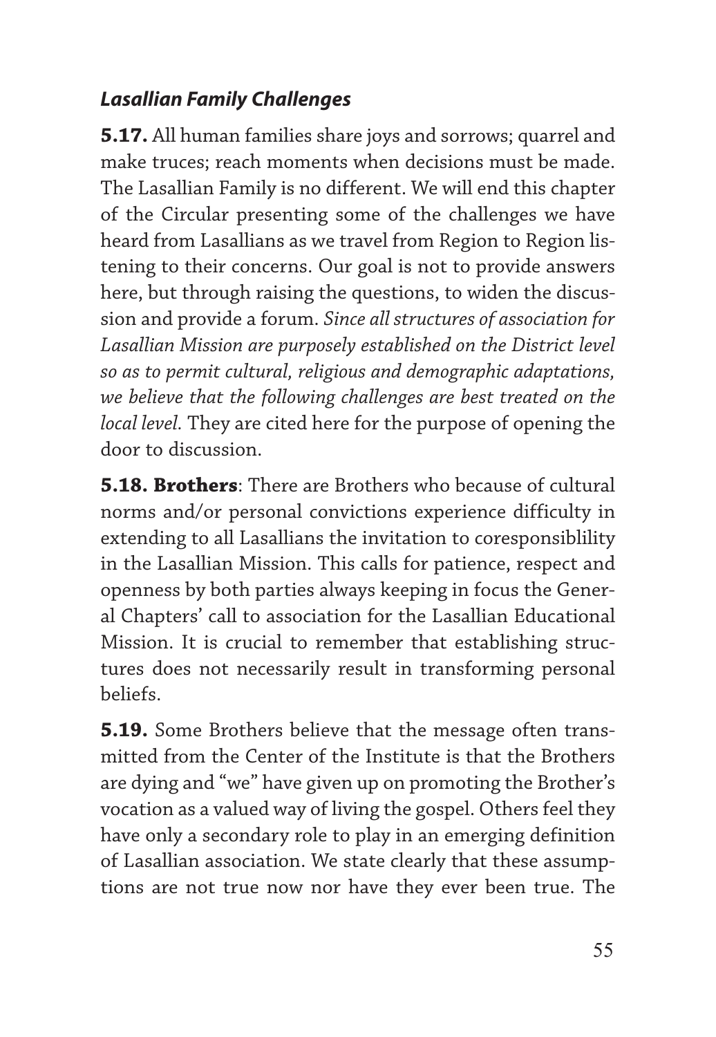### *Lasallian Family Challenges*

**5.17.** All human families share joys and sorrows; quarrel and make truces; reach moments when decisions must be made. The Lasallian Family is no different. We will end this chapter of the Circular presenting some of the challenges we have heard from Lasallians as we travel from Region to Region listening to their concerns. Our goal is not to provide answers here, but through raising the questions, to widen the discussion and provide a forum. *Since all structures of association for Lasallian Mission are purposely established on the District level so as to permit cultural, religious and demographic adaptations, we believe that the following challenges are best treated on the local level.* They are cited here for the purpose of opening the door to discussion.

**5.18. Brothers**: There are Brothers who because of cultural norms and/or personal convictions experience difficulty in extending to all Lasallians the invitation to coresponsiblility in the Lasallian Mission. This calls for patience, respect and openness by both parties always keeping in focus the General Chapters' call to association for the Lasallian Educational Mission. It is crucial to remember that establishing structures does not necessarily result in transforming personal beliefs.

**5.19.** Some Brothers believe that the message often transmitted from the Center of the Institute is that the Brothers are dying and "we" have given up on promoting the Brother's vocation as a valued way of living the gospel. Others feel they have only a secondary role to play in an emerging definition of Lasallian association. We state clearly that these assumptions are not true now nor have they ever been true. The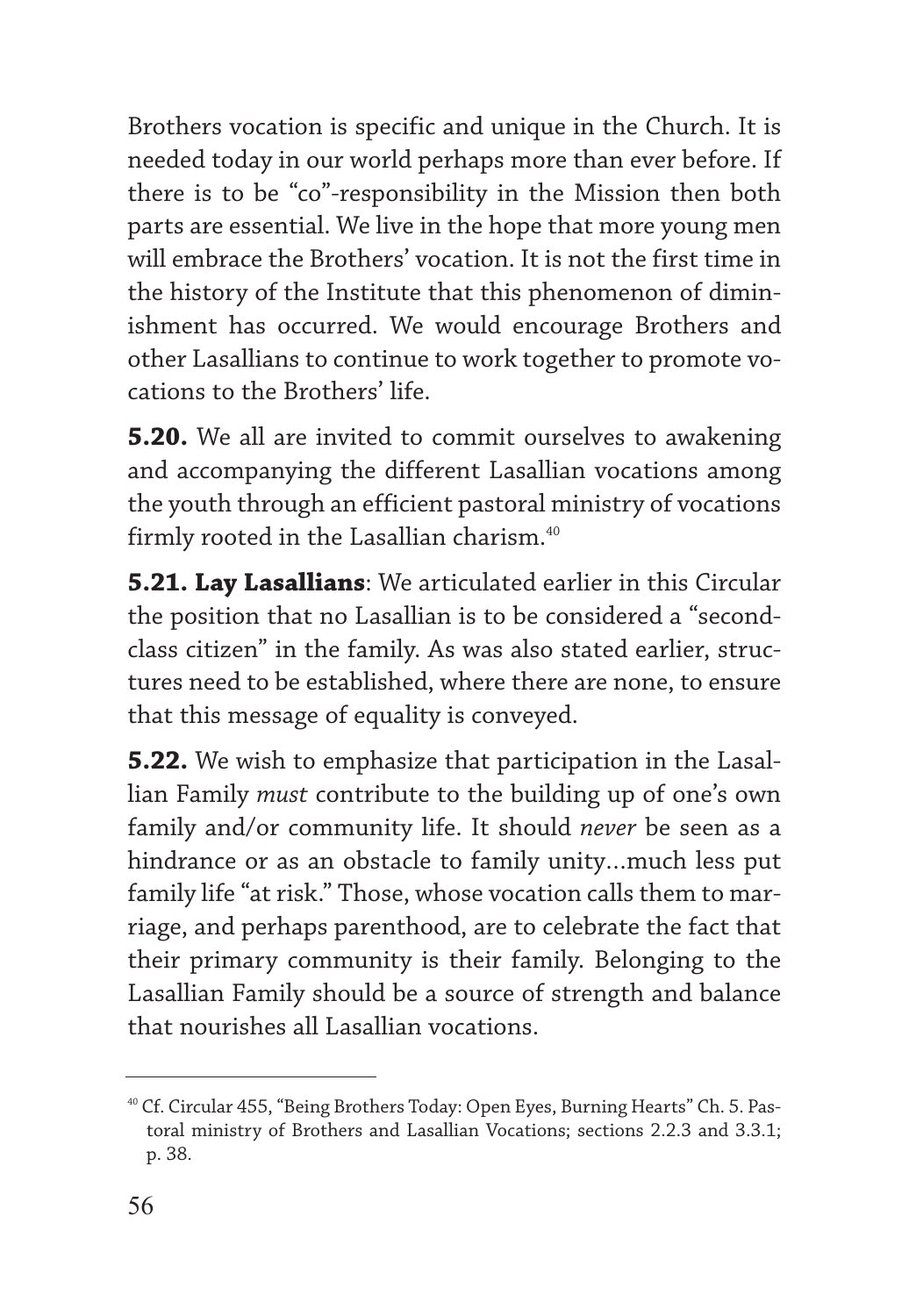Brothers vocation is specific and unique in the Church. It is needed today in our world perhaps more than ever before. If there is to be "co"-responsibility in the Mission then both parts are essential. We live in the hope that more young men will embrace the Brothers' vocation. It is not the first time in the history of the Institute that this phenomenon of diminishment has occurred. We would encourage Brothers and other Lasallians to continue to work together to promote vocations to the Brothers' life.

**5.20.** We all are invited to commit ourselves to awakening and accompanying the different Lasallian vocations among the youth through an efficient pastoral ministry of vocations firmly rooted in the Lasallian charism.[40]

**5.21. Lay Lasallians**: We articulated earlier in this Circular the position that no Lasallian is to be considered a "second-class citizen" in the family. As was also stated earlier, structures need to be established, where there are none, to ensure that this message of equality is conveyed.

**5.22.** We wish to emphasize that participation in the Lasallian Family *must* contribute to the building up of one's own family and/or community life. It should *never* be seen as a hindrance or as an obstacle to family unity…much less put family life "at risk." Those, whose vocation calls them to marriage, and perhaps parenthood, are to celebrate the fact that their primary community is their family. Belonging to the Lasallian Family should be a source of strength and balance that nourishes all Lasallian vocations.

---

[40] Cf. Circular 455, "Being Brothers Today: Open Eyes, Burning Hearts" Ch. 5. Pastoral ministry of Brothers and Lasallian Vocations; sections 2.2.3 and 3.3.1; p. 38.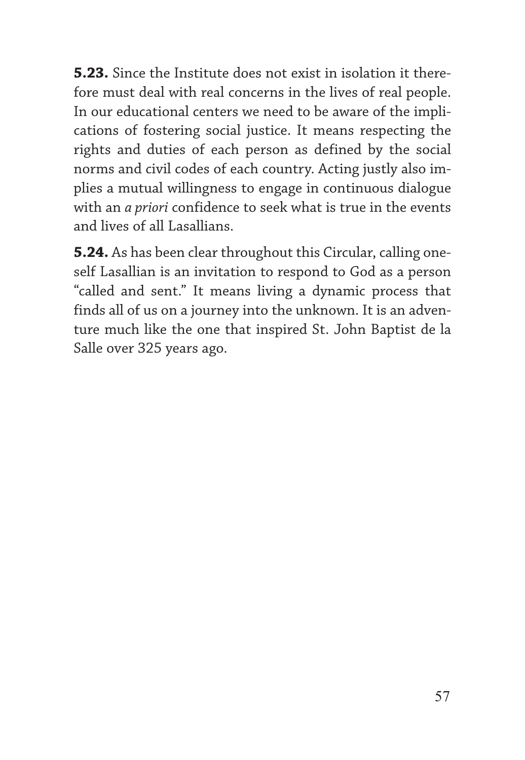**5.23.** Since the Institute does not exist in isolation it therefore must deal with real concerns in the lives of real people. In our educational centers we need to be aware of the implications of fostering social justice. It means respecting the rights and duties of each person as defined by the social norms and civil codes of each country. Acting justly also implies a mutual willingness to engage in continuous dialogue with an *a priori* confidence to seek what is true in the events and lives of all Lasallians.

**5.24.** As has been clear throughout this Circular, calling oneself Lasallian is an invitation to respond to God as a person "called and sent." It means living a dynamic process that finds all of us on a journey into the unknown. It is an adventure much like the one that inspired St. John Baptist de la Salle over 325 years ago.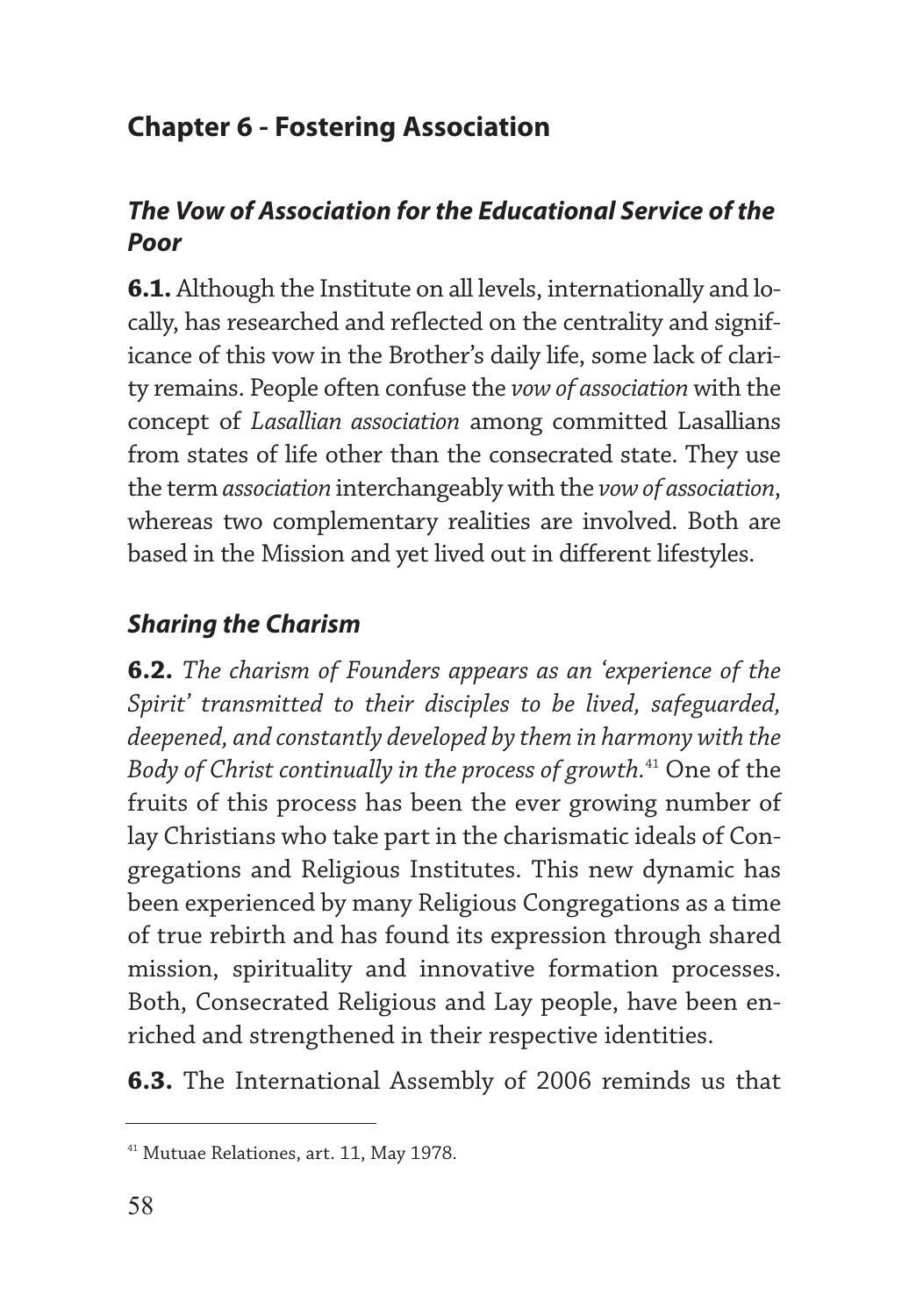## Chapter 6 - Fostering Association

### *The Vow of Association for the Educational Service of the Poor*

**6.1.** Although the Institute on all levels, internationally and locally, has researched and reflected on the centrality and significance of this vow in the Brother's daily life, some lack of clarity remains. People often confuse the *vow of association* with the concept of *Lasallian association* among committed Lasallians from states of life other than the consecrated state. They use the term *association* interchangeably with the *vow of association*, whereas two complementary realities are involved. Both are based in the Mission and yet lived out in different lifestyles.

### *Sharing the Charism*

**6.2.** *The charism of Founders appears as an 'experience of the Spirit' transmitted to their disciples to be lived, safeguarded, deepened, and constantly developed by them in harmony with the Body of Christ continually in the process of growth.*[41] One of the fruits of this process has been the ever growing number of lay Christians who take part in the charismatic ideals of Congregations and Religious Institutes. This new dynamic has been experienced by many Religious Congregations as a time of true rebirth and has found its expression through shared mission, spirituality and innovative formation processes. Both, Consecrated Religious and Lay people, have been enriched and strengthened in their respective identities.

**6.3.** The International Assembly of 2006 reminds us that

---

[41] Mutuae Relationes, art. 11, May 1978.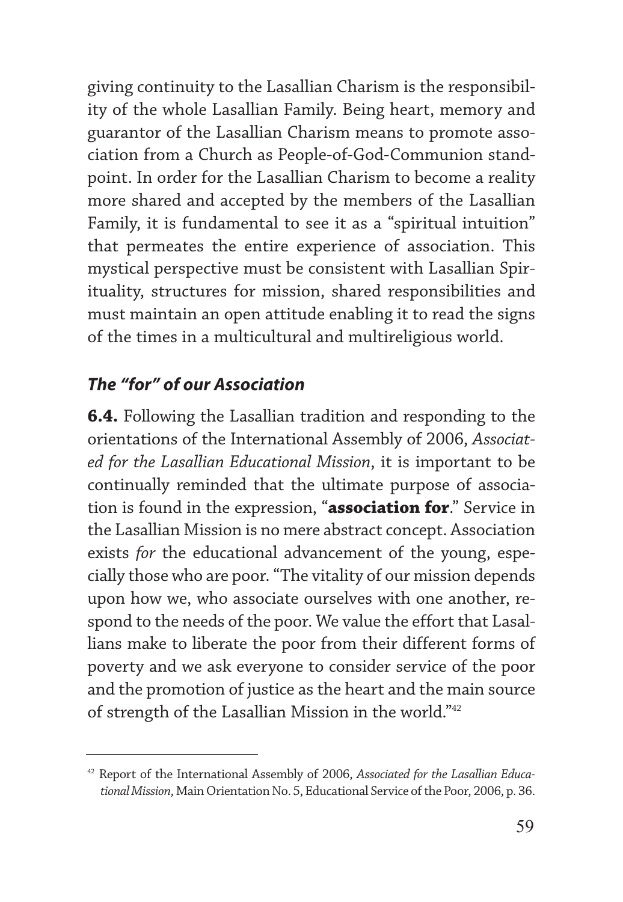giving continuity to the Lasallian Charism is the responsibility of the whole Lasallian Family. Being heart, memory and guarantor of the Lasallian Charism means to promote association from a Church as People-of-God-Communion standpoint. In order for the Lasallian Charism to become a reality more shared and accepted by the members of the Lasallian Family, it is fundamental to see it as a "spiritual intuition" that permeates the entire experience of association. This mystical perspective must be consistent with Lasallian Spirituality, structures for mission, shared responsibilities and must maintain an open attitude enabling it to read the signs of the times in a multicultural and multireligious world.

### *The "for" of our Association*

**6.4.** Following the Lasallian tradition and responding to the orientations of the International Assembly of 2006, *Associated for the Lasallian Educational Mission*, it is important to be continually reminded that the ultimate purpose of association is found in the expression, "**association for**." Service in the Lasallian Mission is no mere abstract concept. Association exists *for* the educational advancement of the young, especially those who are poor. "The vitality of our mission depends upon how we, who associate ourselves with one another, respond to the needs of the poor. We value the effort that Lasallians make to liberate the poor from their different forms of poverty and we ask everyone to consider service of the poor and the promotion of justice as the heart and the main source of strength of the Lasallian Mission in the world."[42]

---

[42] Report of the International Assembly of 2006, *Associated for the Lasallian Educational Mission*, Main Orientation No. 5, Educational Service of the Poor, 2006, p. 36.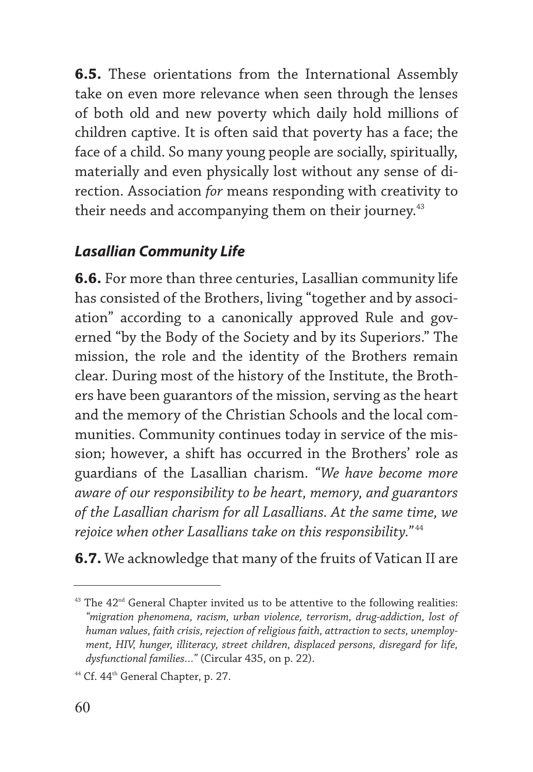**6.5.** These orientations from the International Assembly take on even more relevance when seen through the lenses of both old and new poverty which daily hold millions of children captive. It is often said that poverty has a face; the face of a child. So many young people are socially, spiritually, materially and even physically lost without any sense of direction. Association *for* means responding with creativity to their needs and accompanying them on their journey.[43]

### *Lasallian Community Life*

**6.6.** For more than three centuries, Lasallian community life has consisted of the Brothers, living "together and by association" according to a canonically approved Rule and governed "by the Body of the Society and by its Superiors." The mission, the role and the identity of the Brothers remain clear. During most of the history of the Institute, the Brothers have been guarantors of the mission, serving as the heart and the memory of the Christian Schools and the local communities. Community continues today in service of the mission; however, a shift has occurred in the Brothers' role as guardians of the Lasallian charism. *"We have become more aware of our responsibility to be heart, memory, and guarantors of the Lasallian charism for all Lasallians. At the same time, we rejoice when other Lasallians take on this responsibility."*[44]

**6.7.** We acknowledge that many of the fruits of Vatican II are

---

[43] The 42nd General Chapter invited us to be attentive to the following realities: *"migration phenomena, racism, urban violence, terrorism, drug-addiction, lost of human values, faith crisis, rejection of religious faith, attraction to sects, unemployment, HIV, hunger, illiteracy, street children, displaced persons, disregard for life, dysfunctional families…"* (Circular 435, on p. 22).

[44] Cf. 44th General Chapter, p. 27.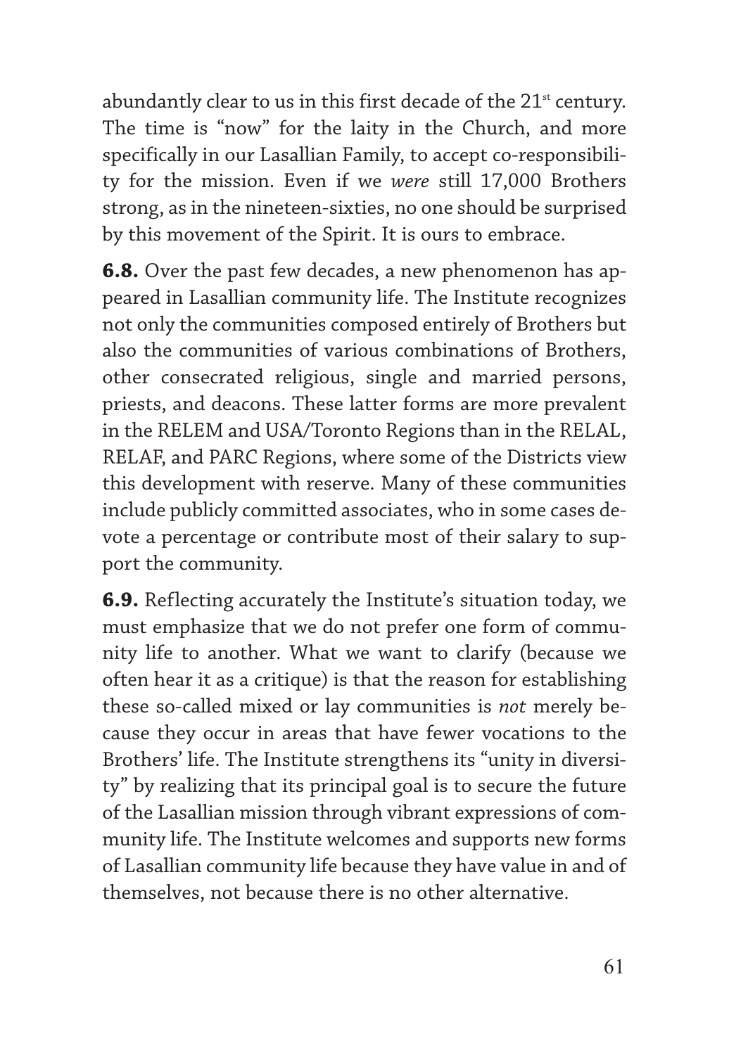abundantly clear to us in this first decade of the 21st century. The time is "now" for the laity in the Church, and more specifically in our Lasallian Family, to accept co-responsibility for the mission. Even if we *were* still 17,000 Brothers strong, as in the nineteen-sixties, no one should be surprised by this movement of the Spirit. It is ours to embrace.

**6.8.** Over the past few decades, a new phenomenon has appeared in Lasallian community life. The Institute recognizes not only the communities composed entirely of Brothers but also the communities of various combinations of Brothers, other consecrated religious, single and married persons, priests, and deacons. These latter forms are more prevalent in the RELEM and USA/Toronto Regions than in the RELAL, RELAF, and PARC Regions, where some of the Districts view this development with reserve. Many of these communities include publicly committed associates, who in some cases devote a percentage or contribute most of their salary to support the community.

**6.9.** Reflecting accurately the Institute's situation today, we must emphasize that we do not prefer one form of community life to another. What we want to clarify (because we often hear it as a critique) is that the reason for establishing these so-called mixed or lay communities is *not* merely because they occur in areas that have fewer vocations to the Brothers' life. The Institute strengthens its "unity in diversity" by realizing that its principal goal is to secure the future of the Lasallian mission through vibrant expressions of community life. The Institute welcomes and supports new forms of Lasallian community life because they have value in and of themselves, not because there is no other alternative.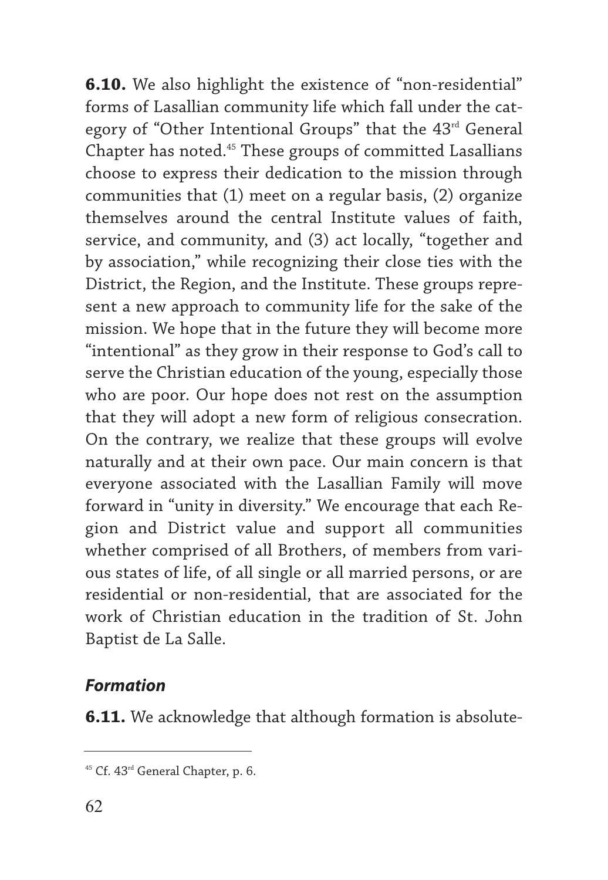**6.10.** We also highlight the existence of "non-residential" forms of Lasallian community life which fall under the category of "Other Intentional Groups" that the 43rd General Chapter has noted.[45] These groups of committed Lasallians choose to express their dedication to the mission through communities that (1) meet on a regular basis, (2) organize themselves around the central Institute values of faith, service, and community, and (3) act locally, "together and by association," while recognizing their close ties with the District, the Region, and the Institute. These groups represent a new approach to community life for the sake of the mission. We hope that in the future they will become more "intentional" as they grow in their response to God's call to serve the Christian education of the young, especially those who are poor. Our hope does not rest on the assumption that they will adopt a new form of religious consecration. On the contrary, we realize that these groups will evolve naturally and at their own pace. Our main concern is that everyone associated with the Lasallian Family will move forward in "unity in diversity." We encourage that each Region and District value and support all communities whether comprised of all Brothers, of members from various states of life, of all single or all married persons, or are residential or non-residential, that are associated for the work of Christian education in the tradition of St. John Baptist de La Salle.

### *Formation*

**6.11.** We acknowledge that although formation is absolute-

---

[45] Cf. 43rd General Chapter, p. 6.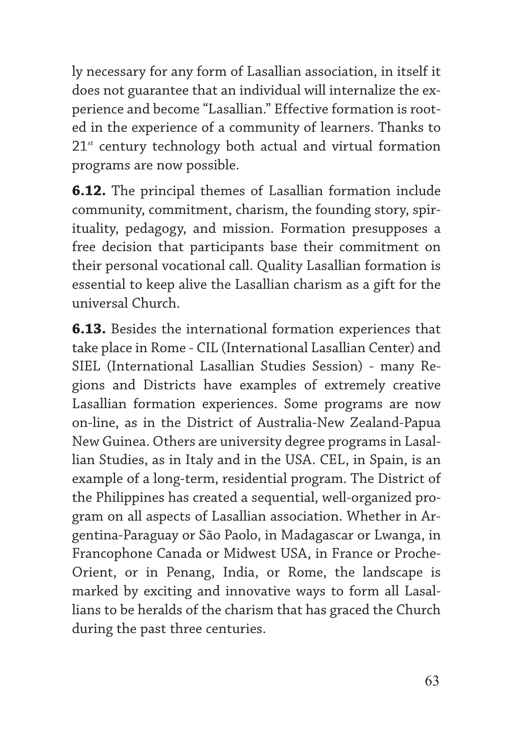ly necessary for any form of Lasallian association, in itself it does not guarantee that an individual will internalize the experience and become "Lasallian." Effective formation is rooted in the experience of a community of learners. Thanks to 21st century technology both actual and virtual formation programs are now possible.

**6.12.** The principal themes of Lasallian formation include community, commitment, charism, the founding story, spirituality, pedagogy, and mission. Formation presupposes a free decision that participants base their commitment on their personal vocational call. Quality Lasallian formation is essential to keep alive the Lasallian charism as a gift for the universal Church.

**6.13.** Besides the international formation experiences that take place in Rome - CIL (International Lasallian Center) and SIEL (International Lasallian Studies Session) - many Regions and Districts have examples of extremely creative Lasallian formation experiences. Some programs are now on-line, as in the District of Australia-New Zealand-Papua New Guinea. Others are university degree programs in Lasallian Studies, as in Italy and in the USA. CEL, in Spain, is an example of a long-term, residential program. The District of the Philippines has created a sequential, well-organized program on all aspects of Lasallian association. Whether in Argentina-Paraguay or São Paolo, in Madagascar or Lwanga, in Francophone Canada or Midwest USA, in France or Proche-Orient, or in Penang, India, or Rome, the landscape is marked by exciting and innovative ways to form all Lasallians to be heralds of the charism that has graced the Church during the past three centuries.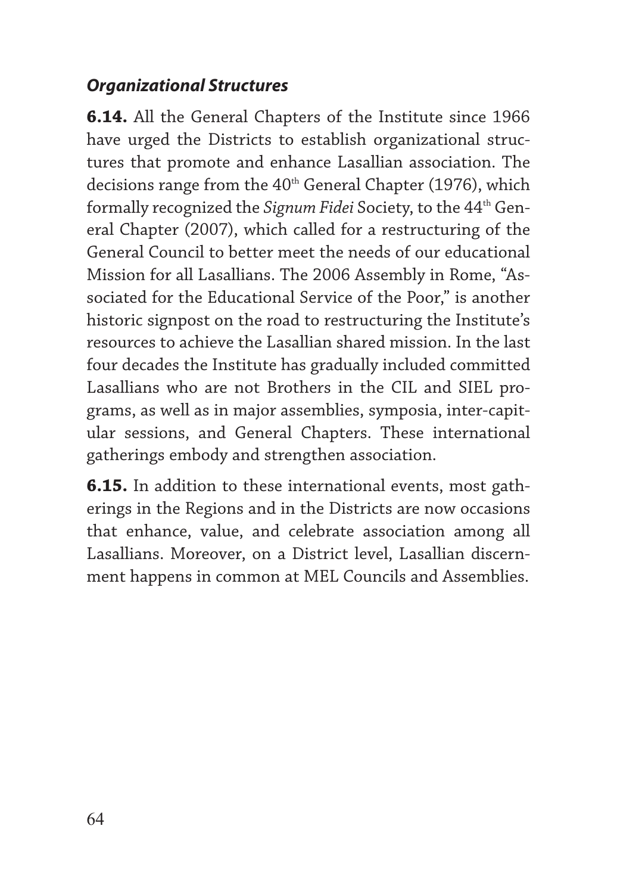### *Organizational Structures*

**6.14.** All the General Chapters of the Institute since 1966 have urged the Districts to establish organizational structures that promote and enhance Lasallian association. The decisions range from the 40th General Chapter (1976), which formally recognized the *Signum Fidei* Society, to the 44th General Chapter (2007), which called for a restructuring of the General Council to better meet the needs of our educational Mission for all Lasallians. The 2006 Assembly in Rome, "Associated for the Educational Service of the Poor," is another historic signpost on the road to restructuring the Institute's resources to achieve the Lasallian shared mission. In the last four decades the Institute has gradually included committed Lasallians who are not Brothers in the CIL and SIEL programs, as well as in major assemblies, symposia, inter-capitular sessions, and General Chapters. These international gatherings embody and strengthen association.

**6.15.** In addition to these international events, most gatherings in the Regions and in the Districts are now occasions that enhance, value, and celebrate association among all Lasallians. Moreover, on a District level, Lasallian discernment happens in common at MEL Councils and Assemblies.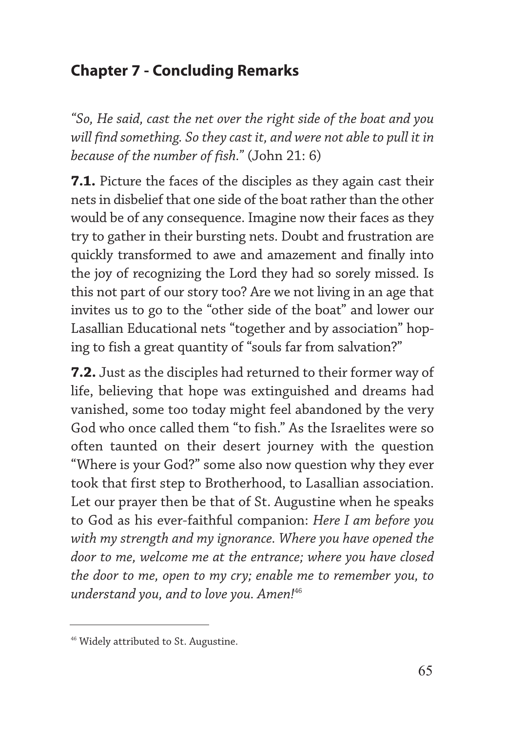## Chapter 7 - Concluding Remarks

*"So, He said, cast the net over the right side of the boat and you will find something. So they cast it, and were not able to pull it in because of the number of fish."* (John 21: 6)

**7.1.** Picture the faces of the disciples as they again cast their nets in disbelief that one side of the boat rather than the other would be of any consequence. Imagine now their faces as they try to gather in their bursting nets. Doubt and frustration are quickly transformed to awe and amazement and finally into the joy of recognizing the Lord they had so sorely missed. Is this not part of our story too? Are we not living in an age that invites us to go to the "other side of the boat" and lower our Lasallian Educational nets "together and by association" hoping to fish a great quantity of "souls far from salvation?"

**7.2.** Just as the disciples had returned to their former way of life, believing that hope was extinguished and dreams had vanished, some too today might feel abandoned by the very God who once called them "to fish." As the Israelites were so often taunted on their desert journey with the question "Where is your God?" some also now question why they ever took that first step to Brotherhood, to Lasallian association. Let our prayer then be that of St. Augustine when he speaks to God as his ever-faithful companion: *Here I am before you with my strength and my ignorance. Where you have opened the door to me, welcome me at the entrance; where you have closed the door to me, open to my cry; enable me to remember you, to understand you, and to love you. Amen!*[46]

---

[46] Widely attributed to St. Augustine.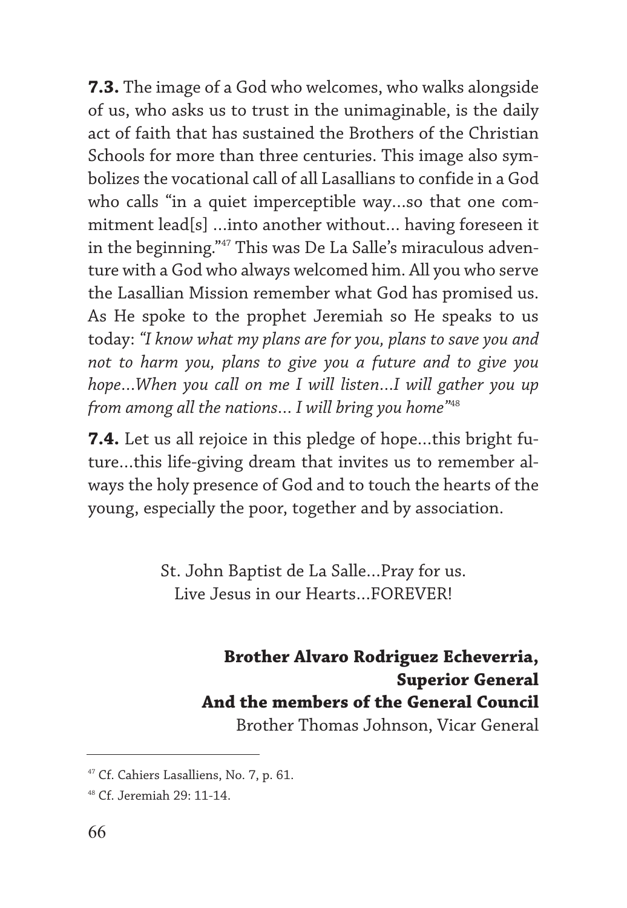**7.3.** The image of a God who welcomes, who walks alongside of us, who asks us to trust in the unimaginable, is the daily act of faith that has sustained the Brothers of the Christian Schools for more than three centuries. This image also symbolizes the vocational call of all Lasallians to confide in a God who calls "in a quiet imperceptible way…so that one commitment lead[s] …into another without… having foreseen it in the beginning."[47] This was De La Salle's miraculous adventure with a God who always welcomed him. All you who serve the Lasallian Mission remember what God has promised us. As He spoke to the prophet Jeremiah so He speaks to us today: *"I know what my plans are for you, plans to save you and not to harm you, plans to give you a future and to give you hope…When you call on me I will listen…I will gather you up from among all the nations… I will bring you home"*[48]

**7.4.** Let us all rejoice in this pledge of hope…this bright future…this life-giving dream that invites us to remember always the holy presence of God and to touch the hearts of the young, especially the poor, together and by association.

St. John Baptist de La Salle…Pray for us.
Live Jesus in our Hearts…FOREVER!

**Brother Alvaro Rodriguez Echeverria,**
**Superior General**
**And the members of the General Council**
Brother Thomas Johnson, Vicar General

---

[47] Cf. Cahiers Lasalliens, No. 7, p. 61.

[48] Cf. Jeremiah 29: 11-14.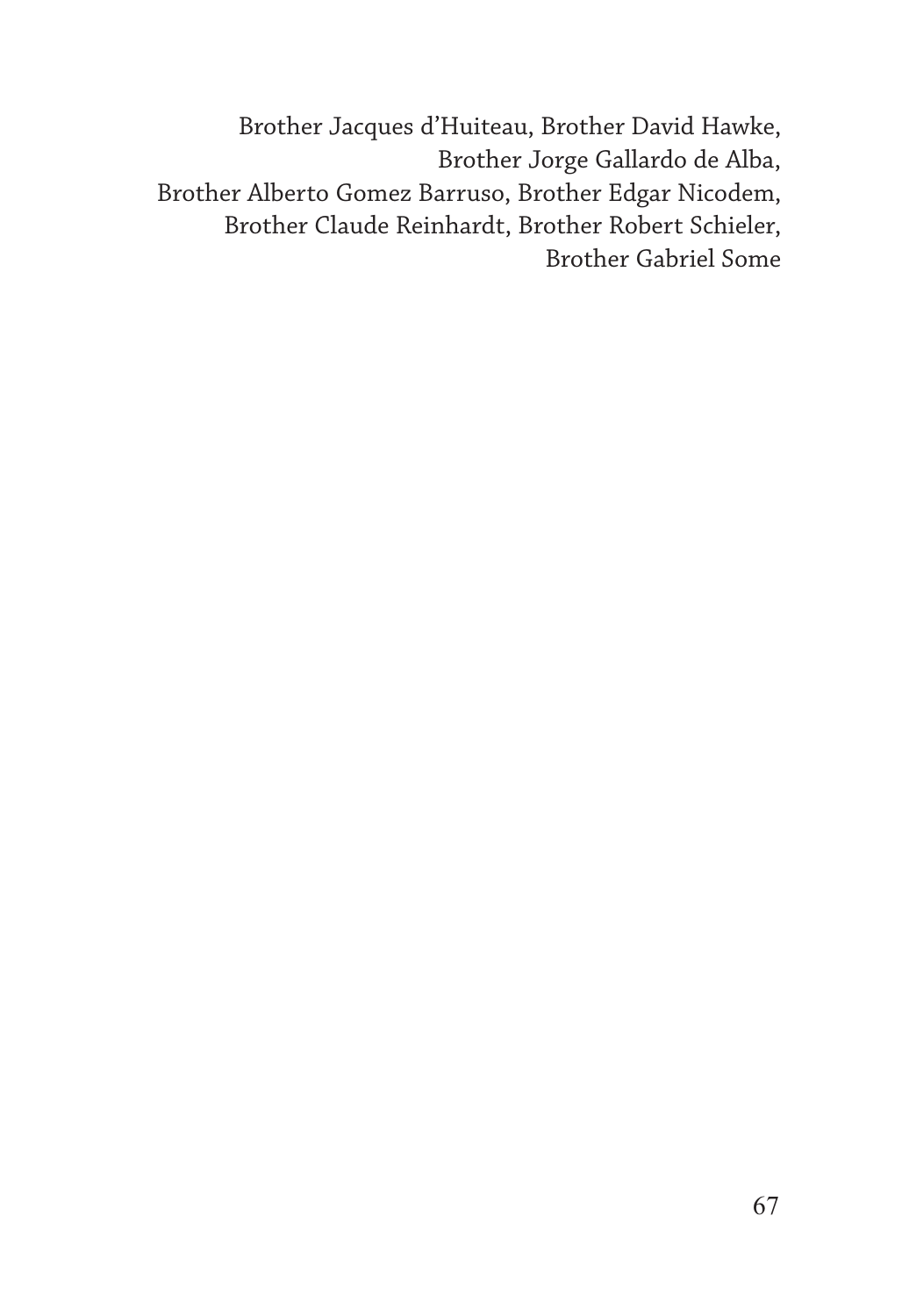Brother Jacques d'Huiteau, Brother David Hawke,
Brother Jorge Gallardo de Alba,
Brother Alberto Gomez Barruso, Brother Edgar Nicodem,
Brother Claude Reinhardt, Brother Robert Schieler,
Brother Gabriel Some